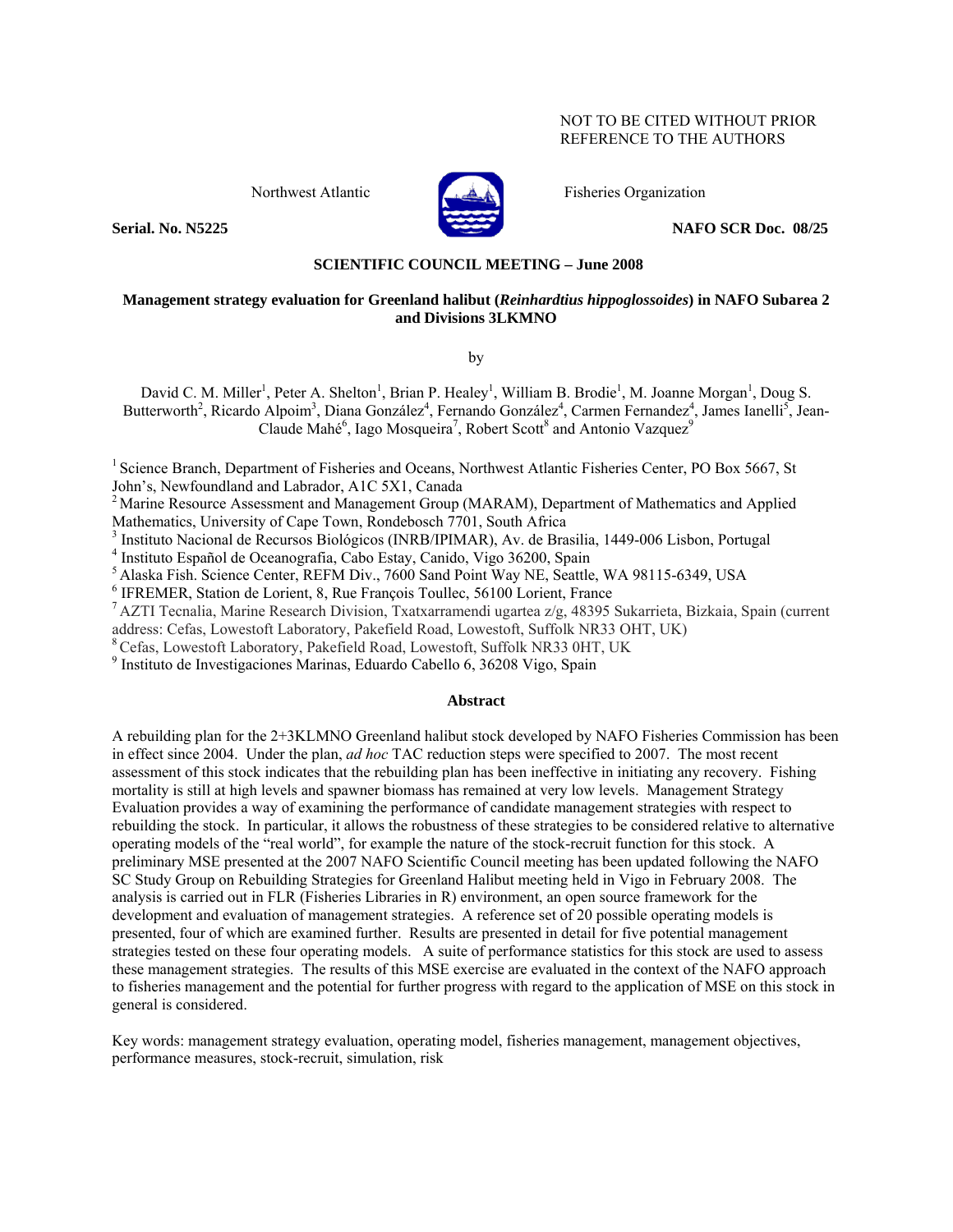NOT TO BE CITED WITHOUT PRIOR REFERENCE TO THE AUTHORS

Northwest Atlantic Fisheries Organization

**Serial. No. N5225** **NAFO SCR Doc. 08/25**

**SCIENTIFIC COUNCIL MEETING – June 2008**

# Management strategy evaluation for Greenland halibut (*Reinhardtius hippoglossoides*) in NAFO Subarea 2 and Divisions 3LKMNO

by

David C. M. Miller[1], Peter A. Shelton[1], Brian P. Healey[1], William B. Brodie[1], M. Joanne Morgan[1], Doug S. Butterworth[2], Ricardo Alpoim[3], Diana González[4], Fernando González[4], Carmen Fernandez[4], James Ianelli[5], Jean-Claude Mahé[6], Iago Mosqueira[7], Robert Scott[8] and Antonio Vazquez[9]

[1] Science Branch, Department of Fisheries and Oceans, Northwest Atlantic Fisheries Center, PO Box 5667, St John's, Newfoundland and Labrador, A1C 5X1, Canada

[2] Marine Resource Assessment and Management Group (MARAM), Department of Mathematics and Applied Mathematics, University of Cape Town, Rondebosch 7701, South Africa

[3] Instituto Nacional de Recursos Biológicos (INRB/IPIMAR), Av. de Brasilia, 1449-006 Lisbon, Portugal

[4] Instituto Español de Oceanografia, Cabo Estay, Canido, Vigo 36200, Spain

[5] Alaska Fish. Science Center, REFM Div., 7600 Sand Point Way NE, Seattle, WA 98115-6349, USA

[6] IFREMER, Station de Lorient, 8, Rue François Toullec, 56100 Lorient, France

[7] AZTI Tecnalia, Marine Research Division, Txatxarramendi ugartea z/g, 48395 Sukarrieta, Bizkaia, Spain (current address: Cefas, Lowestoft Laboratory, Pakefield Road, Lowestoft, Suffolk NR33 OHT, UK)

[8] Cefas, Lowestoft Laboratory, Pakefield Road, Lowestoft, Suffolk NR33 0HT, UK

[9] Instituto de Investigaciones Marinas, Eduardo Cabello 6, 36208 Vigo, Spain

## Abstract

A rebuilding plan for the 2+3KLMNO Greenland halibut stock developed by NAFO Fisheries Commission has been in effect since 2004. Under the plan, *ad hoc* TAC reduction steps were specified to 2007. The most recent assessment of this stock indicates that the rebuilding plan has been ineffective in initiating any recovery. Fishing mortality is still at high levels and spawner biomass has remained at very low levels. Management Strategy Evaluation provides a way of examining the performance of candidate management strategies with respect to rebuilding the stock. In particular, it allows the robustness of these strategies to be considered relative to alternative operating models of the "real world", for example the nature of the stock-recruit function for this stock. A preliminary MSE presented at the 2007 NAFO Scientific Council meeting has been updated following the NAFO SC Study Group on Rebuilding Strategies for Greenland Halibut meeting held in Vigo in February 2008. The analysis is carried out in FLR (Fisheries Libraries in R) environment, an open source framework for the development and evaluation of management strategies. A reference set of 20 possible operating models is presented, four of which are examined further. Results are presented in detail for five potential management strategies tested on these four operating models. A suite of performance statistics for this stock are used to assess these management strategies. The results of this MSE exercise are evaluated in the context of the NAFO approach to fisheries management and the potential for further progress with regard to the application of MSE on this stock in general is considered.

Key words: management strategy evaluation, operating model, fisheries management, management objectives, performance measures, stock-recruit, simulation, risk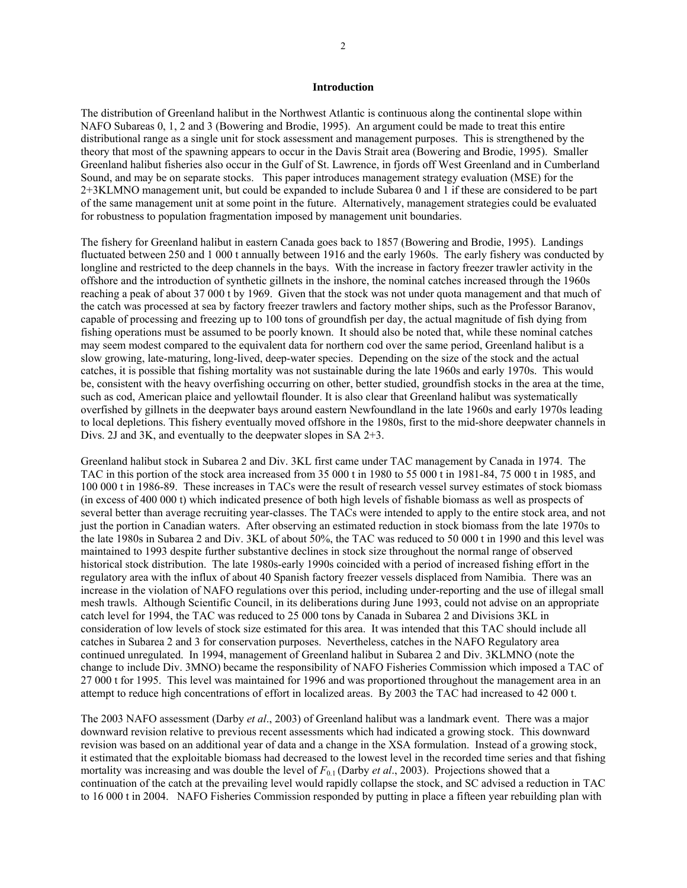## Introduction

The distribution of Greenland halibut in the Northwest Atlantic is continuous along the continental slope within NAFO Subareas 0, 1, 2 and 3 (Bowering and Brodie, 1995). An argument could be made to treat this entire distributional range as a single unit for stock assessment and management purposes. This is strengthened by the theory that most of the spawning appears to occur in the Davis Strait area (Bowering and Brodie, 1995). Smaller Greenland halibut fisheries also occur in the Gulf of St. Lawrence, in fjords off West Greenland and in Cumberland Sound, and may be on separate stocks. This paper introduces management strategy evaluation (MSE) for the 2+3KLMNO management unit, but could be expanded to include Subarea 0 and 1 if these are considered to be part of the same management unit at some point in the future. Alternatively, management strategies could be evaluated for robustness to population fragmentation imposed by management unit boundaries.

The fishery for Greenland halibut in eastern Canada goes back to 1857 (Bowering and Brodie, 1995). Landings fluctuated between 250 and 1 000 t annually between 1916 and the early 1960s. The early fishery was conducted by longline and restricted to the deep channels in the bays. With the increase in factory freezer trawler activity in the offshore and the introduction of synthetic gillnets in the inshore, the nominal catches increased through the 1960s reaching a peak of about 37 000 t by 1969. Given that the stock was not under quota management and that much of the catch was processed at sea by factory freezer trawlers and factory mother ships, such as the Professor Baranov, capable of processing and freezing up to 100 tons of groundfish per day, the actual magnitude of fish dying from fishing operations must be assumed to be poorly known. It should also be noted that, while these nominal catches may seem modest compared to the equivalent data for northern cod over the same period, Greenland halibut is a slow growing, late-maturing, long-lived, deep-water species. Depending on the size of the stock and the actual catches, it is possible that fishing mortality was not sustainable during the late 1960s and early 1970s. This would be, consistent with the heavy overfishing occurring on other, better studied, groundfish stocks in the area at the time, such as cod, American plaice and yellowtail flounder. It is also clear that Greenland halibut was systematically overfished by gillnets in the deepwater bays around eastern Newfoundland in the late 1960s and early 1970s leading to local depletions. This fishery eventually moved offshore in the 1980s, first to the mid-shore deepwater channels in Divs. 2J and 3K, and eventually to the deepwater slopes in SA 2+3.

Greenland halibut stock in Subarea 2 and Div. 3KL first came under TAC management by Canada in 1974. The TAC in this portion of the stock area increased from 35 000 t in 1980 to 55 000 t in 1981-84, 75 000 t in 1985, and 100 000 t in 1986-89. These increases in TACs were the result of research vessel survey estimates of stock biomass (in excess of 400 000 t) which indicated presence of both high levels of fishable biomass as well as prospects of several better than average recruiting year-classes. The TACs were intended to apply to the entire stock area, and not just the portion in Canadian waters. After observing an estimated reduction in stock biomass from the late 1970s to the late 1980s in Subarea 2 and Div. 3KL of about 50%, the TAC was reduced to 50 000 t in 1990 and this level was maintained to 1993 despite further substantive declines in stock size throughout the normal range of observed historical stock distribution. The late 1980s-early 1990s coincided with a period of increased fishing effort in the regulatory area with the influx of about 40 Spanish factory freezer vessels displaced from Namibia. There was an increase in the violation of NAFO regulations over this period, including under-reporting and the use of illegal small mesh trawls. Although Scientific Council, in its deliberations during June 1993, could not advise on an appropriate catch level for 1994, the TAC was reduced to 25 000 tons by Canada in Subarea 2 and Divisions 3KL in consideration of low levels of stock size estimated for this area. It was intended that this TAC should include all catches in Subarea 2 and 3 for conservation purposes. Nevertheless, catches in the NAFO Regulatory area continued unregulated. In 1994, management of Greenland halibut in Subarea 2 and Div. 3KLMNO (note the change to include Div. 3MNO) became the responsibility of NAFO Fisheries Commission which imposed a TAC of 27 000 t for 1995. This level was maintained for 1996 and was proportioned throughout the management area in an attempt to reduce high concentrations of effort in localized areas. By 2003 the TAC had increased to 42 000 t.

The 2003 NAFO assessment (Darby *et al*., 2003) of Greenland halibut was a landmark event. There was a major downward revision relative to previous recent assessments which had indicated a growing stock. This downward revision was based on an additional year of data and a change in the XSA formulation. Instead of a growing stock, it estimated that the exploitable biomass had decreased to the lowest level in the recorded time series and that fishing mortality was increasing and was double the level of $F_{0.1}$ (Darby *et al*., 2003). Projections showed that a continuation of the catch at the prevailing level would rapidly collapse the stock, and SC advised a reduction in TAC to 16 000 t in 2004. NAFO Fisheries Commission responded by putting in place a fifteen year rebuilding plan with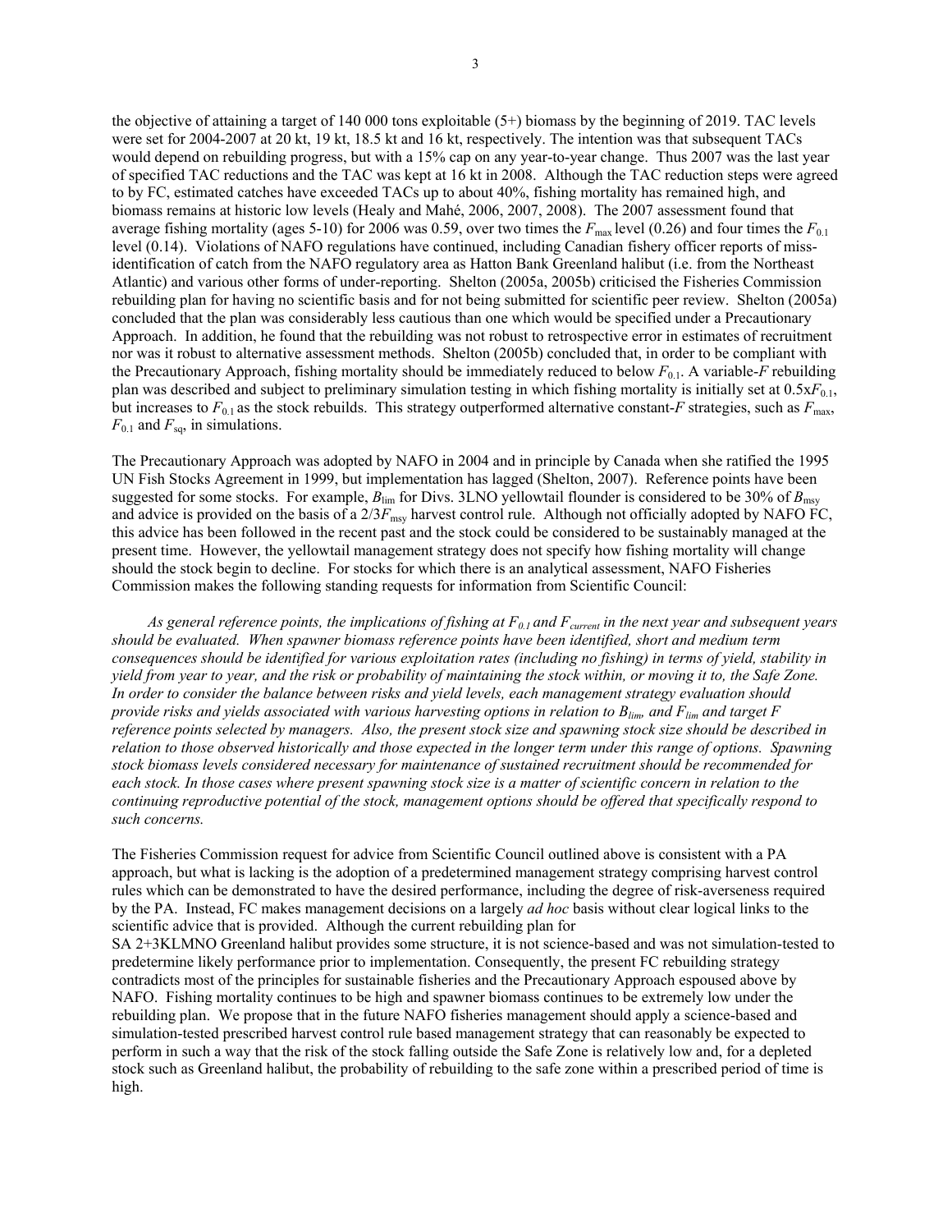the objective of attaining a target of 140 000 tons exploitable (5+) biomass by the beginning of 2019. TAC levels were set for 2004-2007 at 20 kt, 19 kt, 18.5 kt and 16 kt, respectively. The intention was that subsequent TACs would depend on rebuilding progress, but with a 15% cap on any year-to-year change. Thus 2007 was the last year of specified TAC reductions and the TAC was kept at 16 kt in 2008. Although the TAC reduction steps were agreed to by FC, estimated catches have exceeded TACs up to about 40%, fishing mortality has remained high, and biomass remains at historic low levels (Healy and Mahé, 2006, 2007, 2008). The 2007 assessment found that average fishing mortality (ages 5-10) for 2006 was 0.59, over two times the $F_{max}$ level (0.26) and four times the $F_{0.1}$ level (0.14). Violations of NAFO regulations have continued, including Canadian fishery officer reports of miss-identification of catch from the NAFO regulatory area as Hatton Bank Greenland halibut (i.e. from the Northeast Atlantic) and various other forms of under-reporting. Shelton (2005a, 2005b) criticised the Fisheries Commission rebuilding plan for having no scientific basis and for not being submitted for scientific peer review. Shelton (2005a) concluded that the plan was considerably less cautious than one which would be specified under a Precautionary Approach. In addition, he found that the rebuilding was not robust to retrospective error in estimates of recruitment nor was it robust to alternative assessment methods. Shelton (2005b) concluded that, in order to be compliant with the Precautionary Approach, fishing mortality should be immediately reduced to below $F_{0.1}$. A variable-$F$ rebuilding plan was described and subject to preliminary simulation testing in which fishing mortality is initially set at $0.5 \text{x} F_{0.1}$, but increases to $F_{0.1}$ as the stock rebuilds. This strategy outperformed alternative constant-$F$ strategies, such as $F_{max}$, $F_{0.1}$ and $F_{sq}$, in simulations.

The Precautionary Approach was adopted by NAFO in 2004 and in principle by Canada when she ratified the 1995 UN Fish Stocks Agreement in 1999, but implementation has lagged (Shelton, 2007). Reference points have been suggested for some stocks. For example, $B_{lim}$ for Divs. 3LNO yellowtail flounder is considered to be 30% of $B_{msy}$ and advice is provided on the basis of a $2/3F_{msy}$ harvest control rule. Although not officially adopted by NAFO FC, this advice has been followed in the recent past and the stock could be considered to be sustainably managed at the present time. However, the yellowtail management strategy does not specify how fishing mortality will change should the stock begin to decline. For stocks for which there is an analytical assessment, NAFO Fisheries Commission makes the following standing requests for information from Scientific Council:

*As general reference points, the implications of fishing at $F_{0.1}$ and $F_{current}$ in the next year and subsequent years should be evaluated. When spawner biomass reference points have been identified, short and medium term consequences should be identified for various exploitation rates (including no fishing) in terms of yield, stability in yield from year to year, and the risk or probability of maintaining the stock within, or moving it to, the Safe Zone. In order to consider the balance between risks and yield levels, each management strategy evaluation should provide risks and yields associated with various harvesting options in relation to $B_{lim}$, and $F_{lim}$ and target F reference points selected by managers. Also, the present stock size and spawning stock size should be described in relation to those observed historically and those expected in the longer term under this range of options. Spawning stock biomass levels considered necessary for maintenance of sustained recruitment should be recommended for each stock. In those cases where present spawning stock size is a matter of scientific concern in relation to the continuing reproductive potential of the stock, management options should be offered that specifically respond to such concerns.*

The Fisheries Commission request for advice from Scientific Council outlined above is consistent with a PA approach, but what is lacking is the adoption of a predetermined management strategy comprising harvest control rules which can be demonstrated to have the desired performance, including the degree of risk-averseness required by the PA. Instead, FC makes management decisions on a largely *ad hoc* basis without clear logical links to the scientific advice that is provided. Although the current rebuilding plan for SA 2+3KLMNO Greenland halibut provides some structure, it is not science-based and was not simulation-tested to predetermine likely performance prior to implementation. Consequently, the present FC rebuilding strategy contradicts most of the principles for sustainable fisheries and the Precautionary Approach espoused above by NAFO. Fishing mortality continues to be high and spawner biomass continues to be extremely low under the rebuilding plan. We propose that in the future NAFO fisheries management should apply a science-based and simulation-tested prescribed harvest control rule based management strategy that can reasonably be expected to perform in such a way that the risk of the stock falling outside the Safe Zone is relatively low and, for a depleted stock such as Greenland halibut, the probability of rebuilding to the safe zone within a prescribed period of time is high.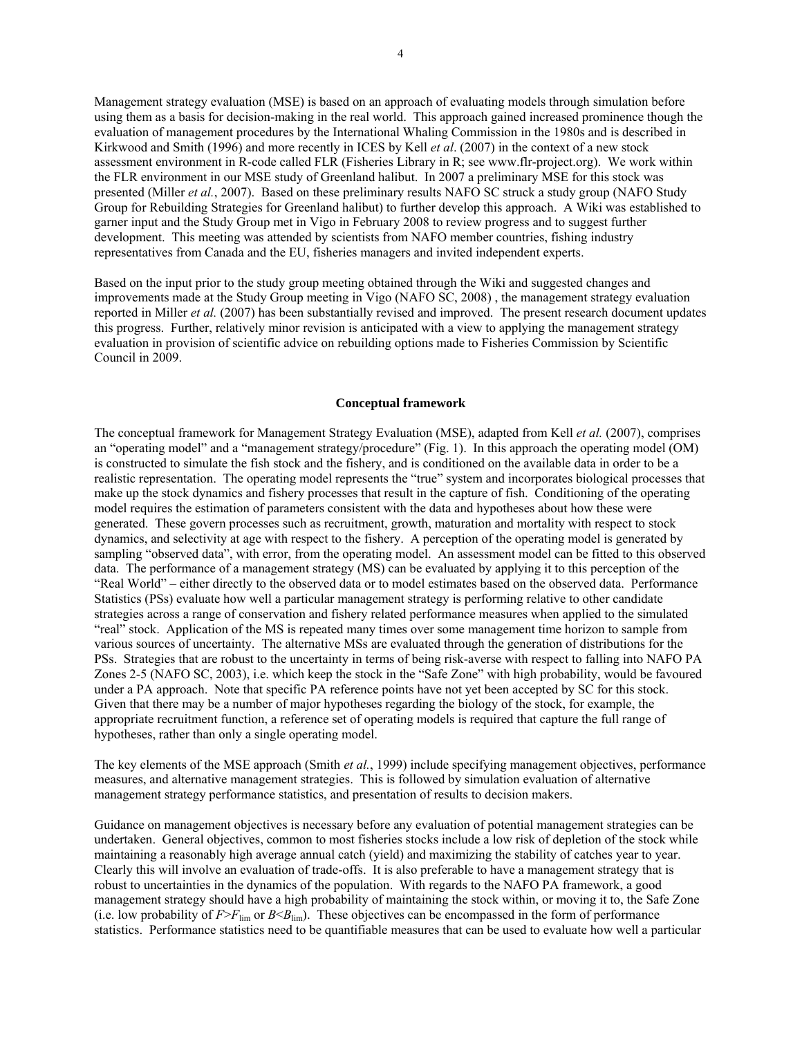Management strategy evaluation (MSE) is based on an approach of evaluating models through simulation before using them as a basis for decision-making in the real world. This approach gained increased prominence though the evaluation of management procedures by the International Whaling Commission in the 1980s and is described in Kirkwood and Smith (1996) and more recently in ICES by Kell *et al*. (2007) in the context of a new stock assessment environment in R-code called FLR (Fisheries Library in R; see www.flr-project.org). We work within the FLR environment in our MSE study of Greenland halibut. In 2007 a preliminary MSE for this stock was presented (Miller *et al.*, 2007). Based on these preliminary results NAFO SC struck a study group (NAFO Study Group for Rebuilding Strategies for Greenland halibut) to further develop this approach. A Wiki was established to garner input and the Study Group met in Vigo in February 2008 to review progress and to suggest further development. This meeting was attended by scientists from NAFO member countries, fishing industry representatives from Canada and the EU, fisheries managers and invited independent experts.

Based on the input prior to the study group meeting obtained through the Wiki and suggested changes and improvements made at the Study Group meeting in Vigo (NAFO SC, 2008) , the management strategy evaluation reported in Miller *et al.* (2007) has been substantially revised and improved. The present research document updates this progress. Further, relatively minor revision is anticipated with a view to applying the management strategy evaluation in provision of scientific advice on rebuilding options made to Fisheries Commission by Scientific Council in 2009.

## Conceptual framework

The conceptual framework for Management Strategy Evaluation (MSE), adapted from Kell *et al.* (2007), comprises an "operating model" and a "management strategy/procedure" (Fig. 1). In this approach the operating model (OM) is constructed to simulate the fish stock and the fishery, and is conditioned on the available data in order to be a realistic representation. The operating model represents the "true" system and incorporates biological processes that make up the stock dynamics and fishery processes that result in the capture of fish. Conditioning of the operating model requires the estimation of parameters consistent with the data and hypotheses about how these were generated. These govern processes such as recruitment, growth, maturation and mortality with respect to stock dynamics, and selectivity at age with respect to the fishery. A perception of the operating model is generated by sampling "observed data", with error, from the operating model. An assessment model can be fitted to this observed data. The performance of a management strategy (MS) can be evaluated by applying it to this perception of the "Real World" – either directly to the observed data or to model estimates based on the observed data. Performance Statistics (PSs) evaluate how well a particular management strategy is performing relative to other candidate strategies across a range of conservation and fishery related performance measures when applied to the simulated "real" stock. Application of the MS is repeated many times over some management time horizon to sample from various sources of uncertainty. The alternative MSs are evaluated through the generation of distributions for the PSs. Strategies that are robust to the uncertainty in terms of being risk-averse with respect to falling into NAFO PA Zones 2-5 (NAFO SC, 2003), i.e. which keep the stock in the "Safe Zone" with high probability, would be favoured under a PA approach. Note that specific PA reference points have not yet been accepted by SC for this stock. Given that there may be a number of major hypotheses regarding the biology of the stock, for example, the appropriate recruitment function, a reference set of operating models is required that capture the full range of hypotheses, rather than only a single operating model.

The key elements of the MSE approach (Smith *et al.*, 1999) include specifying management objectives, performance measures, and alternative management strategies. This is followed by simulation evaluation of alternative management strategy performance statistics, and presentation of results to decision makers.

Guidance on management objectives is necessary before any evaluation of potential management strategies can be undertaken. General objectives, common to most fisheries stocks include a low risk of depletion of the stock while maintaining a reasonably high average annual catch (yield) and maximizing the stability of catches year to year. Clearly this will involve an evaluation of trade-offs. It is also preferable to have a management strategy that is robust to uncertainties in the dynamics of the population. With regards to the NAFO PA framework, a good management strategy should have a high probability of maintaining the stock within, or moving it to, the Safe Zone (i.e. low probability of $F>F_{\lim}$ or $B<B_{\lim}$). These objectives can be encompassed in the form of performance statistics. Performance statistics need to be quantifiable measures that can be used to evaluate how well a particular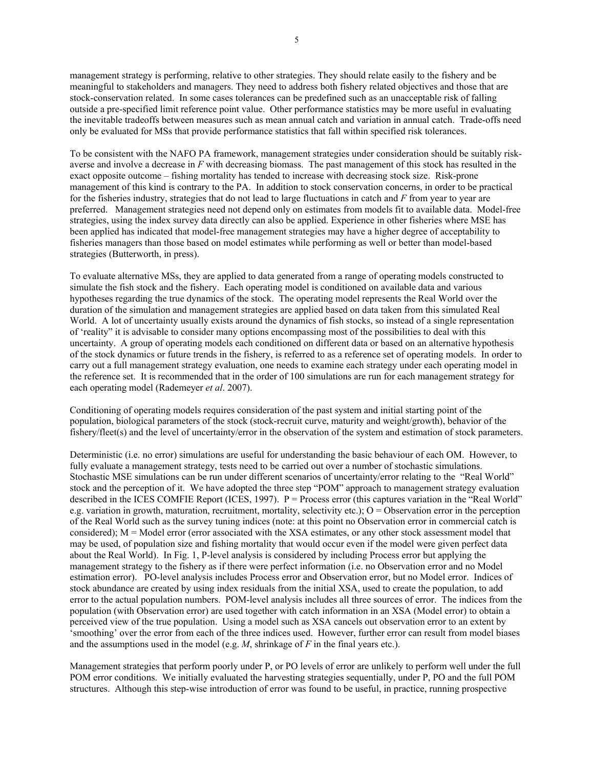management strategy is performing, relative to other strategies. They should relate easily to the fishery and be meaningful to stakeholders and managers. They need to address both fishery related objectives and those that are stock-conservation related. In some cases tolerances can be predefined such as an unacceptable risk of falling outside a pre-specified limit reference point value. Other performance statistics may be more useful in evaluating the inevitable tradeoffs between measures such as mean annual catch and variation in annual catch. Trade-offs need only be evaluated for MSs that provide performance statistics that fall within specified risk tolerances.

To be consistent with the NAFO PA framework, management strategies under consideration should be suitably risk-averse and involve a decrease in $F$ with decreasing biomass. The past management of this stock has resulted in the exact opposite outcome – fishing mortality has tended to increase with decreasing stock size. Risk-prone management of this kind is contrary to the PA. In addition to stock conservation concerns, in order to be practical for the fisheries industry, strategies that do not lead to large fluctuations in catch and $F$ from year to year are preferred. Management strategies need not depend only on estimates from models fit to available data. Model-free strategies, using the index survey data directly can also be applied. Experience in other fisheries where MSE has been applied has indicated that model-free management strategies may have a higher degree of acceptability to fisheries managers than those based on model estimates while performing as well or better than model-based strategies (Butterworth, in press).

To evaluate alternative MSs, they are applied to data generated from a range of operating models constructed to simulate the fish stock and the fishery. Each operating model is conditioned on available data and various hypotheses regarding the true dynamics of the stock. The operating model represents the Real World over the duration of the simulation and management strategies are applied based on data taken from this simulated Real World. A lot of uncertainty usually exists around the dynamics of fish stocks, so instead of a single representation of 'reality" it is advisable to consider many options encompassing most of the possibilities to deal with this uncertainty. A group of operating models each conditioned on different data or based on an alternative hypothesis of the stock dynamics or future trends in the fishery, is referred to as a reference set of operating models. In order to carry out a full management strategy evaluation, one needs to examine each strategy under each operating model in the reference set. It is recommended that in the order of 100 simulations are run for each management strategy for each operating model (Rademeyer *et al*. 2007).

Conditioning of operating models requires consideration of the past system and initial starting point of the population, biological parameters of the stock (stock-recruit curve, maturity and weight/growth), behavior of the fishery/fleet(s) and the level of uncertainty/error in the observation of the system and estimation of stock parameters.

Deterministic (i.e. no error) simulations are useful for understanding the basic behaviour of each OM. However, to fully evaluate a management strategy, tests need to be carried out over a number of stochastic simulations. Stochastic MSE simulations can be run under different scenarios of uncertainty/error relating to the "Real World" stock and the perception of it. We have adopted the three step "POM" approach to management strategy evaluation described in the ICES COMFIE Report (ICES, 1997). P = Process error (this captures variation in the "Real World" e.g. variation in growth, maturation, recruitment, mortality, selectivity etc.); O = Observation error in the perception of the Real World such as the survey tuning indices (note: at this point no Observation error in commercial catch is considered); M = Model error (error associated with the XSA estimates, or any other stock assessment model that may be used, of population size and fishing mortality that would occur even if the model were given perfect data about the Real World). In Fig. 1, P-level analysis is considered by including Process error but applying the management strategy to the fishery as if there were perfect information (i.e. no Observation error and no Model estimation error). PO-level analysis includes Process error and Observation error, but no Model error. Indices of stock abundance are created by using index residuals from the initial XSA, used to create the population, to add error to the actual population numbers. POM-level analysis includes all three sources of error. The indices from the population (with Observation error) are used together with catch information in an XSA (Model error) to obtain a perceived view of the true population. Using a model such as XSA cancels out observation error to an extent by 'smoothing' over the error from each of the three indices used. However, further error can result from model biases and the assumptions used in the model (e.g. $M$, shrinkage of $F$ in the final years etc.).

Management strategies that perform poorly under P, or PO levels of error are unlikely to perform well under the full POM error conditions. We initially evaluated the harvesting strategies sequentially, under P, PO and the full POM structures. Although this step-wise introduction of error was found to be useful, in practice, running prospective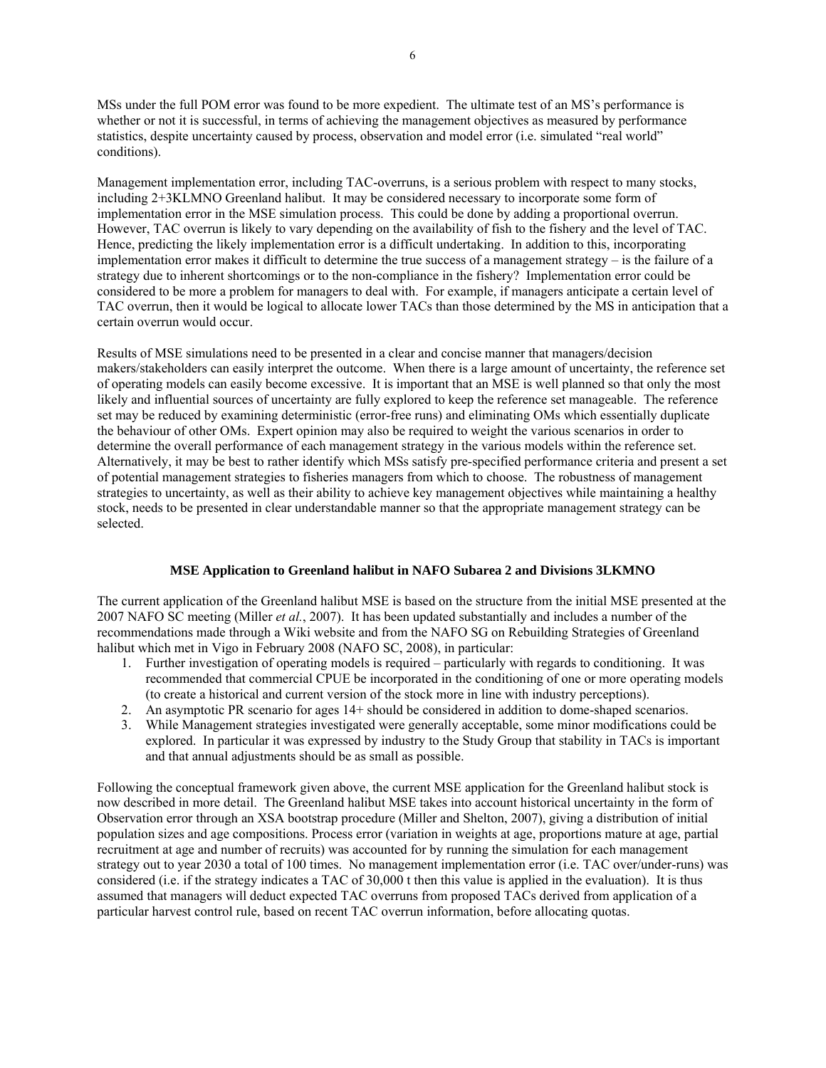MSs under the full POM error was found to be more expedient. The ultimate test of an MS's performance is whether or not it is successful, in terms of achieving the management objectives as measured by performance statistics, despite uncertainty caused by process, observation and model error (i.e. simulated "real world" conditions).

Management implementation error, including TAC-overruns, is a serious problem with respect to many stocks, including 2+3KLMNO Greenland halibut. It may be considered necessary to incorporate some form of implementation error in the MSE simulation process. This could be done by adding a proportional overrun. However, TAC overrun is likely to vary depending on the availability of fish to the fishery and the level of TAC. Hence, predicting the likely implementation error is a difficult undertaking. In addition to this, incorporating implementation error makes it difficult to determine the true success of a management strategy – is the failure of a strategy due to inherent shortcomings or to the non-compliance in the fishery? Implementation error could be considered to be more a problem for managers to deal with. For example, if managers anticipate a certain level of TAC overrun, then it would be logical to allocate lower TACs than those determined by the MS in anticipation that a certain overrun would occur.

Results of MSE simulations need to be presented in a clear and concise manner that managers/decision makers/stakeholders can easily interpret the outcome. When there is a large amount of uncertainty, the reference set of operating models can easily become excessive. It is important that an MSE is well planned so that only the most likely and influential sources of uncertainty are fully explored to keep the reference set manageable. The reference set may be reduced by examining deterministic (error-free runs) and eliminating OMs which essentially duplicate the behaviour of other OMs. Expert opinion may also be required to weight the various scenarios in order to determine the overall performance of each management strategy in the various models within the reference set. Alternatively, it may be best to rather identify which MSs satisfy pre-specified performance criteria and present a set of potential management strategies to fisheries managers from which to choose. The robustness of management strategies to uncertainty, as well as their ability to achieve key management objectives while maintaining a healthy stock, needs to be presented in clear understandable manner so that the appropriate management strategy can be selected.

## MSE Application to Greenland halibut in NAFO Subarea 2 and Divisions 3LKMNO

The current application of the Greenland halibut MSE is based on the structure from the initial MSE presented at the 2007 NAFO SC meeting (Miller *et al.*, 2007). It has been updated substantially and includes a number of the recommendations made through a Wiki website and from the NAFO SG on Rebuilding Strategies of Greenland halibut which met in Vigo in February 2008 (NAFO SC, 2008), in particular:

1. Further investigation of operating models is required – particularly with regards to conditioning. It was recommended that commercial CPUE be incorporated in the conditioning of one or more operating models (to create a historical and current version of the stock more in line with industry perceptions).
2. An asymptotic PR scenario for ages 14+ should be considered in addition to dome-shaped scenarios.
3. While Management strategies investigated were generally acceptable, some minor modifications could be explored. In particular it was expressed by industry to the Study Group that stability in TACs is important and that annual adjustments should be as small as possible.

Following the conceptual framework given above, the current MSE application for the Greenland halibut stock is now described in more detail. The Greenland halibut MSE takes into account historical uncertainty in the form of Observation error through an XSA bootstrap procedure (Miller and Shelton, 2007), giving a distribution of initial population sizes and age compositions. Process error (variation in weights at age, proportions mature at age, partial recruitment at age and number of recruits) was accounted for by running the simulation for each management strategy out to year 2030 a total of 100 times. No management implementation error (i.e. TAC over/under-runs) was considered (i.e. if the strategy indicates a TAC of 30,000 t then this value is applied in the evaluation). It is thus assumed that managers will deduct expected TAC overruns from proposed TACs derived from application of a particular harvest control rule, based on recent TAC overrun information, before allocating quotas.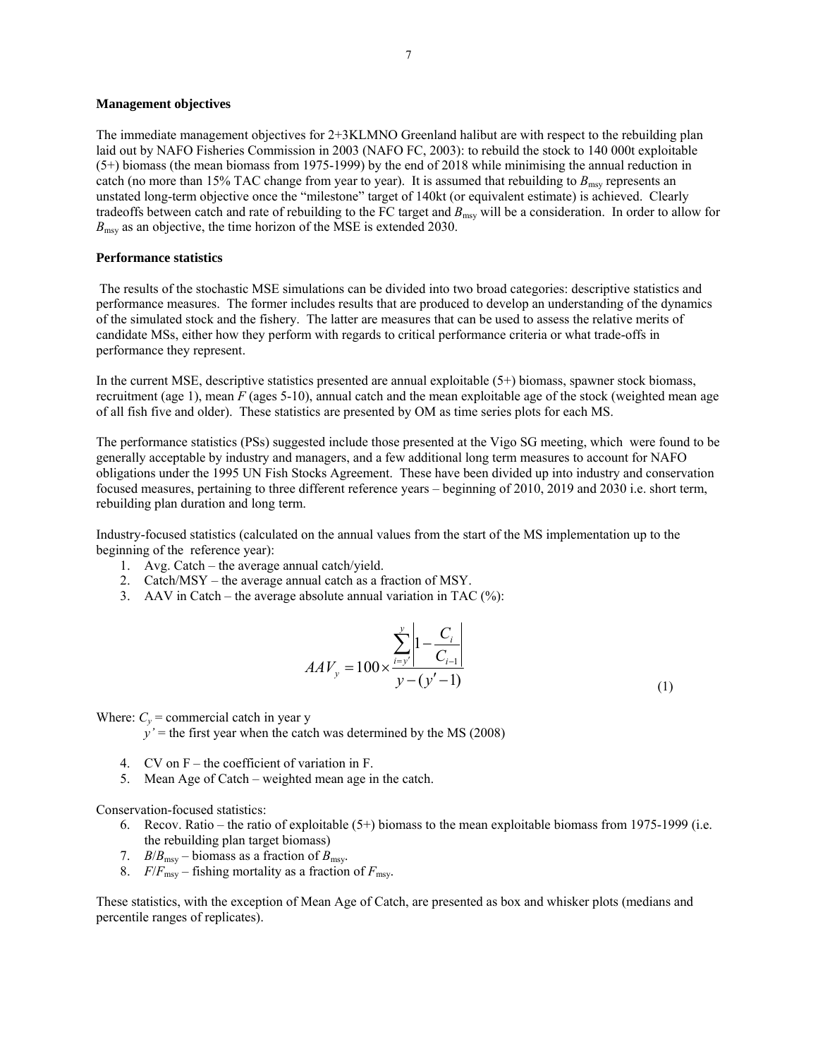**Management objectives**

The immediate management objectives for 2+3KLMNO Greenland halibut are with respect to the rebuilding plan laid out by NAFO Fisheries Commission in 2003 (NAFO FC, 2003): to rebuild the stock to 140 000t exploitable (5+) biomass (the mean biomass from 1975-1999) by the end of 2018 while minimising the annual reduction in catch (no more than 15% TAC change from year to year). It is assumed that rebuilding to $B_{msy}$ represents an unstated long-term objective once the "milestone" target of 140kt (or equivalent estimate) is achieved. Clearly tradeoffs between catch and rate of rebuilding to the FC target and $B_{msy}$ will be a consideration. In order to allow for $B_{msy}$ as an objective, the time horizon of the MSE is extended 2030.

**Performance statistics**

The results of the stochastic MSE simulations can be divided into two broad categories: descriptive statistics and performance measures. The former includes results that are produced to develop an understanding of the dynamics of the simulated stock and the fishery. The latter are measures that can be used to assess the relative merits of candidate MSs, either how they perform with regards to critical performance criteria or what trade-offs in performance they represent.

In the current MSE, descriptive statistics presented are annual exploitable (5+) biomass, spawner stock biomass, recruitment (age 1), mean $F$ (ages 5-10), annual catch and the mean exploitable age of the stock (weighted mean age of all fish five and older). These statistics are presented by OM as time series plots for each MS.

The performance statistics (PSs) suggested include those presented at the Vigo SG meeting, which were found to be generally acceptable by industry and managers, and a few additional long term measures to account for NAFO obligations under the 1995 UN Fish Stocks Agreement. These have been divided up into industry and conservation focused measures, pertaining to three different reference years – beginning of 2010, 2019 and 2030 i.e. short term, rebuilding plan duration and long term.

Industry-focused statistics (calculated on the annual values from the start of the MS implementation up to the beginning of the reference year):

1. Avg. Catch – the average annual catch/yield.
2. Catch/MSY – the average annual catch as a fraction of MSY.
3. AAV in Catch – the average absolute annual variation in TAC (%):

$$AAV_y = 100 \times \frac{\sum_{i=y'}^{y} \left| 1 - \frac{C_i}{C_{i-1}} \right|}{y - (y' - 1)} \qquad (1)$$

Where: $C_y$ = commercial catch in year y
$y'$ = the first year when the catch was determined by the MS (2008)

4. CV on F – the coefficient of variation in F.
5. Mean Age of Catch – weighted mean age in the catch.

Conservation-focused statistics:

6. Recov. Ratio – the ratio of exploitable (5+) biomass to the mean exploitable biomass from 1975-1999 (i.e. the rebuilding plan target biomass)
7. $B/B_{msy}$ – biomass as a fraction of $B_{msy}$.
8. $F/F_{msy}$ – fishing mortality as a fraction of $F_{msy}$.

These statistics, with the exception of Mean Age of Catch, are presented as box and whisker plots (medians and percentile ranges of replicates).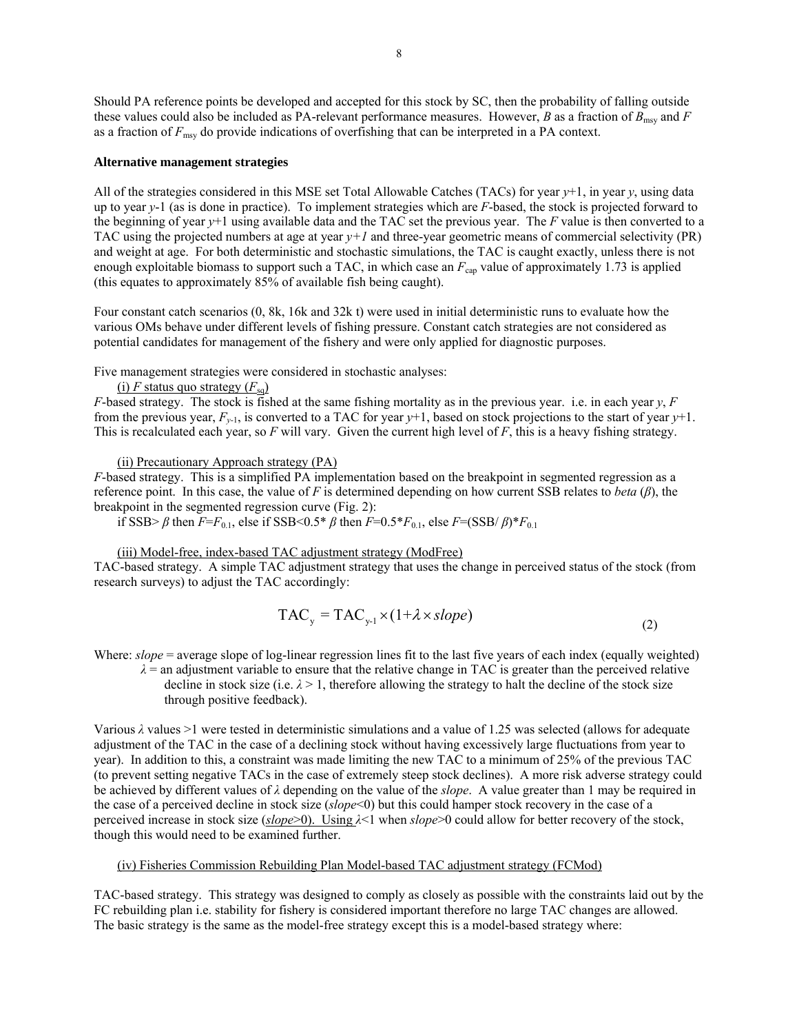Should PA reference points be developed and accepted for this stock by SC, then the probability of falling outside these values could also be included as PA-relevant performance measures. However, $B$ as a fraction of $B_{msy}$ and $F$ as a fraction of $F_{msy}$ do provide indications of overfishing that can be interpreted in a PA context.

**Alternative management strategies**

All of the strategies considered in this MSE set Total Allowable Catches (TACs) for year $y$+1, in year $y$, using data up to year $y$-1 (as is done in practice). To implement strategies which are $F$-based, the stock is projected forward to the beginning of year $y$+1 using available data and the TAC set the previous year. The $F$ value is then converted to a TAC using the projected numbers at age at year $y+1$ and three-year geometric means of commercial selectivity (PR) and weight at age. For both deterministic and stochastic simulations, the TAC is caught exactly, unless there is not enough exploitable biomass to support such a TAC, in which case an $F_{cap}$ value of approximately 1.73 is applied (this equates to approximately 85% of available fish being caught).

Four constant catch scenarios (0, 8k, 16k and 32k t) were used in initial deterministic runs to evaluate how the various OMs behave under different levels of fishing pressure. Constant catch strategies are not considered as potential candidates for management of the fishery and were only applied for diagnostic purposes.

Five management strategies were considered in stochastic analyses:

(i) $F$ status quo strategy ($F_{sq}$)

$F$-based strategy. The stock is fished at the same fishing mortality as in the previous year. i.e. in each year $y$, $F$ from the previous year, $F_{y\text{-}1}$, is converted to a TAC for year $y$+1, based on stock projections to the start of year $y$+1. This is recalculated each year, so $F$ will vary. Given the current high level of $F$, this is a heavy fishing strategy.

(ii) Precautionary Approach strategy (PA)

$F$-based strategy. This is a simplified PA implementation based on the breakpoint in segmented regression as a reference point. In this case, the value of $F$ is determined depending on how current SSB relates to *beta* ($\beta$), the breakpoint in the segmented regression curve (Fig. 2):

if SSB> $\beta$ then $F$=$F_{0.1}$, else if SSB<0.5* $\beta$ then $F$=0.5*$F_{0.1}$, else $F$=(SSB/ $\beta$)*$F_{0.1}$

(iii) Model-free, index-based TAC adjustment strategy (ModFree)

TAC-based strategy. A simple TAC adjustment strategy that uses the change in perceived status of the stock (from research surveys) to adjust the TAC accordingly:

$$\text{TAC}_{\text{y}} = \text{TAC}_{\text{y-1}} \times (1 + \lambda \times slope) \tag{2}$$

Where: *slope* = average slope of log-linear regression lines fit to the last five years of each index (equally weighted)

$\lambda$ = an adjustment variable to ensure that the relative change in TAC is greater than the perceived relative decline in stock size (i.e. $\lambda > 1$, therefore allowing the strategy to halt the decline of the stock size through positive feedback).

Various $\lambda$ values >1 were tested in deterministic simulations and a value of 1.25 was selected (allows for adequate adjustment of the TAC in the case of a declining stock without having excessively large fluctuations from year to year). In addition to this, a constraint was made limiting the new TAC to a minimum of 25% of the previous TAC (to prevent setting negative TACs in the case of extremely steep stock declines). A more risk adverse strategy could be achieved by different values of $\lambda$ depending on the value of the *slope*. A value greater than 1 may be required in the case of a perceived decline in stock size (*slope*<0) but this could hamper stock recovery in the case of a perceived increase in stock size (*slope*>0). Using $\lambda$<1 when *slope*>0 could allow for better recovery of the stock, though this would need to be examined further.

(iv) Fisheries Commission Rebuilding Plan Model-based TAC adjustment strategy (FCMod)

TAC-based strategy. This strategy was designed to comply as closely as possible with the constraints laid out by the FC rebuilding plan i.e. stability for fishery is considered important therefore no large TAC changes are allowed. The basic strategy is the same as the model-free strategy except this is a model-based strategy where: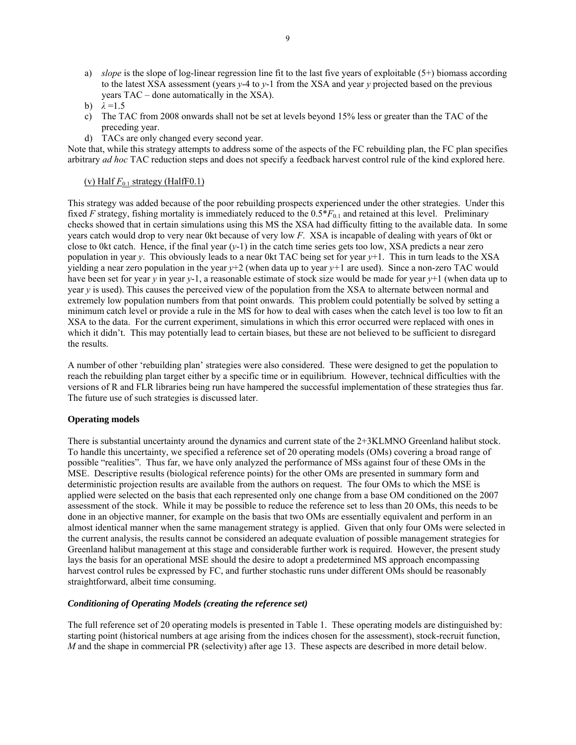a) *slope* is the slope of log-linear regression line fit to the last five years of exploitable (5+) biomass according to the latest XSA assessment (years $y$-4 to $y$-1 from the XSA and year $y$ projected based on the previous years TAC – done automatically in the XSA).
b) $\lambda = 1.5$
c) The TAC from 2008 onwards shall not be set at levels beyond 15% less or greater than the TAC of the preceding year.
d) TACs are only changed every second year.

Note that, while this strategy attempts to address some of the aspects of the FC rebuilding plan, the FC plan specifies arbitrary *ad hoc* TAC reduction steps and does not specify a feedback harvest control rule of the kind explored here.

(v) Half $F_{0.1}$ strategy (HalfF0.1)

This strategy was added because of the poor rebuilding prospects experienced under the other strategies. Under this fixed $F$ strategy, fishing mortality is immediately reduced to the $0.5 * F_{0.1}$ and retained at this level. Preliminary checks showed that in certain simulations using this MS the XSA had difficulty fitting to the available data. In some years catch would drop to very near 0kt because of very low $F$. XSA is incapable of dealing with years of 0kt or close to 0kt catch. Hence, if the final year ($y$-1) in the catch time series gets too low, XSA predicts a near zero population in year $y$. This obviously leads to a near 0kt TAC being set for year $y$+1. This in turn leads to the XSA yielding a near zero population in the year $y$+2 (when data up to year $y$+1 are used). Since a non-zero TAC would have been set for year $y$ in year $y$-1, a reasonable estimate of stock size would be made for year $y$+1 (when data up to year $y$ is used). This causes the perceived view of the population from the XSA to alternate between normal and extremely low population numbers from that point onwards. This problem could potentially be solved by setting a minimum catch level or provide a rule in the MS for how to deal with cases when the catch level is too low to fit an XSA to the data. For the current experiment, simulations in which this error occurred were replaced with ones in which it didn't. This may potentially lead to certain biases, but these are not believed to be sufficient to disregard the results.

A number of other 'rebuilding plan' strategies were also considered. These were designed to get the population to reach the rebuilding plan target either by a specific time or in equilibrium. However, technical difficulties with the versions of R and FLR libraries being run have hampered the successful implementation of these strategies thus far. The future use of such strategies is discussed later.

**Operating models**

There is substantial uncertainty around the dynamics and current state of the 2+3KLMNO Greenland halibut stock. To handle this uncertainty, we specified a reference set of 20 operating models (OMs) covering a broad range of possible "realities". Thus far, we have only analyzed the performance of MSs against four of these OMs in the MSE. Descriptive results (biological reference points) for the other OMs are presented in summary form and deterministic projection results are available from the authors on request. The four OMs to which the MSE is applied were selected on the basis that each represented only one change from a base OM conditioned on the 2007 assessment of the stock. While it may be possible to reduce the reference set to less than 20 OMs, this needs to be done in an objective manner, for example on the basis that two OMs are essentially equivalent and perform in an almost identical manner when the same management strategy is applied. Given that only four OMs were selected in the current analysis, the results cannot be considered an adequate evaluation of possible management strategies for Greenland halibut management at this stage and considerable further work is required. However, the present study lays the basis for an operational MSE should the desire to adopt a predetermined MS approach encompassing harvest control rules be expressed by FC, and further stochastic runs under different OMs should be reasonably straightforward, albeit time consuming.

***Conditioning of Operating Models (creating the reference set)***

The full reference set of 20 operating models is presented in Table 1. These operating models are distinguished by: starting point (historical numbers at age arising from the indices chosen for the assessment), stock-recruit function, $M$ and the shape in commercial PR (selectivity) after age 13. These aspects are described in more detail below.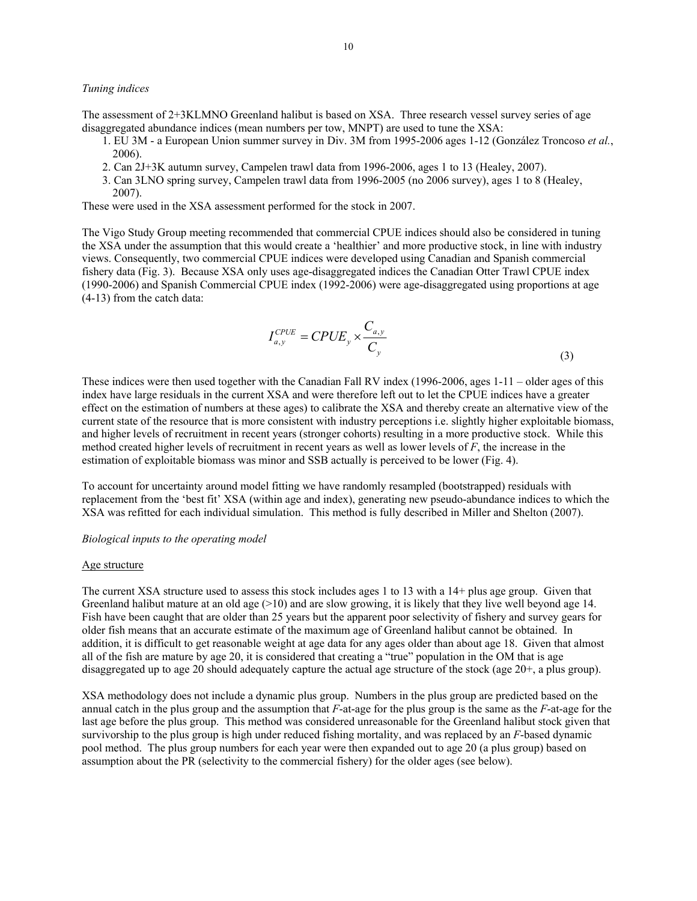*Tuning indices*

The assessment of 2+3KLMNO Greenland halibut is based on XSA. Three research vessel survey series of age disaggregated abundance indices (mean numbers per tow, MNPT) are used to tune the XSA:

1. EU 3M - a European Union summer survey in Div. 3M from 1995-2006 ages 1-12 (González Troncoso *et al.*, 2006).
2. Can 2J+3K autumn survey, Campelen trawl data from 1996-2006, ages 1 to 13 (Healey, 2007).
3. Can 3LNO spring survey, Campelen trawl data from 1996-2005 (no 2006 survey), ages 1 to 8 (Healey, 2007).

These were used in the XSA assessment performed for the stock in 2007.

The Vigo Study Group meeting recommended that commercial CPUE indices should also be considered in tuning the XSA under the assumption that this would create a 'healthier' and more productive stock, in line with industry views. Consequently, two commercial CPUE indices were developed using Canadian and Spanish commercial fishery data (Fig. 3). Because XSA only uses age-disaggregated indices the Canadian Otter Trawl CPUE index (1990-2006) and Spanish Commercial CPUE index (1992-2006) were age-disaggregated using proportions at age (4-13) from the catch data:

$$I_{a,y}^{CPUE} = CPUE_y \times \frac{C_{a,y}}{C_y} \qquad (3)$$

These indices were then used together with the Canadian Fall RV index (1996-2006, ages 1-11 – older ages of this index have large residuals in the current XSA and were therefore left out to let the CPUE indices have a greater effect on the estimation of numbers at these ages) to calibrate the XSA and thereby create an alternative view of the current state of the resource that is more consistent with industry perceptions i.e. slightly higher exploitable biomass, and higher levels of recruitment in recent years (stronger cohorts) resulting in a more productive stock. While this method created higher levels of recruitment in recent years as well as lower levels of $F$, the increase in the estimation of exploitable biomass was minor and SSB actually is perceived to be lower (Fig. 4).

To account for uncertainty around model fitting we have randomly resampled (bootstrapped) residuals with replacement from the 'best fit' XSA (within age and index), generating new pseudo-abundance indices to which the XSA was refitted for each individual simulation. This method is fully described in Miller and Shelton (2007).

*Biological inputs to the operating model*

<u>Age structure</u>

The current XSA structure used to assess this stock includes ages 1 to 13 with a 14+ plus age group. Given that Greenland halibut mature at an old age (>10) and are slow growing, it is likely that they live well beyond age 14. Fish have been caught that are older than 25 years but the apparent poor selectivity of fishery and survey gears for older fish means that an accurate estimate of the maximum age of Greenland halibut cannot be obtained. In addition, it is difficult to get reasonable weight at age data for any ages older than about age 18. Given that almost all of the fish are mature by age 20, it is considered that creating a "true" population in the OM that is age disaggregated up to age 20 should adequately capture the actual age structure of the stock (age 20+, a plus group).

XSA methodology does not include a dynamic plus group. Numbers in the plus group are predicted based on the annual catch in the plus group and the assumption that $F$-at-age for the plus group is the same as the $F$-at-age for the last age before the plus group. This method was considered unreasonable for the Greenland halibut stock given that survivorship to the plus group is high under reduced fishing mortality, and was replaced by an $F$-based dynamic pool method. The plus group numbers for each year were then expanded out to age 20 (a plus group) based on assumption about the PR (selectivity to the commercial fishery) for the older ages (see below).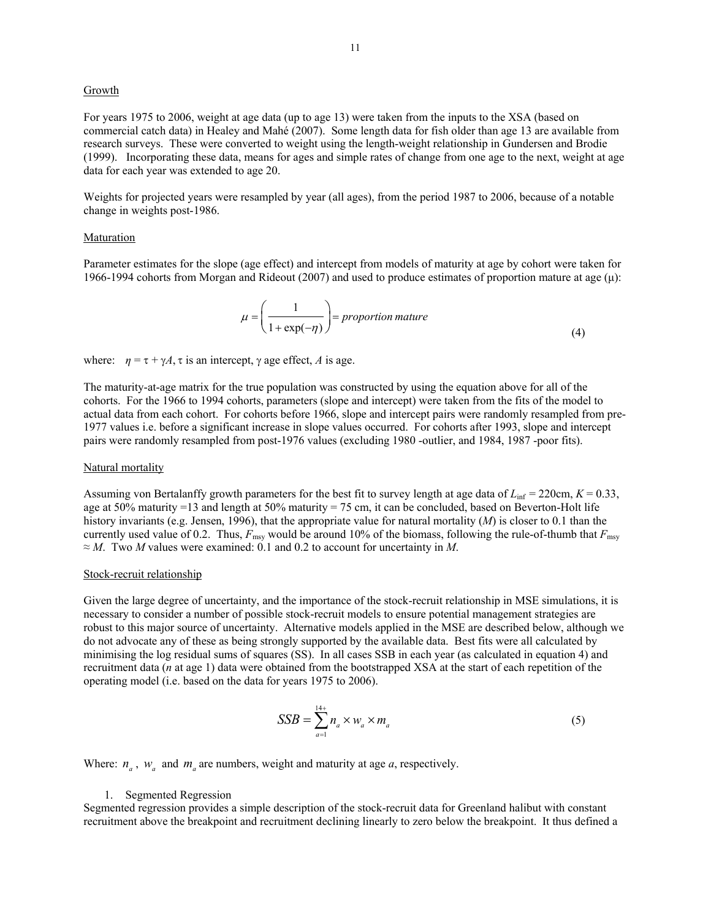Growth

For years 1975 to 2006, weight at age data (up to age 13) were taken from the inputs to the XSA (based on commercial catch data) in Healey and Mahé (2007). Some length data for fish older than age 13 are available from research surveys. These were converted to weight using the length-weight relationship in Gundersen and Brodie (1999). Incorporating these data, means for ages and simple rates of change from one age to the next, weight at age data for each year was extended to age 20.

Weights for projected years were resampled by year (all ages), from the period 1987 to 2006, because of a notable change in weights post-1986.

Maturation

Parameter estimates for the slope (age effect) and intercept from models of maturity at age by cohort were taken for 1966-1994 cohorts from Morgan and Rideout (2007) and used to produce estimates of proportion mature at age (μ):

$$\mu = \left( \frac{1}{1+\exp(-\eta)} \right) = proportion\ mature \tag{4}$$

where: $\eta = \tau + \gamma A$, $\tau$ is an intercept, $\gamma$ age effect, $A$ is age.

The maturity-at-age matrix for the true population was constructed by using the equation above for all of the cohorts. For the 1966 to 1994 cohorts, parameters (slope and intercept) were taken from the fits of the model to actual data from each cohort. For cohorts before 1966, slope and intercept pairs were randomly resampled from pre-1977 values i.e. before a significant increase in slope values occurred. For cohorts after 1993, slope and intercept pairs were randomly resampled from post-1976 values (excluding 1980 -outlier, and 1984, 1987 -poor fits).

Natural mortality

Assuming von Bertalanffy growth parameters for the best fit to survey length at age data of $L_{\inf}$ = 220cm, $K$ = 0.33, age at 50% maturity =13 and length at 50% maturity = 75 cm, it can be concluded, based on Beverton-Holt life history invariants (e.g. Jensen, 1996), that the appropriate value for natural mortality ($M$) is closer to 0.1 than the currently used value of 0.2. Thus, $F_{\text{msy}}$ would be around 10% of the biomass, following the rule-of-thumb that $F_{\text{msy}} \approx M$. Two $M$ values were examined: 0.1 and 0.2 to account for uncertainty in $M$.

Stock-recruit relationship

Given the large degree of uncertainty, and the importance of the stock-recruit relationship in MSE simulations, it is necessary to consider a number of possible stock-recruit models to ensure potential management strategies are robust to this major source of uncertainty. Alternative models applied in the MSE are described below, although we do not advocate any of these as being strongly supported by the available data. Best fits were all calculated by minimising the log residual sums of squares (SS). In all cases SSB in each year (as calculated in equation 4) and recruitment data ($n$ at age 1) data were obtained from the bootstrapped XSA at the start of each repetition of the operating model (i.e. based on the data for years 1975 to 2006).

$$SSB = \sum_{a=1}^{14+} n_a \times w_a \times m_a \tag{5}$$

Where: $n_a$, $w_a$ and $m_a$ are numbers, weight and maturity at age $a$, respectively.

1. Segmented Regression

Segmented regression provides a simple description of the stock-recruit data for Greenland halibut with constant recruitment above the breakpoint and recruitment declining linearly to zero below the breakpoint. It thus defined a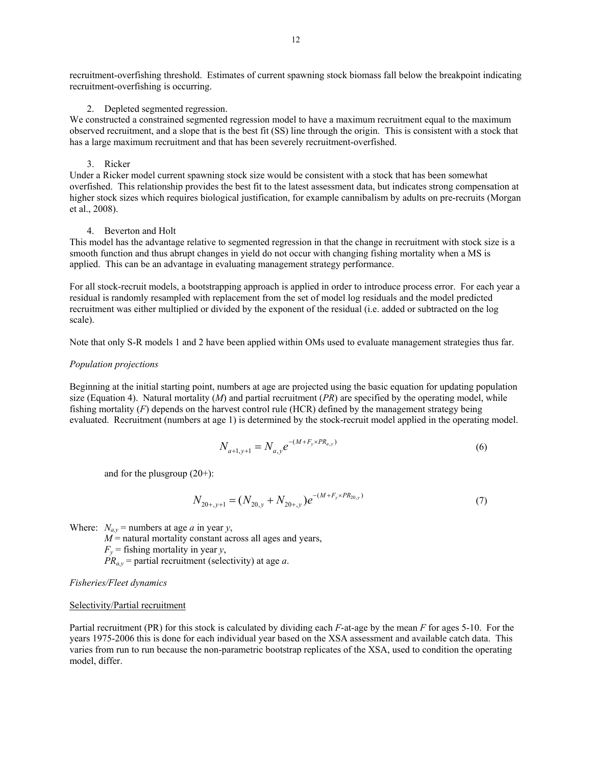recruitment-overfishing threshold. Estimates of current spawning stock biomass fall below the breakpoint indicating recruitment-overfishing is occurring.

2. Depleted segmented regression.

We constructed a constrained segmented regression model to have a maximum recruitment equal to the maximum observed recruitment, and a slope that is the best fit (SS) line through the origin. This is consistent with a stock that has a large maximum recruitment and that has been severely recruitment-overfished.

3. Ricker

Under a Ricker model current spawning stock size would be consistent with a stock that has been somewhat overfished. This relationship provides the best fit to the latest assessment data, but indicates strong compensation at higher stock sizes which requires biological justification, for example cannibalism by adults on pre-recruits (Morgan et al., 2008).

4. Beverton and Holt

This model has the advantage relative to segmented regression in that the change in recruitment with stock size is a smooth function and thus abrupt changes in yield do not occur with changing fishing mortality when a MS is applied. This can be an advantage in evaluating management strategy performance.

For all stock-recruit models, a bootstrapping approach is applied in order to introduce process error. For each year a residual is randomly resampled with replacement from the set of model log residuals and the model predicted recruitment was either multiplied or divided by the exponent of the residual (i.e. added or subtracted on the log scale).

Note that only S-R models 1 and 2 have been applied within OMs used to evaluate management strategies thus far.

*Population projections*

Beginning at the initial starting point, numbers at age are projected using the basic equation for updating population size (Equation 4). Natural mortality ($M$) and partial recruitment ($PR$) are specified by the operating model, while fishing mortality ($F$) depends on the harvest control rule (HCR) defined by the management strategy being evaluated. Recruitment (numbers at age 1) is determined by the stock-recruit model applied in the operating model.

$$N_{a+1,y+1} = N_{a,y} e^{-(M + F_y \times PR_{a,y})} \tag{6}$$

and for the plusgroup (20+):

$$N_{20+,y+1} = (N_{20,y} + N_{20+,y}) e^{-(M + F_y \times PR_{20,y})} \tag{7}$$

Where: $N_{a,y}$ = numbers at age $a$ in year $y$,
$M$ = natural mortality constant across all ages and years,
$F_y$ = fishing mortality in year $y$,
$PR_{a,y}$ = partial recruitment (selectivity) at age $a$.

*Fisheries/Fleet dynamics*

Selectivity/Partial recruitment

Partial recruitment (PR) for this stock is calculated by dividing each $F$-at-age by the mean $F$ for ages 5-10. For the years 1975-2006 this is done for each individual year based on the XSA assessment and available catch data. This varies from run to run because the non-parametric bootstrap replicates of the XSA, used to condition the operating model, differ.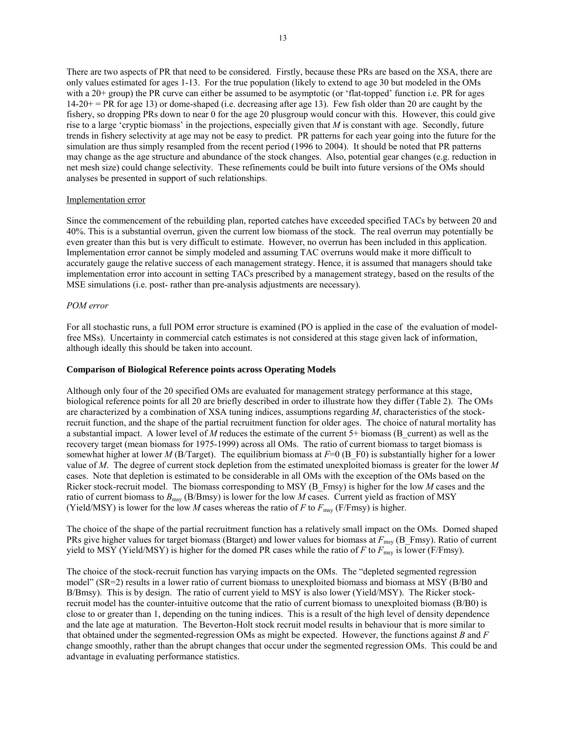There are two aspects of PR that need to be considered. Firstly, because these PRs are based on the XSA, there are only values estimated for ages 1-13. For the true population (likely to extend to age 30 but modeled in the OMs with a 20+ group) the PR curve can either be assumed to be asymptotic (or 'flat-topped' function i.e. PR for ages 14-20+ = PR for age 13) or dome-shaped (i.e. decreasing after age 13). Few fish older than 20 are caught by the fishery, so dropping PRs down to near 0 for the age 20 plusgroup would concur with this. However, this could give rise to a large 'cryptic biomass' in the projections, especially given that *M* is constant with age. Secondly, future trends in fishery selectivity at age may not be easy to predict. PR patterns for each year going into the future for the simulation are thus simply resampled from the recent period (1996 to 2004). It should be noted that PR patterns may change as the age structure and abundance of the stock changes. Also, potential gear changes (e.g. reduction in net mesh size) could change selectivity. These refinements could be built into future versions of the OMs should analyses be presented in support of such relationships.

Implementation error

Since the commencement of the rebuilding plan, reported catches have exceeded specified TACs by between 20 and 40%. This is a substantial overrun, given the current low biomass of the stock. The real overrun may potentially be even greater than this but is very difficult to estimate. However, no overrun has been included in this application. Implementation error cannot be simply modeled and assuming TAC overruns would make it more difficult to accurately gauge the relative success of each management strategy. Hence, it is assumed that managers should take implementation error into account in setting TACs prescribed by a management strategy, based on the results of the MSE simulations (i.e. post- rather than pre-analysis adjustments are necessary).

*POM error*

For all stochastic runs, a full POM error structure is examined (PO is applied in the case of the evaluation of model-free MSs). Uncertainty in commercial catch estimates is not considered at this stage given lack of information, although ideally this should be taken into account.

**Comparison of Biological Reference points across Operating Models**

Although only four of the 20 specified OMs are evaluated for management strategy performance at this stage, biological reference points for all 20 are briefly described in order to illustrate how they differ (Table 2). The OMs are characterized by a combination of XSA tuning indices, assumptions regarding *M*, characteristics of the stock-recruit function, and the shape of the partial recruitment function for older ages. The choice of natural mortality has a substantial impact. A lower level of *M* reduces the estimate of the current 5+ biomass (B_current) as well as the recovery target (mean biomass for 1975-1999) across all OMs. The ratio of current biomass to target biomass is somewhat higher at lower *M* (B/Target). The equilibrium biomass at $F$=0 (B_F0) is substantially higher for a lower value of *M*. The degree of current stock depletion from the estimated unexploited biomass is greater for the lower *M* cases. Note that depletion is estimated to be considerable in all OMs with the exception of the OMs based on the Ricker stock-recruit model. The biomass corresponding to MSY (B_Fmsy) is higher for the low *M* cases and the ratio of current biomass to $B_{msy}$ (B/Bmsy) is lower for the low *M* cases. Current yield as fraction of MSY (Yield/MSY) is lower for the low *M* cases whereas the ratio of $F$ to $F_{msy}$ (F/Fmsy) is higher.

The choice of the shape of the partial recruitment function has a relatively small impact on the OMs. Domed shaped PRs give higher values for target biomass (Btarget) and lower values for biomass at $F_{msy}$ (B_Fmsy). Ratio of current yield to MSY (Yield/MSY) is higher for the domed PR cases while the ratio of $F$ to $F_{msy}$ is lower (F/Fmsy).

The choice of the stock-recruit function has varying impacts on the OMs. The "depleted segmented regression model" (SR=2) results in a lower ratio of current biomass to unexploited biomass and biomass at MSY (B/B0 and B/Bmsy). This is by design. The ratio of current yield to MSY is also lower (Yield/MSY). The Ricker stock-recruit model has the counter-intuitive outcome that the ratio of current biomass to unexploited biomass (B/B0) is close to or greater than 1, depending on the tuning indices. This is a result of the high level of density dependence and the late age at maturation. The Beverton-Holt stock recruit model results in behaviour that is more similar to that obtained under the segmented-regression OMs as might be expected. However, the functions against $B$ and $F$ change smoothly, rather than the abrupt changes that occur under the segmented regression OMs. This could be and advantage in evaluating performance statistics.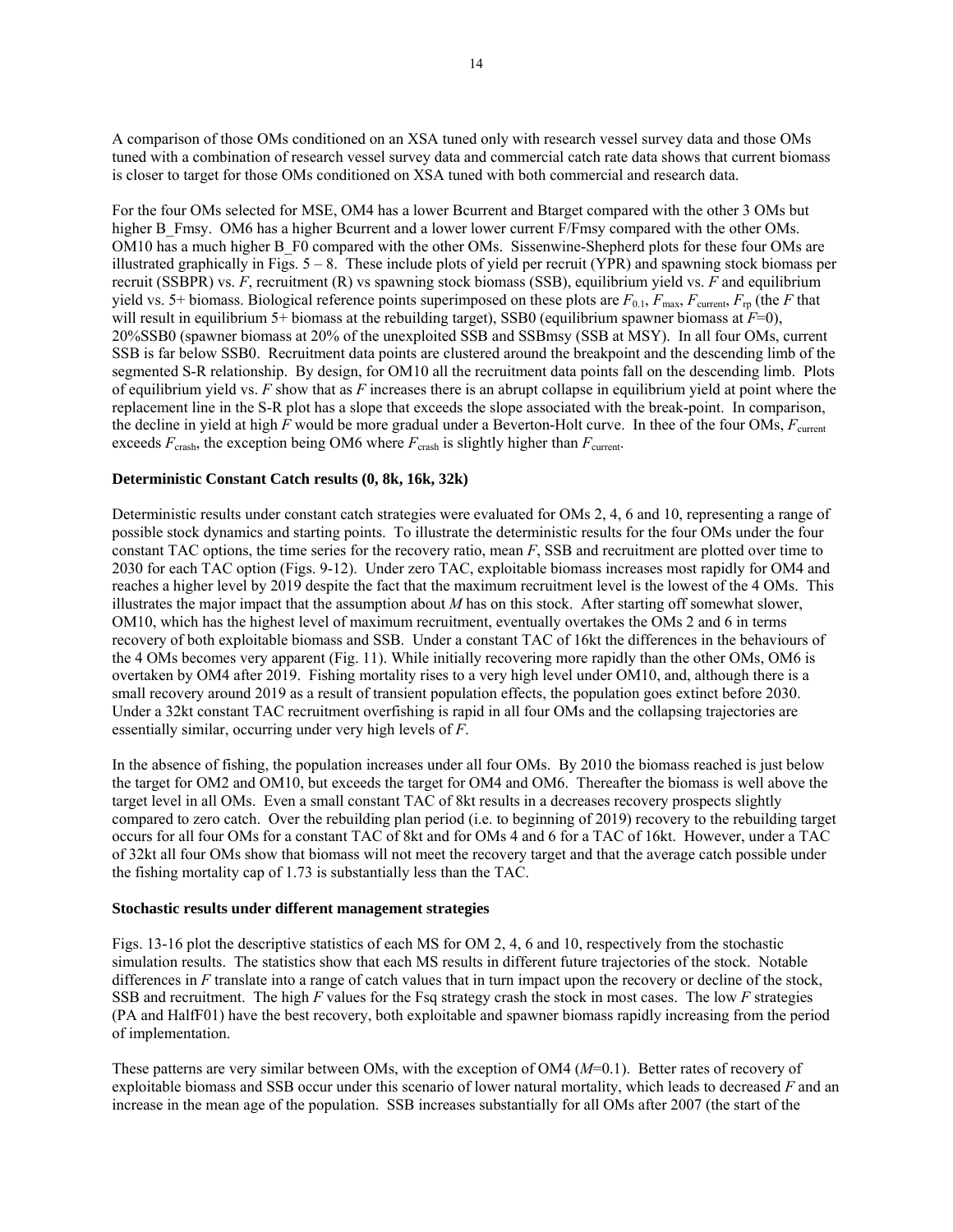A comparison of those OMs conditioned on an XSA tuned only with research vessel survey data and those OMs tuned with a combination of research vessel survey data and commercial catch rate data shows that current biomass is closer to target for those OMs conditioned on XSA tuned with both commercial and research data.

For the four OMs selected for MSE, OM4 has a lower Bcurrent and Btarget compared with the other 3 OMs but higher B_Fmsy. OM6 has a higher Bcurrent and a lower lower current F/Fmsy compared with the other OMs. OM10 has a much higher B_F0 compared with the other OMs. Sissenwine-Shepherd plots for these four OMs are illustrated graphically in Figs. 5 – 8. These include plots of yield per recruit (YPR) and spawning stock biomass per recruit (SSBPR) vs. *F*, recruitment (R) vs spawning stock biomass (SSB), equilibrium yield vs. *F* and equilibrium yield vs. 5+ biomass. Biological reference points superimposed on these plots are $F_{0.1}$, $F_{\max}$, $F_{\text{current}}$, $F_{\text{rp}}$ (the *F* that will result in equilibrium 5+ biomass at the rebuilding target), SSB0 (equilibrium spawner biomass at $F$=0), 20%SSB0 (spawner biomass at 20% of the unexploited SSB and SSBmsy (SSB at MSY). In all four OMs, current SSB is far below SSB0. Recruitment data points are clustered around the breakpoint and the descending limb of the segmented S-R relationship. By design, for OM10 all the recruitment data points fall on the descending limb. Plots of equilibrium yield vs. *F* show that as *F* increases there is an abrupt collapse in equilibrium yield at point where the replacement line in the S-R plot has a slope that exceeds the slope associated with the break-point. In comparison, the decline in yield at high *F* would be more gradual under a Beverton-Holt curve. In thee of the four OMs, $F_{\text{current}}$ exceeds $F_{\text{crash}}$, the exception being OM6 where $F_{\text{crash}}$ is slightly higher than $F_{\text{current}}$.

**Deterministic Constant Catch results (0, 8k, 16k, 32k)**

Deterministic results under constant catch strategies were evaluated for OMs 2, 4, 6 and 10, representing a range of possible stock dynamics and starting points. To illustrate the deterministic results for the four OMs under the four constant TAC options, the time series for the recovery ratio, mean *F*, SSB and recruitment are plotted over time to 2030 for each TAC option (Figs. 9-12). Under zero TAC, exploitable biomass increases most rapidly for OM4 and reaches a higher level by 2019 despite the fact that the maximum recruitment level is the lowest of the 4 OMs. This illustrates the major impact that the assumption about *M* has on this stock. After starting off somewhat slower, OM10, which has the highest level of maximum recruitment, eventually overtakes the OMs 2 and 6 in terms recovery of both exploitable biomass and SSB. Under a constant TAC of 16kt the differences in the behaviours of the 4 OMs becomes very apparent (Fig. 11). While initially recovering more rapidly than the other OMs, OM6 is overtaken by OM4 after 2019. Fishing mortality rises to a very high level under OM10, and, although there is a small recovery around 2019 as a result of transient population effects, the population goes extinct before 2030. Under a 32kt constant TAC recruitment overfishing is rapid in all four OMs and the collapsing trajectories are essentially similar, occurring under very high levels of *F*.

In the absence of fishing, the population increases under all four OMs. By 2010 the biomass reached is just below the target for OM2 and OM10, but exceeds the target for OM4 and OM6. Thereafter the biomass is well above the target level in all OMs. Even a small constant TAC of 8kt results in a decreases recovery prospects slightly compared to zero catch. Over the rebuilding plan period (i.e. to beginning of 2019) recovery to the rebuilding target occurs for all four OMs for a constant TAC of 8kt and for OMs 4 and 6 for a TAC of 16kt. However, under a TAC of 32kt all four OMs show that biomass will not meet the recovery target and that the average catch possible under the fishing mortality cap of 1.73 is substantially less than the TAC.

**Stochastic results under different management strategies**

Figs. 13-16 plot the descriptive statistics of each MS for OM 2, 4, 6 and 10, respectively from the stochastic simulation results. The statistics show that each MS results in different future trajectories of the stock. Notable differences in *F* translate into a range of catch values that in turn impact upon the recovery or decline of the stock, SSB and recruitment. The high *F* values for the Fsq strategy crash the stock in most cases. The low *F* strategies (PA and HalfF01) have the best recovery, both exploitable and spawner biomass rapidly increasing from the period of implementation.

These patterns are very similar between OMs, with the exception of OM4 ($M$=0.1). Better rates of recovery of exploitable biomass and SSB occur under this scenario of lower natural mortality, which leads to decreased *F* and an increase in the mean age of the population. SSB increases substantially for all OMs after 2007 (the start of the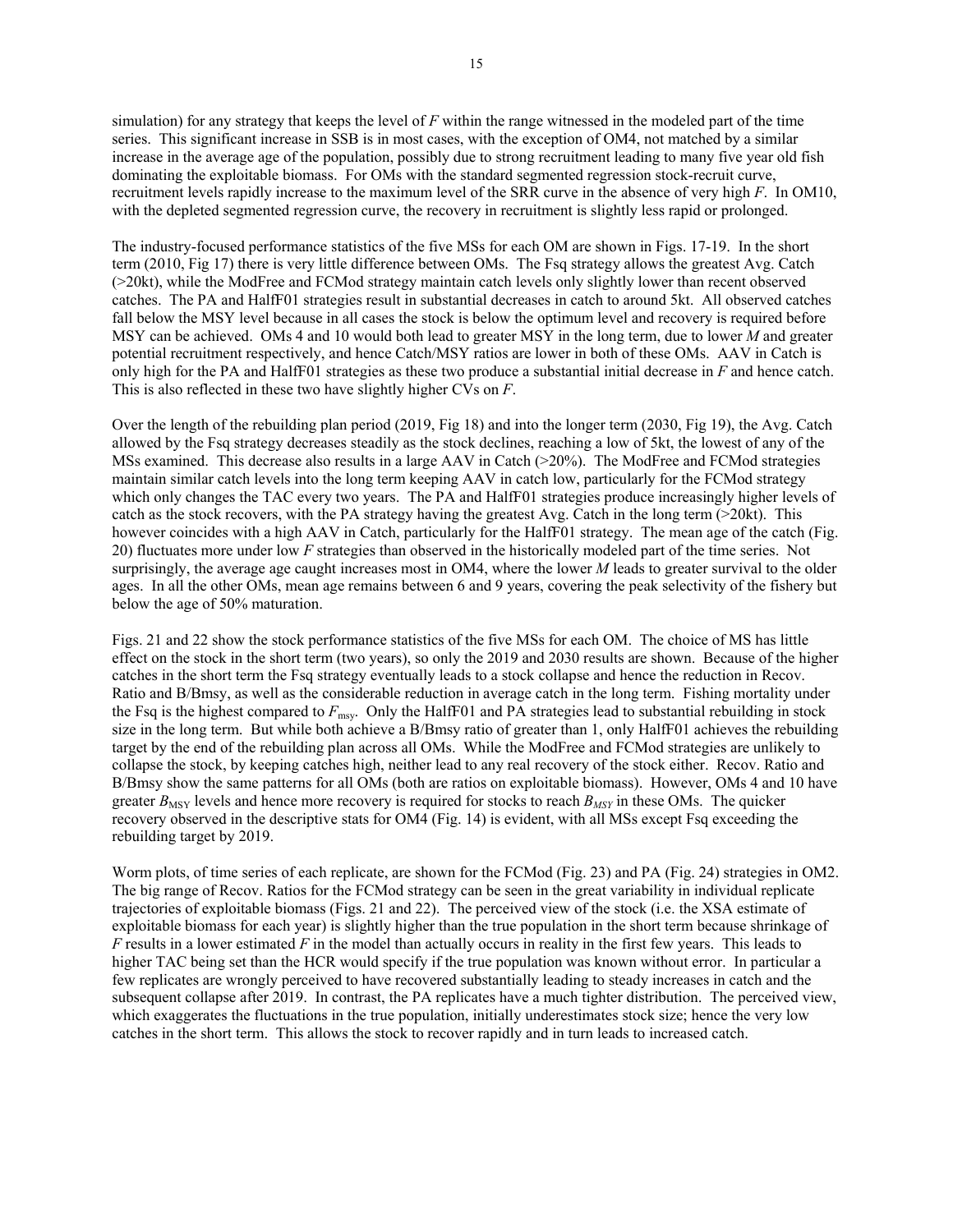simulation) for any strategy that keeps the level of $F$ within the range witnessed in the modeled part of the time series. This significant increase in SSB is in most cases, with the exception of OM4, not matched by a similar increase in the average age of the population, possibly due to strong recruitment leading to many five year old fish dominating the exploitable biomass. For OMs with the standard segmented regression stock-recruit curve, recruitment levels rapidly increase to the maximum level of the SRR curve in the absence of very high $F$. In OM10, with the depleted segmented regression curve, the recovery in recruitment is slightly less rapid or prolonged.

The industry-focused performance statistics of the five MSs for each OM are shown in Figs. 17-19. In the short term (2010, Fig 17) there is very little difference between OMs. The Fsq strategy allows the greatest Avg. Catch (>20kt), while the ModFree and FCMod strategy maintain catch levels only slightly lower than recent observed catches. The PA and HalfF01 strategies result in substantial decreases in catch to around 5kt. All observed catches fall below the MSY level because in all cases the stock is below the optimum level and recovery is required before MSY can be achieved. OMs 4 and 10 would both lead to greater MSY in the long term, due to lower $M$ and greater potential recruitment respectively, and hence Catch/MSY ratios are lower in both of these OMs. AAV in Catch is only high for the PA and HalfF01 strategies as these two produce a substantial initial decrease in $F$ and hence catch. This is also reflected in these two have slightly higher CVs on $F$.

Over the length of the rebuilding plan period (2019, Fig 18) and into the longer term (2030, Fig 19), the Avg. Catch allowed by the Fsq strategy decreases steadily as the stock declines, reaching a low of 5kt, the lowest of any of the MSs examined. This decrease also results in a large AAV in Catch (>20%). The ModFree and FCMod strategies maintain similar catch levels into the long term keeping AAV in catch low, particularly for the FCMod strategy which only changes the TAC every two years. The PA and HalfF01 strategies produce increasingly higher levels of catch as the stock recovers, with the PA strategy having the greatest Avg. Catch in the long term (>20kt). This however coincides with a high AAV in Catch, particularly for the HalfF01 strategy. The mean age of the catch (Fig. 20) fluctuates more under low $F$ strategies than observed in the historically modeled part of the time series. Not surprisingly, the average age caught increases most in OM4, where the lower $M$ leads to greater survival to the older ages. In all the other OMs, mean age remains between 6 and 9 years, covering the peak selectivity of the fishery but below the age of 50% maturation.

Figs. 21 and 22 show the stock performance statistics of the five MSs for each OM. The choice of MS has little effect on the stock in the short term (two years), so only the 2019 and 2030 results are shown. Because of the higher catches in the short term the Fsq strategy eventually leads to a stock collapse and hence the reduction in Recov. Ratio and B/Bmsy, as well as the considerable reduction in average catch in the long term. Fishing mortality under the Fsq is the highest compared to $F_{\text{msy}}$. Only the HalfF01 and PA strategies lead to substantial rebuilding in stock size in the long term. But while both achieve a B/Bmsy ratio of greater than 1, only HalfF01 achieves the rebuilding target by the end of the rebuilding plan across all OMs. While the ModFree and FCMod strategies are unlikely to collapse the stock, by keeping catches high, neither lead to any real recovery of the stock either. Recov. Ratio and B/Bmsy show the same patterns for all OMs (both are ratios on exploitable biomass). However, OMs 4 and 10 have greater $B_{\text{MSY}}$ levels and hence more recovery is required for stocks to reach $B_{MSY}$ in these OMs. The quicker recovery observed in the descriptive stats for OM4 (Fig. 14) is evident, with all MSs except Fsq exceeding the rebuilding target by 2019.

Worm plots, of time series of each replicate, are shown for the FCMod (Fig. 23) and PA (Fig. 24) strategies in OM2. The big range of Recov. Ratios for the FCMod strategy can be seen in the great variability in individual replicate trajectories of exploitable biomass (Figs. 21 and 22). The perceived view of the stock (i.e. the XSA estimate of exploitable biomass for each year) is slightly higher than the true population in the short term because shrinkage of $F$ results in a lower estimated $F$ in the model than actually occurs in reality in the first few years. This leads to higher TAC being set than the HCR would specify if the true population was known without error. In particular a few replicates are wrongly perceived to have recovered substantially leading to steady increases in catch and the subsequent collapse after 2019. In contrast, the PA replicates have a much tighter distribution. The perceived view, which exaggerates the fluctuations in the true population, initially underestimates stock size; hence the very low catches in the short term. This allows the stock to recover rapidly and in turn leads to increased catch.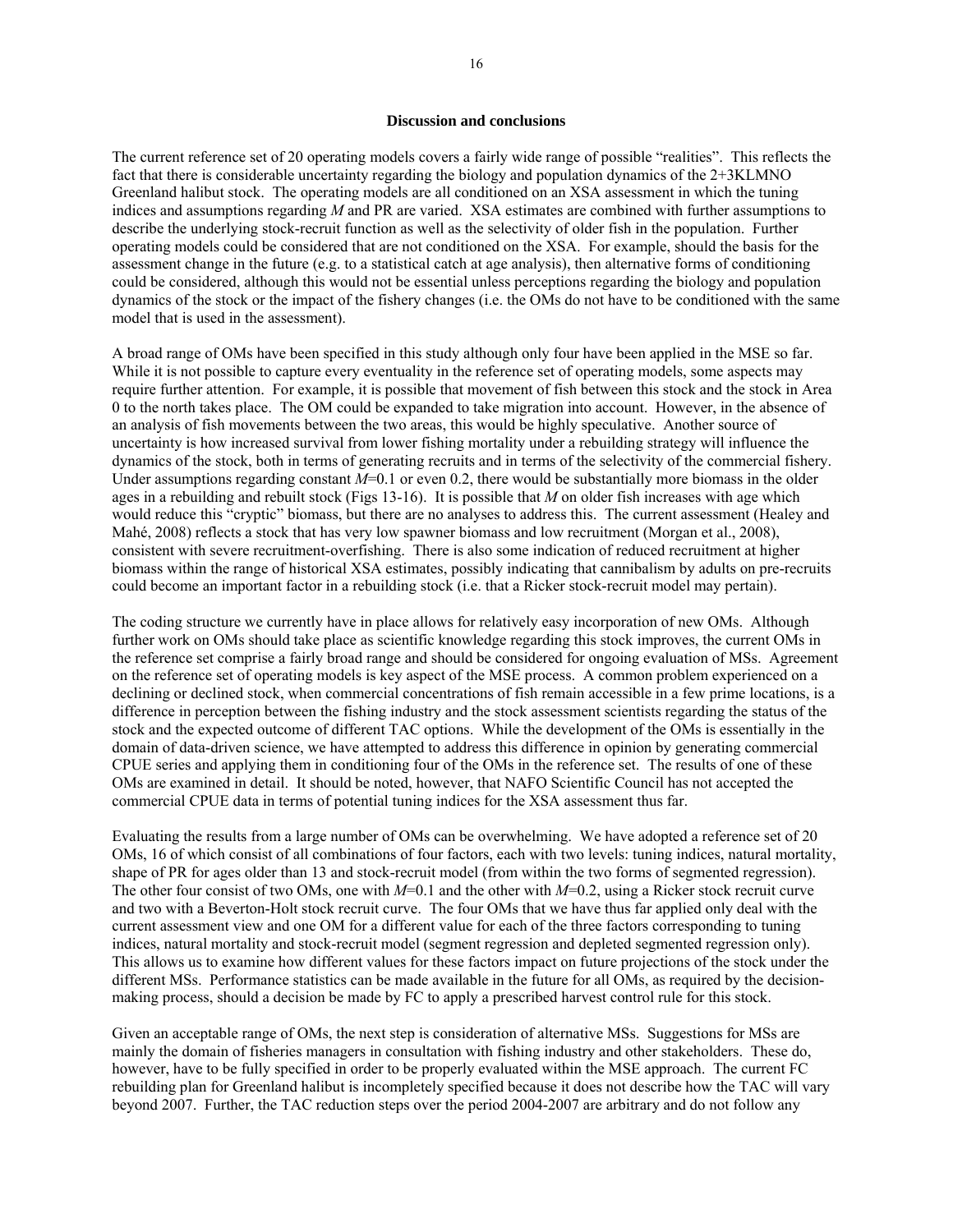## Discussion and conclusions

The current reference set of 20 operating models covers a fairly wide range of possible "realities". This reflects the fact that there is considerable uncertainty regarding the biology and population dynamics of the 2+3KLMNO Greenland halibut stock. The operating models are all conditioned on an XSA assessment in which the tuning indices and assumptions regarding *M* and PR are varied. XSA estimates are combined with further assumptions to describe the underlying stock-recruit function as well as the selectivity of older fish in the population. Further operating models could be considered that are not conditioned on the XSA. For example, should the basis for the assessment change in the future (e.g. to a statistical catch at age analysis), then alternative forms of conditioning could be considered, although this would not be essential unless perceptions regarding the biology and population dynamics of the stock or the impact of the fishery changes (i.e. the OMs do not have to be conditioned with the same model that is used in the assessment).

A broad range of OMs have been specified in this study although only four have been applied in the MSE so far. While it is not possible to capture every eventuality in the reference set of operating models, some aspects may require further attention. For example, it is possible that movement of fish between this stock and the stock in Area 0 to the north takes place. The OM could be expanded to take migration into account. However, in the absence of an analysis of fish movements between the two areas, this would be highly speculative. Another source of uncertainty is how increased survival from lower fishing mortality under a rebuilding strategy will influence the dynamics of the stock, both in terms of generating recruits and in terms of the selectivity of the commercial fishery. Under assumptions regarding constant $M$=0.1 or even 0.2, there would be substantially more biomass in the older ages in a rebuilding and rebuilt stock (Figs 13-16). It is possible that *M* on older fish increases with age which would reduce this "cryptic" biomass, but there are no analyses to address this. The current assessment (Healey and Mahé, 2008) reflects a stock that has very low spawner biomass and low recruitment (Morgan et al., 2008), consistent with severe recruitment-overfishing. There is also some indication of reduced recruitment at higher biomass within the range of historical XSA estimates, possibly indicating that cannibalism by adults on pre-recruits could become an important factor in a rebuilding stock (i.e. that a Ricker stock-recruit model may pertain).

The coding structure we currently have in place allows for relatively easy incorporation of new OMs. Although further work on OMs should take place as scientific knowledge regarding this stock improves, the current OMs in the reference set comprise a fairly broad range and should be considered for ongoing evaluation of MSs. Agreement on the reference set of operating models is key aspect of the MSE process. A common problem experienced on a declining or declined stock, when commercial concentrations of fish remain accessible in a few prime locations, is a difference in perception between the fishing industry and the stock assessment scientists regarding the status of the stock and the expected outcome of different TAC options. While the development of the OMs is essentially in the domain of data-driven science, we have attempted to address this difference in opinion by generating commercial CPUE series and applying them in conditioning four of the OMs in the reference set. The results of one of these OMs are examined in detail. It should be noted, however, that NAFO Scientific Council has not accepted the commercial CPUE data in terms of potential tuning indices for the XSA assessment thus far.

Evaluating the results from a large number of OMs can be overwhelming. We have adopted a reference set of 20 OMs, 16 of which consist of all combinations of four factors, each with two levels: tuning indices, natural mortality, shape of PR for ages older than 13 and stock-recruit model (from within the two forms of segmented regression). The other four consist of two OMs, one with $M$=0.1 and the other with $M$=0.2, using a Ricker stock recruit curve and two with a Beverton-Holt stock recruit curve. The four OMs that we have thus far applied only deal with the current assessment view and one OM for a different value for each of the three factors corresponding to tuning indices, natural mortality and stock-recruit model (segment regression and depleted segmented regression only). This allows us to examine how different values for these factors impact on future projections of the stock under the different MSs. Performance statistics can be made available in the future for all OMs, as required by the decision-making process, should a decision be made by FC to apply a prescribed harvest control rule for this stock.

Given an acceptable range of OMs, the next step is consideration of alternative MSs. Suggestions for MSs are mainly the domain of fisheries managers in consultation with fishing industry and other stakeholders. These do, however, have to be fully specified in order to be properly evaluated within the MSE approach. The current FC rebuilding plan for Greenland halibut is incompletely specified because it does not describe how the TAC will vary beyond 2007. Further, the TAC reduction steps over the period 2004-2007 are arbitrary and do not follow any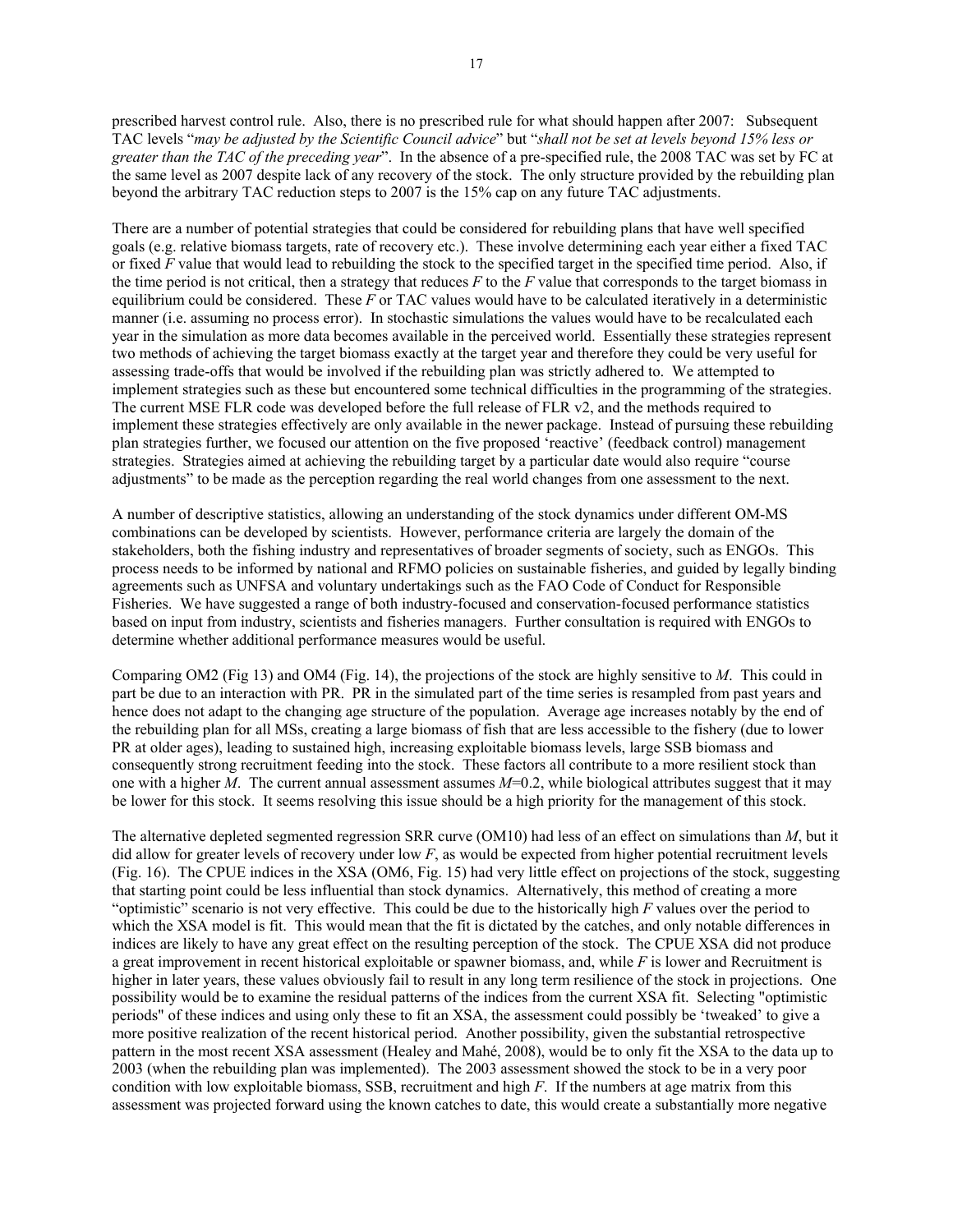prescribed harvest control rule. Also, there is no prescribed rule for what should happen after 2007: Subsequent TAC levels "*may be adjusted by the Scientific Council advice*" but "*shall not be set at levels beyond 15% less or greater than the TAC of the preceding year*". In the absence of a pre-specified rule, the 2008 TAC was set by FC at the same level as 2007 despite lack of any recovery of the stock. The only structure provided by the rebuilding plan beyond the arbitrary TAC reduction steps to 2007 is the 15% cap on any future TAC adjustments.

There are a number of potential strategies that could be considered for rebuilding plans that have well specified goals (e.g. relative biomass targets, rate of recovery etc.). These involve determining each year either a fixed TAC or fixed $F$ value that would lead to rebuilding the stock to the specified target in the specified time period. Also, if the time period is not critical, then a strategy that reduces $F$ to the $F$ value that corresponds to the target biomass in equilibrium could be considered. These $F$ or TAC values would have to be calculated iteratively in a deterministic manner (i.e. assuming no process error). In stochastic simulations the values would have to be recalculated each year in the simulation as more data becomes available in the perceived world. Essentially these strategies represent two methods of achieving the target biomass exactly at the target year and therefore they could be very useful for assessing trade-offs that would be involved if the rebuilding plan was strictly adhered to. We attempted to implement strategies such as these but encountered some technical difficulties in the programming of the strategies. The current MSE FLR code was developed before the full release of FLR v2, and the methods required to implement these strategies effectively are only available in the newer package. Instead of pursuing these rebuilding plan strategies further, we focused our attention on the five proposed 'reactive' (feedback control) management strategies. Strategies aimed at achieving the rebuilding target by a particular date would also require "course adjustments" to be made as the perception regarding the real world changes from one assessment to the next.

A number of descriptive statistics, allowing an understanding of the stock dynamics under different OM-MS combinations can be developed by scientists. However, performance criteria are largely the domain of the stakeholders, both the fishing industry and representatives of broader segments of society, such as ENGOs. This process needs to be informed by national and RFMO policies on sustainable fisheries, and guided by legally binding agreements such as UNFSA and voluntary undertakings such as the FAO Code of Conduct for Responsible Fisheries. We have suggested a range of both industry-focused and conservation-focused performance statistics based on input from industry, scientists and fisheries managers. Further consultation is required with ENGOs to determine whether additional performance measures would be useful.

Comparing OM2 (Fig 13) and OM4 (Fig. 14), the projections of the stock are highly sensitive to $M$. This could in part be due to an interaction with PR. PR in the simulated part of the time series is resampled from past years and hence does not adapt to the changing age structure of the population. Average age increases notably by the end of the rebuilding plan for all MSs, creating a large biomass of fish that are less accessible to the fishery (due to lower PR at older ages), leading to sustained high, increasing exploitable biomass levels, large SSB biomass and consequently strong recruitment feeding into the stock. These factors all contribute to a more resilient stock than one with a higher $M$. The current annual assessment assumes $M$=0.2, while biological attributes suggest that it may be lower for this stock. It seems resolving this issue should be a high priority for the management of this stock.

The alternative depleted segmented regression SRR curve (OM10) had less of an effect on simulations than $M$, but it did allow for greater levels of recovery under low $F$, as would be expected from higher potential recruitment levels (Fig. 16). The CPUE indices in the XSA (OM6, Fig. 15) had very little effect on projections of the stock, suggesting that starting point could be less influential than stock dynamics. Alternatively, this method of creating a more "optimistic" scenario is not very effective. This could be due to the historically high $F$ values over the period to which the XSA model is fit. This would mean that the fit is dictated by the catches, and only notable differences in indices are likely to have any great effect on the resulting perception of the stock. The CPUE XSA did not produce a great improvement in recent historical exploitable or spawner biomass, and, while $F$ is lower and Recruitment is higher in later years, these values obviously fail to result in any long term resilience of the stock in projections. One possibility would be to examine the residual patterns of the indices from the current XSA fit. Selecting "optimistic periods" of these indices and using only these to fit an XSA, the assessment could possibly be 'tweaked' to give a more positive realization of the recent historical period. Another possibility, given the substantial retrospective pattern in the most recent XSA assessment (Healey and Mahé, 2008), would be to only fit the XSA to the data up to 2003 (when the rebuilding plan was implemented). The 2003 assessment showed the stock to be in a very poor condition with low exploitable biomass, SSB, recruitment and high $F$. If the numbers at age matrix from this assessment was projected forward using the known catches to date, this would create a substantially more negative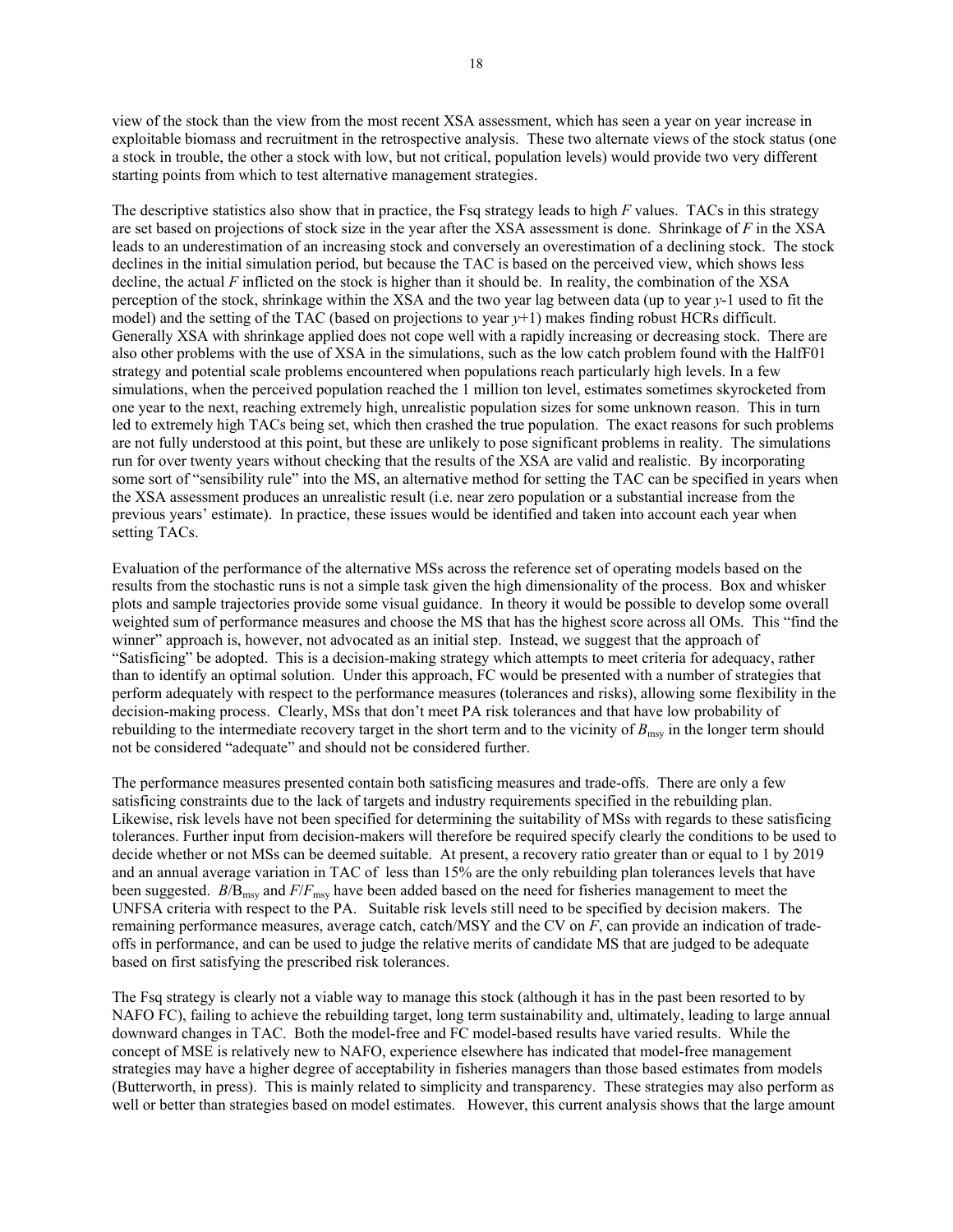view of the stock than the view from the most recent XSA assessment, which has seen a year on year increase in exploitable biomass and recruitment in the retrospective analysis. These two alternate views of the stock status (one a stock in trouble, the other a stock with low, but not critical, population levels) would provide two very different starting points from which to test alternative management strategies.

The descriptive statistics also show that in practice, the Fsq strategy leads to high $F$ values. TACs in this strategy are set based on projections of stock size in the year after the XSA assessment is done. Shrinkage of $F$ in the XSA leads to an underestimation of an increasing stock and conversely an overestimation of a declining stock. The stock declines in the initial simulation period, but because the TAC is based on the perceived view, which shows less decline, the actual $F$ inflicted on the stock is higher than it should be. In reality, the combination of the XSA perception of the stock, shrinkage within the XSA and the two year lag between data (up to year $y$-1 used to fit the model) and the setting of the TAC (based on projections to year $y$+1) makes finding robust HCRs difficult. Generally XSA with shrinkage applied does not cope well with a rapidly increasing or decreasing stock. There are also other problems with the use of XSA in the simulations, such as the low catch problem found with the HalfF01 strategy and potential scale problems encountered when populations reach particularly high levels. In a few simulations, when the perceived population reached the 1 million ton level, estimates sometimes skyrocketed from one year to the next, reaching extremely high, unrealistic population sizes for some unknown reason. This in turn led to extremely high TACs being set, which then crashed the true population. The exact reasons for such problems are not fully understood at this point, but these are unlikely to pose significant problems in reality. The simulations run for over twenty years without checking that the results of the XSA are valid and realistic. By incorporating some sort of "sensibility rule" into the MS, an alternative method for setting the TAC can be specified in years when the XSA assessment produces an unrealistic result (i.e. near zero population or a substantial increase from the previous years' estimate). In practice, these issues would be identified and taken into account each year when setting TACs.

Evaluation of the performance of the alternative MSs across the reference set of operating models based on the results from the stochastic runs is not a simple task given the high dimensionality of the process. Box and whisker plots and sample trajectories provide some visual guidance. In theory it would be possible to develop some overall weighted sum of performance measures and choose the MS that has the highest score across all OMs. This "find the winner" approach is, however, not advocated as an initial step. Instead, we suggest that the approach of "Satisficing" be adopted. This is a decision-making strategy which attempts to meet criteria for adequacy, rather than to identify an optimal solution. Under this approach, FC would be presented with a number of strategies that perform adequately with respect to the performance measures (tolerances and risks), allowing some flexibility in the decision-making process. Clearly, MSs that don't meet PA risk tolerances and that have low probability of rebuilding to the intermediate recovery target in the short term and to the vicinity of $B_{msy}$ in the longer term should not be considered "adequate" and should not be considered further.

The performance measures presented contain both satisficing measures and trade-offs. There are only a few satisficing constraints due to the lack of targets and industry requirements specified in the rebuilding plan. Likewise, risk levels have not been specified for determining the suitability of MSs with regards to these satisficing tolerances. Further input from decision-makers will therefore be required specify clearly the conditions to be used to decide whether or not MSs can be deemed suitable. At present, a recovery ratio greater than or equal to 1 by 2019 and an annual average variation in TAC of less than 15% are the only rebuilding plan tolerances levels that have been suggested. $B/B_{msy}$ and $F/F_{msy}$ have been added based on the need for fisheries management to meet the UNFSA criteria with respect to the PA. Suitable risk levels still need to be specified by decision makers. The remaining performance measures, average catch, catch/MSY and the CV on $F$, can provide an indication of trade-offs in performance, and can be used to judge the relative merits of candidate MS that are judged to be adequate based on first satisfying the prescribed risk tolerances.

The Fsq strategy is clearly not a viable way to manage this stock (although it has in the past been resorted to by NAFO FC), failing to achieve the rebuilding target, long term sustainability and, ultimately, leading to large annual downward changes in TAC. Both the model-free and FC model-based results have varied results. While the concept of MSE is relatively new to NAFO, experience elsewhere has indicated that model-free management strategies may have a higher degree of acceptability in fisheries managers than those based estimates from models (Butterworth, in press). This is mainly related to simplicity and transparency. These strategies may also perform as well or better than strategies based on model estimates. However, this current analysis shows that the large amount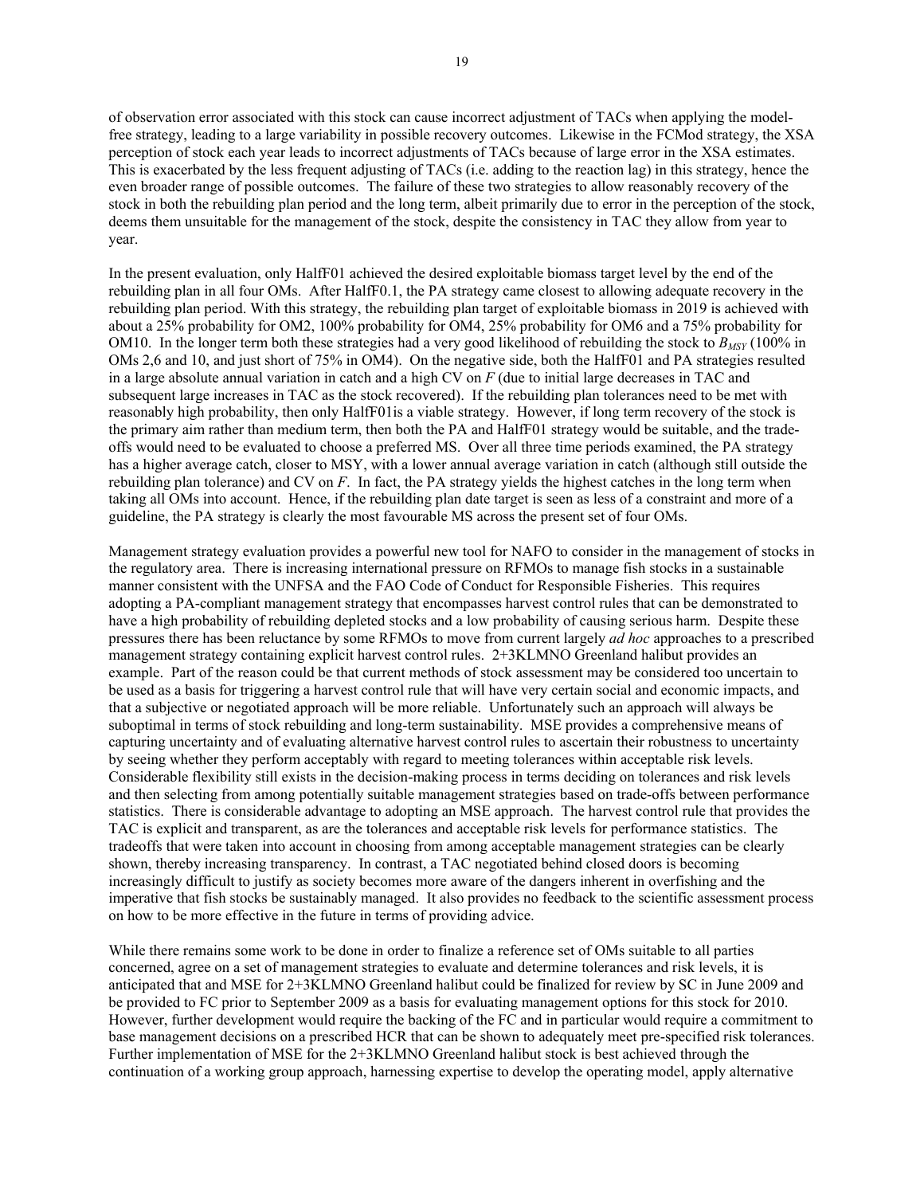of observation error associated with this stock can cause incorrect adjustment of TACs when applying the model-free strategy, leading to a large variability in possible recovery outcomes. Likewise in the FCMod strategy, the XSA perception of stock each year leads to incorrect adjustments of TACs because of large error in the XSA estimates. This is exacerbated by the less frequent adjusting of TACs (i.e. adding to the reaction lag) in this strategy, hence the even broader range of possible outcomes. The failure of these two strategies to allow reasonably recovery of the stock in both the rebuilding plan period and the long term, albeit primarily due to error in the perception of the stock, deems them unsuitable for the management of the stock, despite the consistency in TAC they allow from year to year.

In the present evaluation, only HalfF01 achieved the desired exploitable biomass target level by the end of the rebuilding plan in all four OMs. After HalfF0.1, the PA strategy came closest to allowing adequate recovery in the rebuilding plan period. With this strategy, the rebuilding plan target of exploitable biomass in 2019 is achieved with about a 25% probability for OM2, 100% probability for OM4, 25% probability for OM6 and a 75% probability for OM10. In the longer term both these strategies had a very good likelihood of rebuilding the stock to $B_{MSY}$ (100% in OMs 2,6 and 10, and just short of 75% in OM4). On the negative side, both the HalfF01 and PA strategies resulted in a large absolute annual variation in catch and a high CV on *F* (due to initial large decreases in TAC and subsequent large increases in TAC as the stock recovered). If the rebuilding plan tolerances need to be met with reasonably high probability, then only HalfF01is a viable strategy. However, if long term recovery of the stock is the primary aim rather than medium term, then both the PA and HalfF01 strategy would be suitable, and the trade-offs would need to be evaluated to choose a preferred MS. Over all three time periods examined, the PA strategy has a higher average catch, closer to MSY, with a lower annual average variation in catch (although still outside the rebuilding plan tolerance) and CV on *F*. In fact, the PA strategy yields the highest catches in the long term when taking all OMs into account. Hence, if the rebuilding plan date target is seen as less of a constraint and more of a guideline, the PA strategy is clearly the most favourable MS across the present set of four OMs.

Management strategy evaluation provides a powerful new tool for NAFO to consider in the management of stocks in the regulatory area. There is increasing international pressure on RFMOs to manage fish stocks in a sustainable manner consistent with the UNFSA and the FAO Code of Conduct for Responsible Fisheries. This requires adopting a PA-compliant management strategy that encompasses harvest control rules that can be demonstrated to have a high probability of rebuilding depleted stocks and a low probability of causing serious harm. Despite these pressures there has been reluctance by some RFMOs to move from current largely *ad hoc* approaches to a prescribed management strategy containing explicit harvest control rules. 2+3KLMNO Greenland halibut provides an example. Part of the reason could be that current methods of stock assessment may be considered too uncertain to be used as a basis for triggering a harvest control rule that will have very certain social and economic impacts, and that a subjective or negotiated approach will be more reliable. Unfortunately such an approach will always be suboptimal in terms of stock rebuilding and long-term sustainability. MSE provides a comprehensive means of capturing uncertainty and of evaluating alternative harvest control rules to ascertain their robustness to uncertainty by seeing whether they perform acceptably with regard to meeting tolerances within acceptable risk levels. Considerable flexibility still exists in the decision-making process in terms deciding on tolerances and risk levels and then selecting from among potentially suitable management strategies based on trade-offs between performance statistics. There is considerable advantage to adopting an MSE approach. The harvest control rule that provides the TAC is explicit and transparent, as are the tolerances and acceptable risk levels for performance statistics. The tradeoffs that were taken into account in choosing from among acceptable management strategies can be clearly shown, thereby increasing transparency. In contrast, a TAC negotiated behind closed doors is becoming increasingly difficult to justify as society becomes more aware of the dangers inherent in overfishing and the imperative that fish stocks be sustainably managed. It also provides no feedback to the scientific assessment process on how to be more effective in the future in terms of providing advice.

While there remains some work to be done in order to finalize a reference set of OMs suitable to all parties concerned, agree on a set of management strategies to evaluate and determine tolerances and risk levels, it is anticipated that and MSE for 2+3KLMNO Greenland halibut could be finalized for review by SC in June 2009 and be provided to FC prior to September 2009 as a basis for evaluating management options for this stock for 2010. However, further development would require the backing of the FC and in particular would require a commitment to base management decisions on a prescribed HCR that can be shown to adequately meet pre-specified risk tolerances. Further implementation of MSE for the 2+3KLMNO Greenland halibut stock is best achieved through the continuation of a working group approach, harnessing expertise to develop the operating model, apply alternative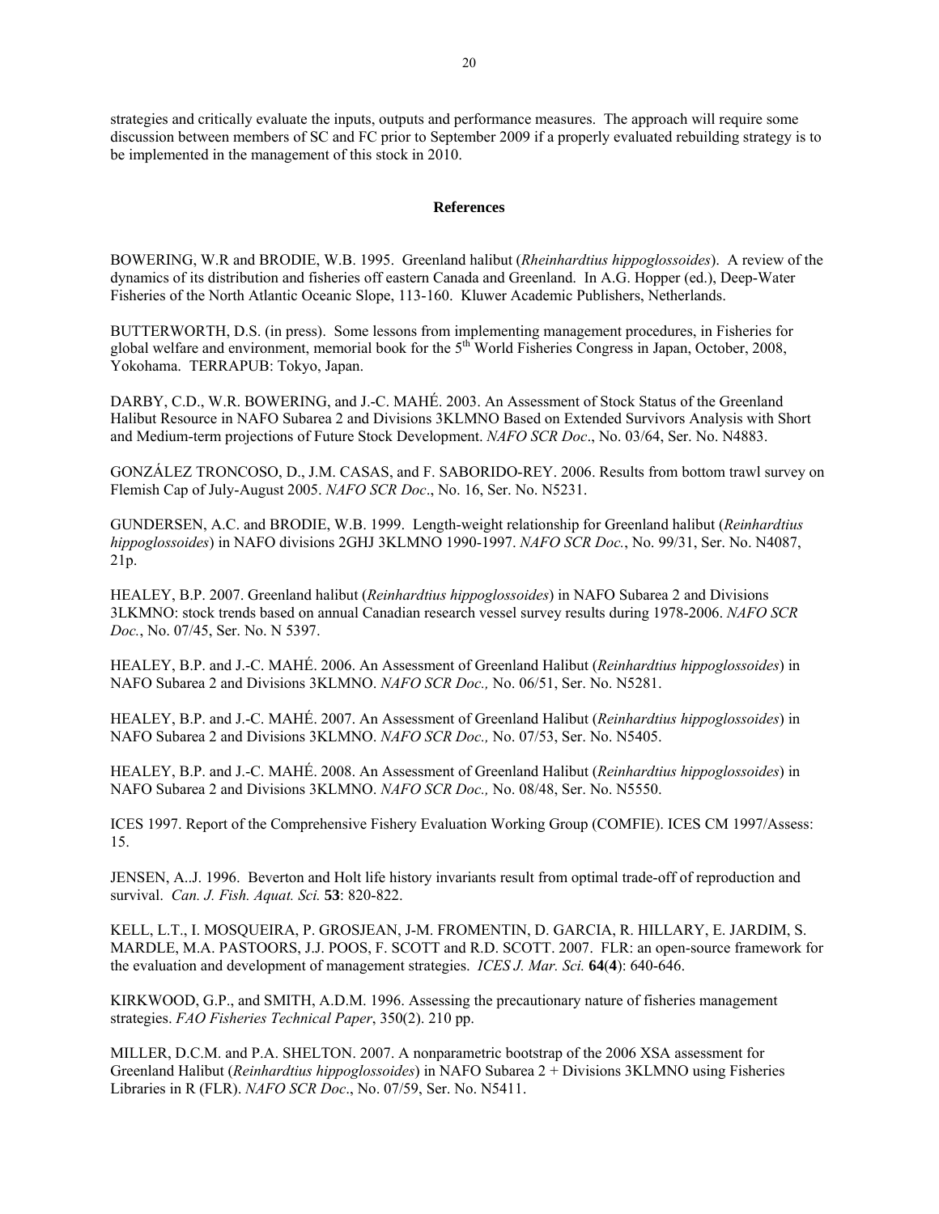strategies and critically evaluate the inputs, outputs and performance measures. The approach will require some discussion between members of SC and FC prior to September 2009 if a properly evaluated rebuilding strategy is to be implemented in the management of this stock in 2010.

## References

BOWERING, W.R and BRODIE, W.B. 1995. Greenland halibut (*Rheinhardtius hippoglossoides*). A review of the dynamics of its distribution and fisheries off eastern Canada and Greenland. In A.G. Hopper (ed.), Deep-Water Fisheries of the North Atlantic Oceanic Slope, 113-160. Kluwer Academic Publishers, Netherlands.

BUTTERWORTH, D.S. (in press). Some lessons from implementing management procedures, in Fisheries for global welfare and environment, memorial book for the 5th World Fisheries Congress in Japan, October, 2008, Yokohama. TERRAPUB: Tokyo, Japan.

DARBY, C.D., W.R. BOWERING, and J.-C. MAHÉ. 2003. An Assessment of Stock Status of the Greenland Halibut Resource in NAFO Subarea 2 and Divisions 3KLMNO Based on Extended Survivors Analysis with Short and Medium-term projections of Future Stock Development. *NAFO SCR Doc*., No. 03/64, Ser. No. N4883.

GONZÁLEZ TRONCOSO, D., J.M. CASAS, and F. SABORIDO-REY. 2006. Results from bottom trawl survey on Flemish Cap of July-August 2005. *NAFO SCR Doc*., No. 16, Ser. No. N5231.

GUNDERSEN, A.C. and BRODIE, W.B. 1999. Length-weight relationship for Greenland halibut (*Reinhardtius hippoglossoides*) in NAFO divisions 2GHJ 3KLMNO 1990-1997. *NAFO SCR Doc.*, No. 99/31, Ser. No. N4087, 21p.

HEALEY, B.P. 2007. Greenland halibut (*Reinhardtius hippoglossoides*) in NAFO Subarea 2 and Divisions 3LKMNO: stock trends based on annual Canadian research vessel survey results during 1978-2006. *NAFO SCR Doc.*, No. 07/45, Ser. No. N 5397.

HEALEY, B.P. and J.-C. MAHÉ. 2006. An Assessment of Greenland Halibut (*Reinhardtius hippoglossoides*) in NAFO Subarea 2 and Divisions 3KLMNO. *NAFO SCR Doc.,* No. 06/51, Ser. No. N5281.

HEALEY, B.P. and J.-C. MAHÉ. 2007. An Assessment of Greenland Halibut (*Reinhardtius hippoglossoides*) in NAFO Subarea 2 and Divisions 3KLMNO. *NAFO SCR Doc.,* No. 07/53, Ser. No. N5405.

HEALEY, B.P. and J.-C. MAHÉ. 2008. An Assessment of Greenland Halibut (*Reinhardtius hippoglossoides*) in NAFO Subarea 2 and Divisions 3KLMNO. *NAFO SCR Doc.,* No. 08/48, Ser. No. N5550.

ICES 1997. Report of the Comprehensive Fishery Evaluation Working Group (COMFIE). ICES CM 1997/Assess: 15.

JENSEN, A..J. 1996. Beverton and Holt life history invariants result from optimal trade-off of reproduction and survival. *Can. J. Fish. Aquat. Sci.* **53**: 820-822.

KELL, L.T., I. MOSQUEIRA, P. GROSJEAN, J-M. FROMENTIN, D. GARCIA, R. HILLARY, E. JARDIM, S. MARDLE, M.A. PASTOORS, J.J. POOS, F. SCOTT and R.D. SCOTT. 2007. FLR: an open-source framework for the evaluation and development of management strategies. *ICES J. Mar. Sci.* **64**(**4**): 640-646.

KIRKWOOD, G.P., and SMITH, A.D.M. 1996. Assessing the precautionary nature of fisheries management strategies. *FAO Fisheries Technical Paper*, 350(2). 210 pp.

MILLER, D.C.M. and P.A. SHELTON. 2007. A nonparametric bootstrap of the 2006 XSA assessment for Greenland Halibut (*Reinhardtius hippoglossoides*) in NAFO Subarea 2 + Divisions 3KLMNO using Fisheries Libraries in R (FLR). *NAFO SCR Doc*., No. 07/59, Ser. No. N5411.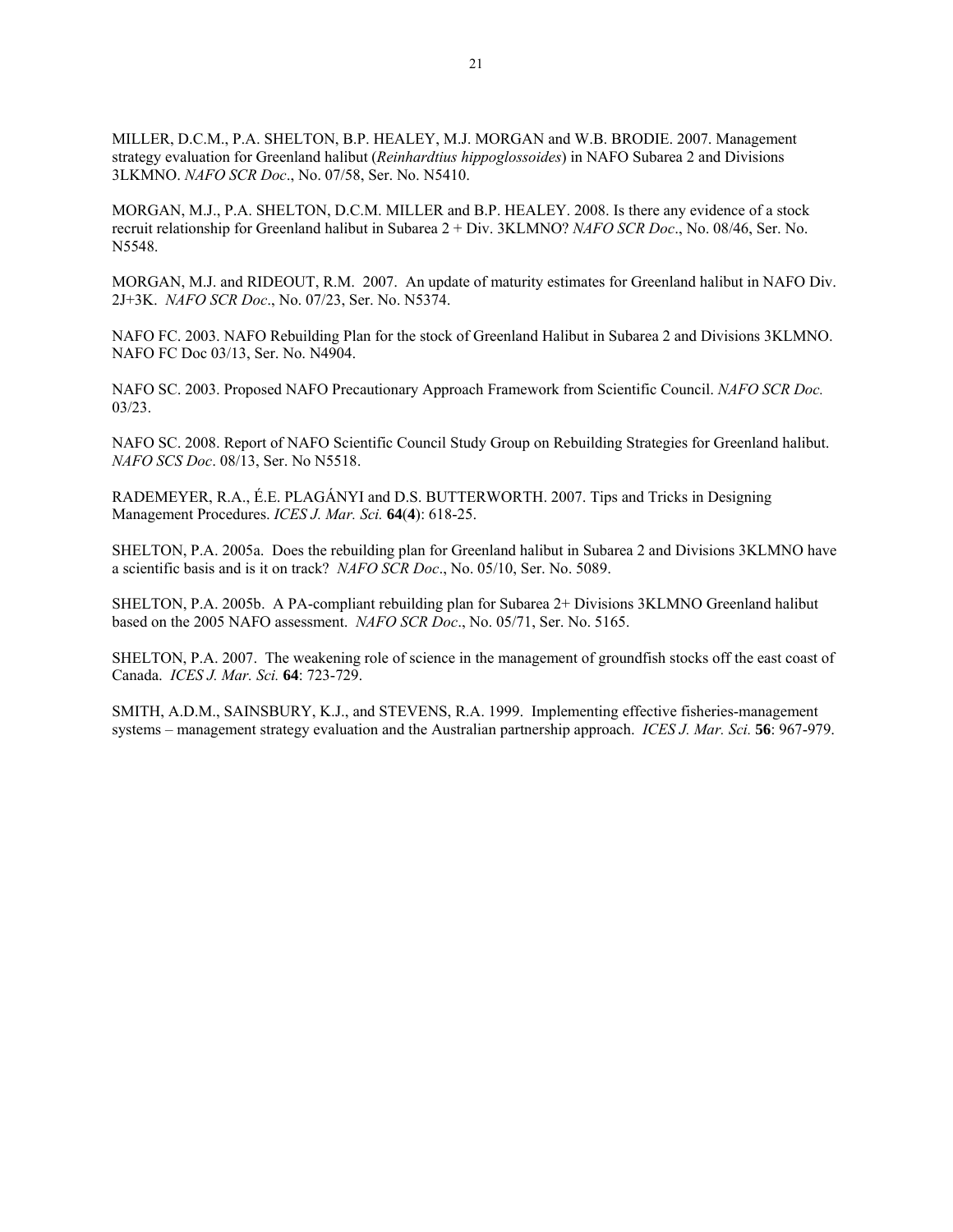MILLER, D.C.M., P.A. SHELTON, B.P. HEALEY, M.J. MORGAN and W.B. BRODIE. 2007. Management strategy evaluation for Greenland halibut (*Reinhardtius hippoglossoides*) in NAFO Subarea 2 and Divisions 3LKMNO. *NAFO SCR Doc*., No. 07/58, Ser. No. N5410.

MORGAN, M.J., P.A. SHELTON, D.C.M. MILLER and B.P. HEALEY. 2008. Is there any evidence of a stock recruit relationship for Greenland halibut in Subarea 2 + Div. 3KLMNO? *NAFO SCR Doc*., No. 08/46, Ser. No. N5548.

MORGAN, M.J. and RIDEOUT, R.M. 2007. An update of maturity estimates for Greenland halibut in NAFO Div. 2J+3K. *NAFO SCR Doc*., No. 07/23, Ser. No. N5374.

NAFO FC. 2003. NAFO Rebuilding Plan for the stock of Greenland Halibut in Subarea 2 and Divisions 3KLMNO. NAFO FC Doc 03/13, Ser. No. N4904.

NAFO SC. 2003. Proposed NAFO Precautionary Approach Framework from Scientific Council. *NAFO SCR Doc.* 03/23.

NAFO SC. 2008. Report of NAFO Scientific Council Study Group on Rebuilding Strategies for Greenland halibut. *NAFO SCS Doc*. 08/13, Ser. No N5518.

RADEMEYER, R.A., É.E. PLAGÁNYI and D.S. BUTTERWORTH. 2007. Tips and Tricks in Designing Management Procedures. *ICES J. Mar. Sci.* **64**(**4**): 618-25.

SHELTON, P.A. 2005a. Does the rebuilding plan for Greenland halibut in Subarea 2 and Divisions 3KLMNO have a scientific basis and is it on track? *NAFO SCR Doc*., No. 05/10, Ser. No. 5089.

SHELTON, P.A. 2005b. A PA-compliant rebuilding plan for Subarea 2+ Divisions 3KLMNO Greenland halibut based on the 2005 NAFO assessment. *NAFO SCR Doc*., No. 05/71, Ser. No. 5165.

SHELTON, P.A. 2007. The weakening role of science in the management of groundfish stocks off the east coast of Canada. *ICES J. Mar. Sci.* **64**: 723-729.

SMITH, A.D.M., SAINSBURY, K.J., and STEVENS, R.A. 1999. Implementing effective fisheries-management systems – management strategy evaluation and the Australian partnership approach. *ICES J. Mar. Sci.* **56**: 967-979.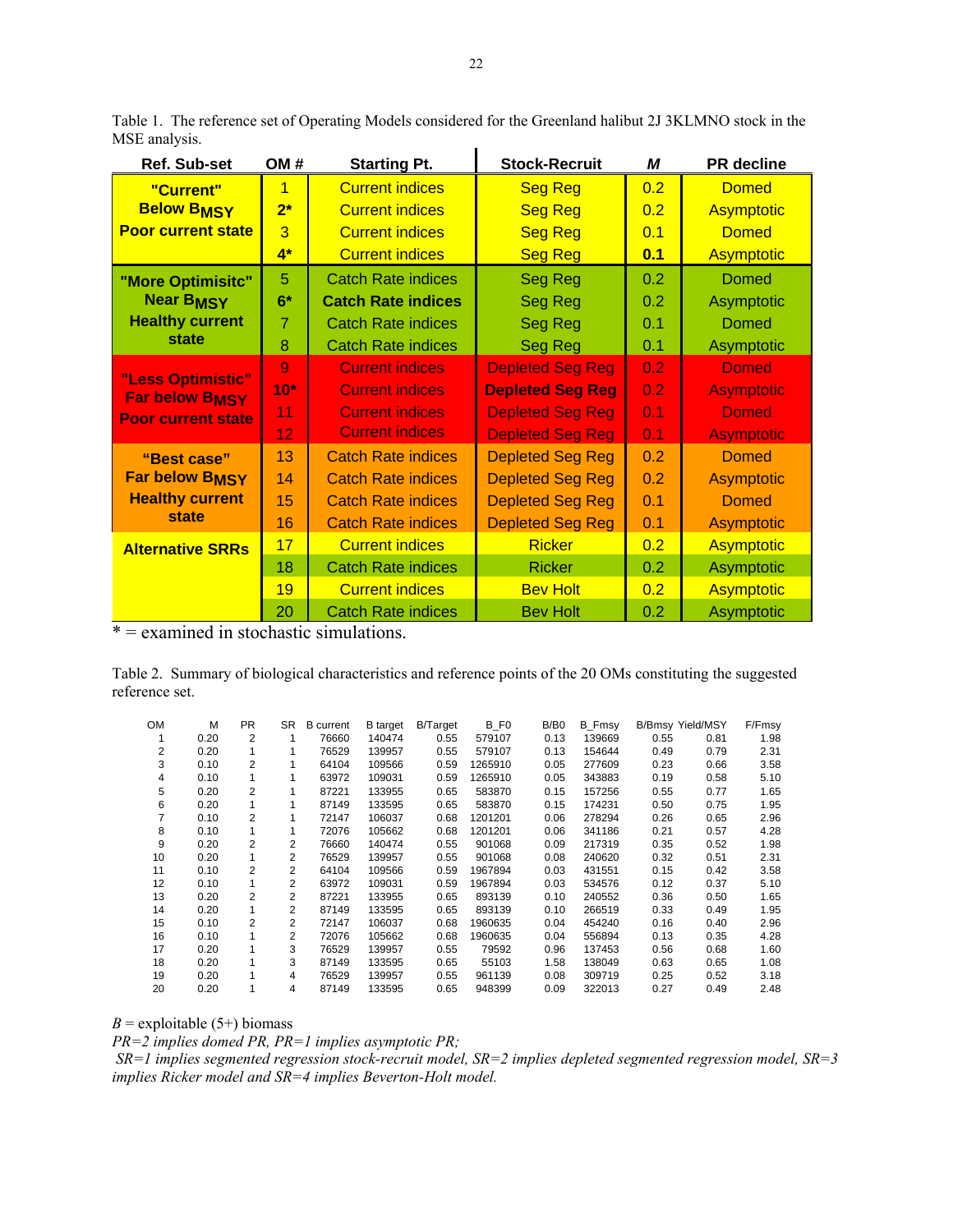Table 1. The reference set of Operating Models considered for the Greenland halibut 2J 3KLMNO stock in the MSE analysis.

| Ref. Sub-set | OM # | Starting Pt. | Stock-Recruit | *M* | PR decline |
|---|---|---|---|---|---|
| "Current" Below $B_{MSY}$ Poor current state | 1 | Current indices | Seg Reg | 0.2 | Domed |
| | 2* | Current indices | Seg Reg | 0.2 | Asymptotic |
| | 3 | Current indices | Seg Reg | 0.1 | Domed |
| | 4* | Current indices | Seg Reg | **0.1** | Asymptotic |
| "More Optimisitc" Near $B_{MSY}$ Healthy current state | 5 | Catch Rate indices | Seg Reg | 0.2 | Domed |
| | 6* | **Catch Rate indices** | Seg Reg | 0.2 | Asymptotic |
| | 7 | Catch Rate indices | Seg Reg | 0.1 | Domed |
| | 8 | Catch Rate indices | Seg Reg | 0.1 | Asymptotic |
| "Less Optimistic" Far below $B_{MSY}$ Poor current state | 9 | Current indices | Depleted Seg Reg | 0.2 | Domed |
| | 10* | Current indices | **Depleted Seg Reg** | 0.2 | Asymptotic |
| | 11 | Current indices | Depleted Seg Reg | 0.1 | Domed |
| | 12 | Current indices | Depleted Seg Reg | 0.1 | Asymptotic |
| "Best case" Far below $B_{MSY}$ Healthy current state | 13 | Catch Rate indices | Depleted Seg Reg | 0.2 | Domed |
| | 14 | Catch Rate indices | Depleted Seg Reg | 0.2 | Asymptotic |
| | 15 | Catch Rate indices | Depleted Seg Reg | 0.1 | Domed |
| | 16 | Catch Rate indices | Depleted Seg Reg | 0.1 | Asymptotic |
| Alternative SRRs | 17 | Current indices | Ricker | 0.2 | Asymptotic |
| | 18 | Catch Rate indices | Ricker | 0.2 | Asymptotic |
| | 19 | Current indices | Bev Holt | 0.2 | Asymptotic |
| | 20 | Catch Rate indices | Bev Holt | 0.2 | Asymptotic |

\* = examined in stochastic simulations.

Table 2. Summary of biological characteristics and reference points of the 20 OMs constituting the suggested reference set.

| OM | M | PR | SR | B current | B target | B/Target | B_F0 | B/B0 | B_Fmsy | B/Bmsy | Yield/MSY | F/Fmsy |
|---|---|---|---|---|---|---|---|---|---|---|---|---|
| 1 | 0.20 | 2 | 1 | 76660 | 140474 | 0.55 | 579107 | 0.13 | 139669 | 0.55 | 0.81 | 1.98 |
| 2 | 0.20 | 1 | 1 | 76529 | 139957 | 0.55 | 579107 | 0.13 | 154644 | 0.49 | 0.79 | 2.31 |
| 3 | 0.10 | 2 | 1 | 64104 | 109566 | 0.59 | 1265910 | 0.05 | 277609 | 0.23 | 0.66 | 3.58 |
| 4 | 0.10 | 1 | 1 | 63972 | 109031 | 0.59 | 1265910 | 0.05 | 343883 | 0.19 | 0.58 | 5.10 |
| 5 | 0.20 | 2 | 1 | 87221 | 133955 | 0.65 | 583870 | 0.15 | 157256 | 0.55 | 0.77 | 1.65 |
| 6 | 0.20 | 1 | 1 | 87149 | 133595 | 0.65 | 583870 | 0.15 | 174231 | 0.50 | 0.75 | 1.95 |
| 7 | 0.10 | 2 | 1 | 72147 | 106037 | 0.68 | 1201201 | 0.06 | 278294 | 0.26 | 0.65 | 2.96 |
| 8 | 0.10 | 1 | 1 | 72076 | 105662 | 0.68 | 1201201 | 0.06 | 341186 | 0.21 | 0.57 | 4.28 |
| 9 | 0.20 | 2 | 2 | 76660 | 140474 | 0.55 | 901068 | 0.09 | 217319 | 0.35 | 0.52 | 1.98 |
| 10 | 0.20 | 1 | 2 | 76529 | 139957 | 0.55 | 901068 | 0.08 | 240620 | 0.32 | 0.51 | 2.31 |
| 11 | 0.10 | 2 | 2 | 64104 | 109566 | 0.59 | 1967894 | 0.03 | 431551 | 0.15 | 0.42 | 3.58 |
| 12 | 0.10 | 1 | 2 | 63972 | 109031 | 0.59 | 1967894 | 0.03 | 534576 | 0.12 | 0.37 | 5.10 |
| 13 | 0.20 | 2 | 2 | 87221 | 133955 | 0.65 | 893139 | 0.10 | 240552 | 0.36 | 0.50 | 1.65 |
| 14 | 0.20 | 1 | 2 | 87149 | 133595 | 0.65 | 893139 | 0.10 | 266519 | 0.33 | 0.49 | 1.95 |
| 15 | 0.10 | 2 | 2 | 72147 | 106037 | 0.68 | 1960635 | 0.04 | 454240 | 0.16 | 0.40 | 2.96 |
| 16 | 0.10 | 1 | 2 | 72076 | 105662 | 0.68 | 1960635 | 0.04 | 556894 | 0.13 | 0.35 | 4.28 |
| 17 | 0.20 | 1 | 3 | 76529 | 139957 | 0.55 | 79592 | 0.96 | 137453 | 0.56 | 0.68 | 1.60 |
| 18 | 0.20 | 1 | 3 | 87149 | 133595 | 0.65 | 55103 | 1.58 | 138049 | 0.63 | 0.65 | 1.08 |
| 19 | 0.20 | 1 | 4 | 76529 | 139957 | 0.55 | 961139 | 0.08 | 309719 | 0.25 | 0.52 | 3.18 |
| 20 | 0.20 | 1 | 4 | 87149 | 133595 | 0.65 | 948399 | 0.09 | 322013 | 0.27 | 0.49 | 2.48 |

*B* = exploitable (5+) biomass

*PR=2 implies domed PR, PR=1 implies asymptotic PR;*

*SR=1 implies segmented regression stock-recruit model, SR=2 implies depleted segmented regression model, SR=3 implies Ricker model and SR=4 implies Beverton-Holt model.*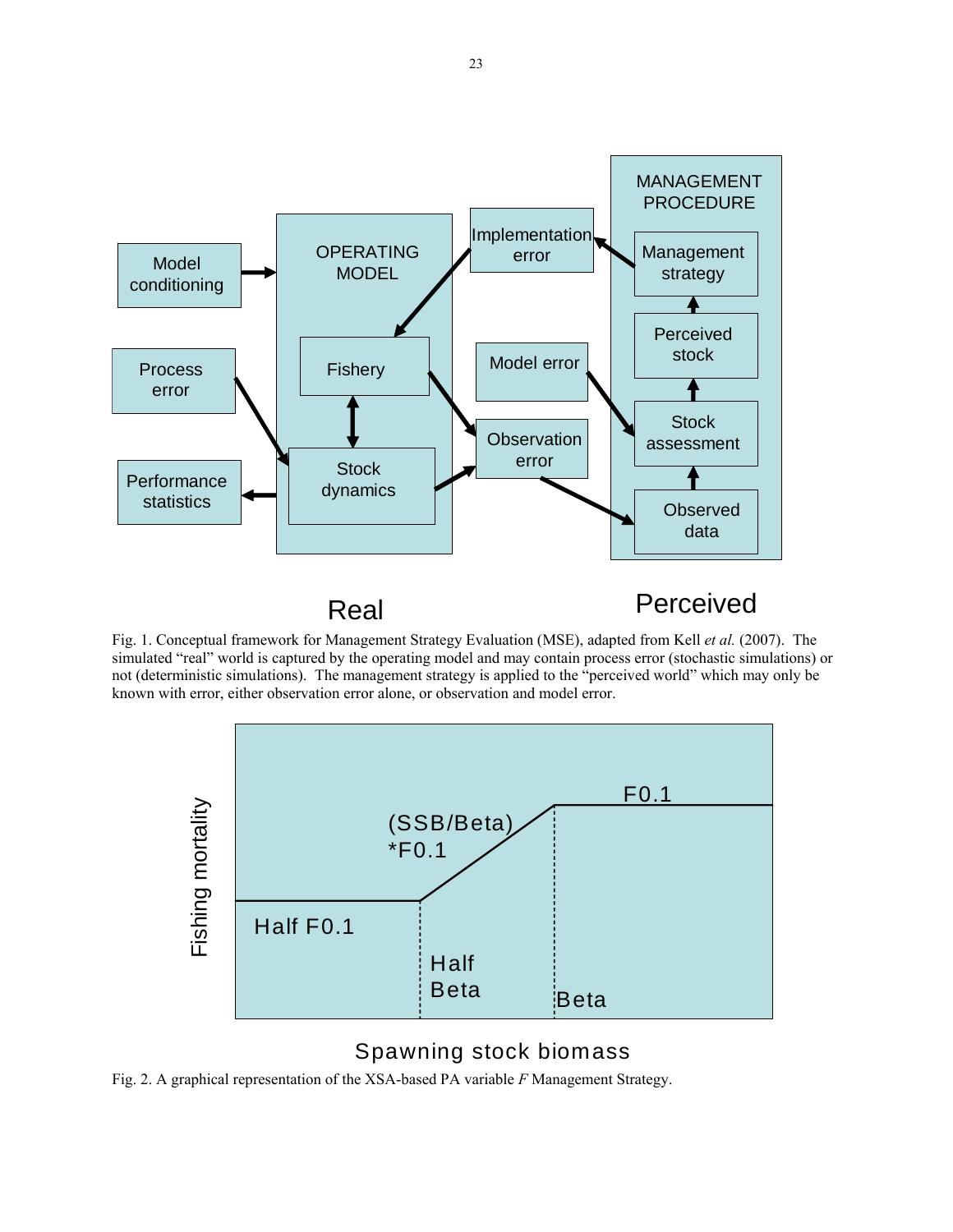Fig. 1. Conceptual framework for Management Strategy Evaluation (MSE), adapted from Kell *et al.* (2007). The simulated "real" world is captured by the operating model and may contain process error (stochastic simulations) or not (deterministic simulations). The management strategy is applied to the "perceived world" which may only be known with error, either observation error alone, or observation and model error.

Fig. 2. A graphical representation of the XSA-based PA variable *F* Management Strategy.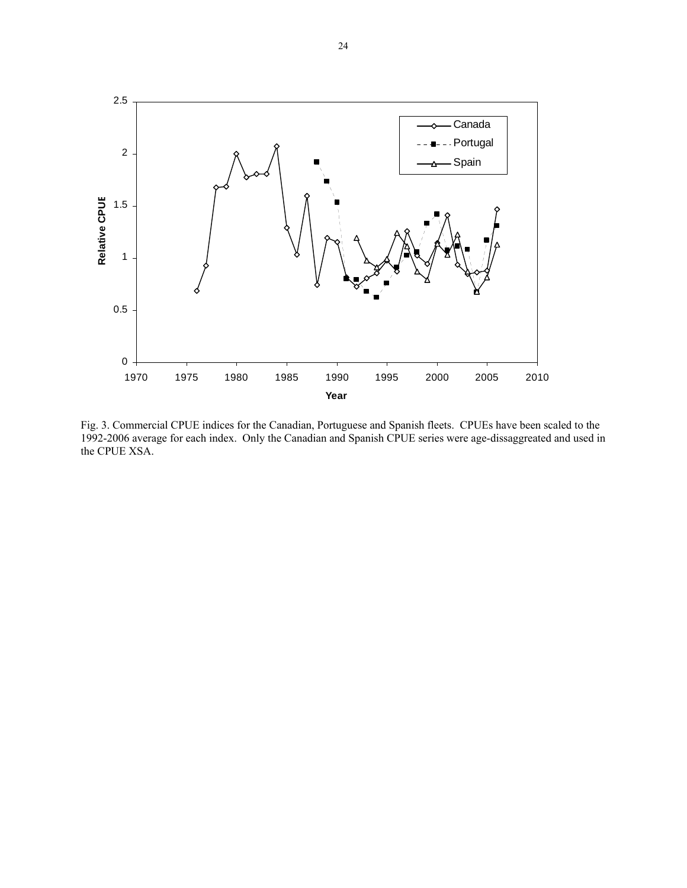Fig. 3. Commercial CPUE indices for the Canadian, Portuguese and Spanish fleets. CPUEs have been scaled to the 1992-2006 average for each index. Only the Canadian and Spanish CPUE series were age-dissaggreated and used in the CPUE XSA.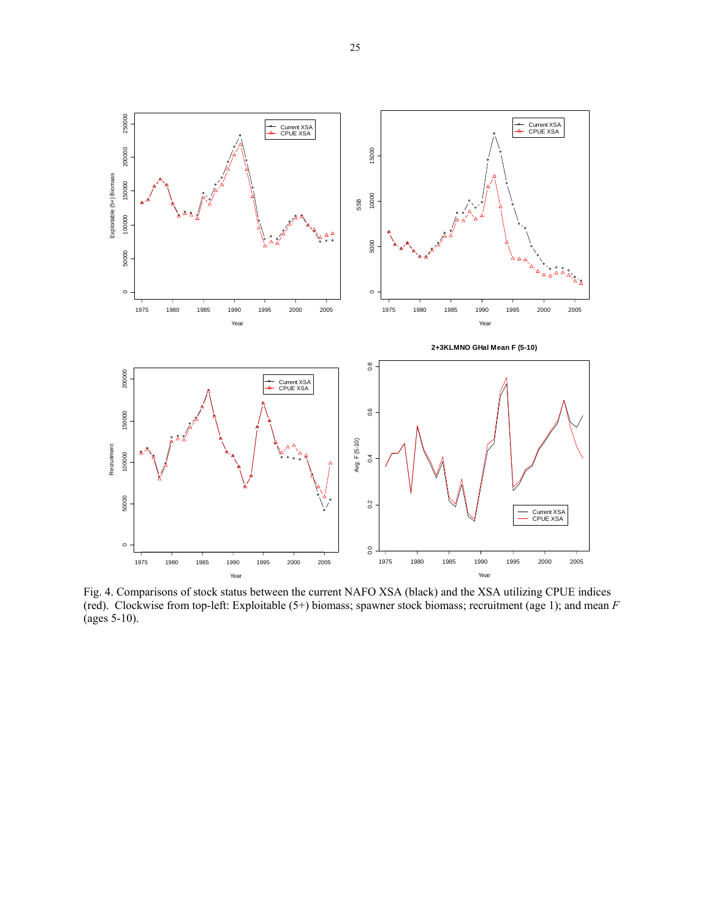Fig. 4. Comparisons of stock status between the current NAFO XSA (black) and the XSA utilizing CPUE indices (red). Clockwise from top-left: Exploitable (5+) biomass; spawner stock biomass; recruitment (age 1); and mean $F$ (ages 5-10).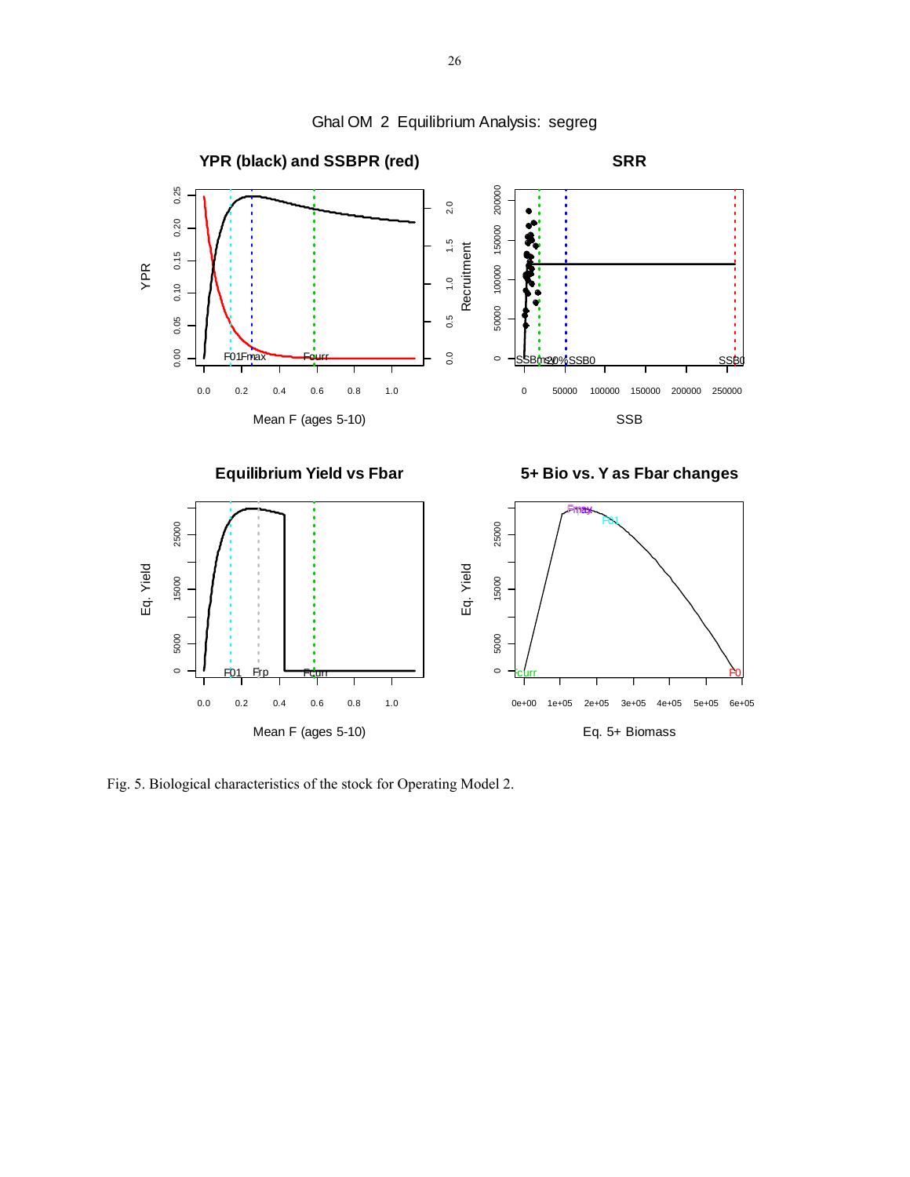Ghal OM 2 Equilibrium Analysis: segreg

Fig. 5. Biological characteristics of the stock for Operating Model 2.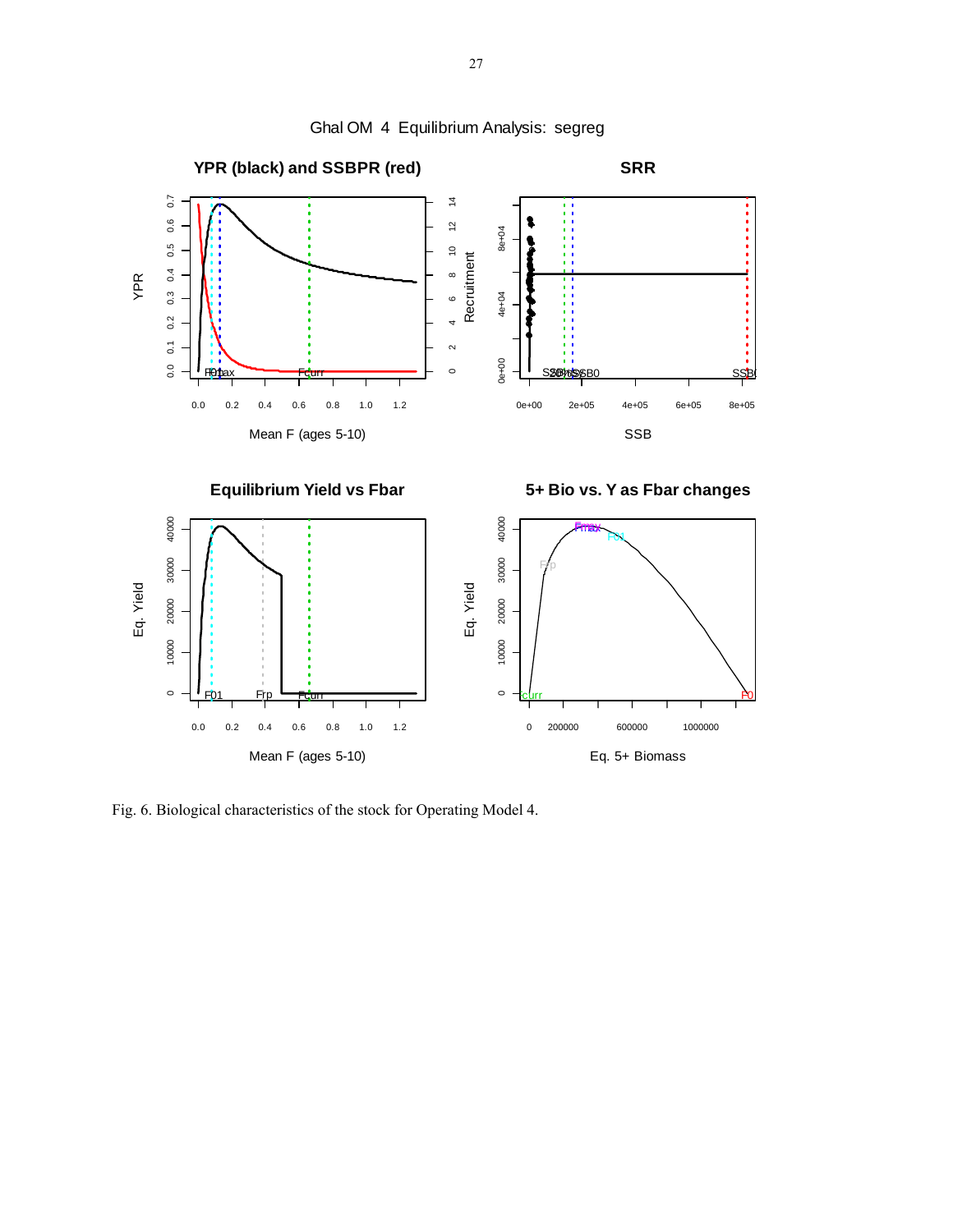Ghal OM 4 Equilibrium Analysis: segreg

Fig. 6. Biological characteristics of the stock for Operating Model 4.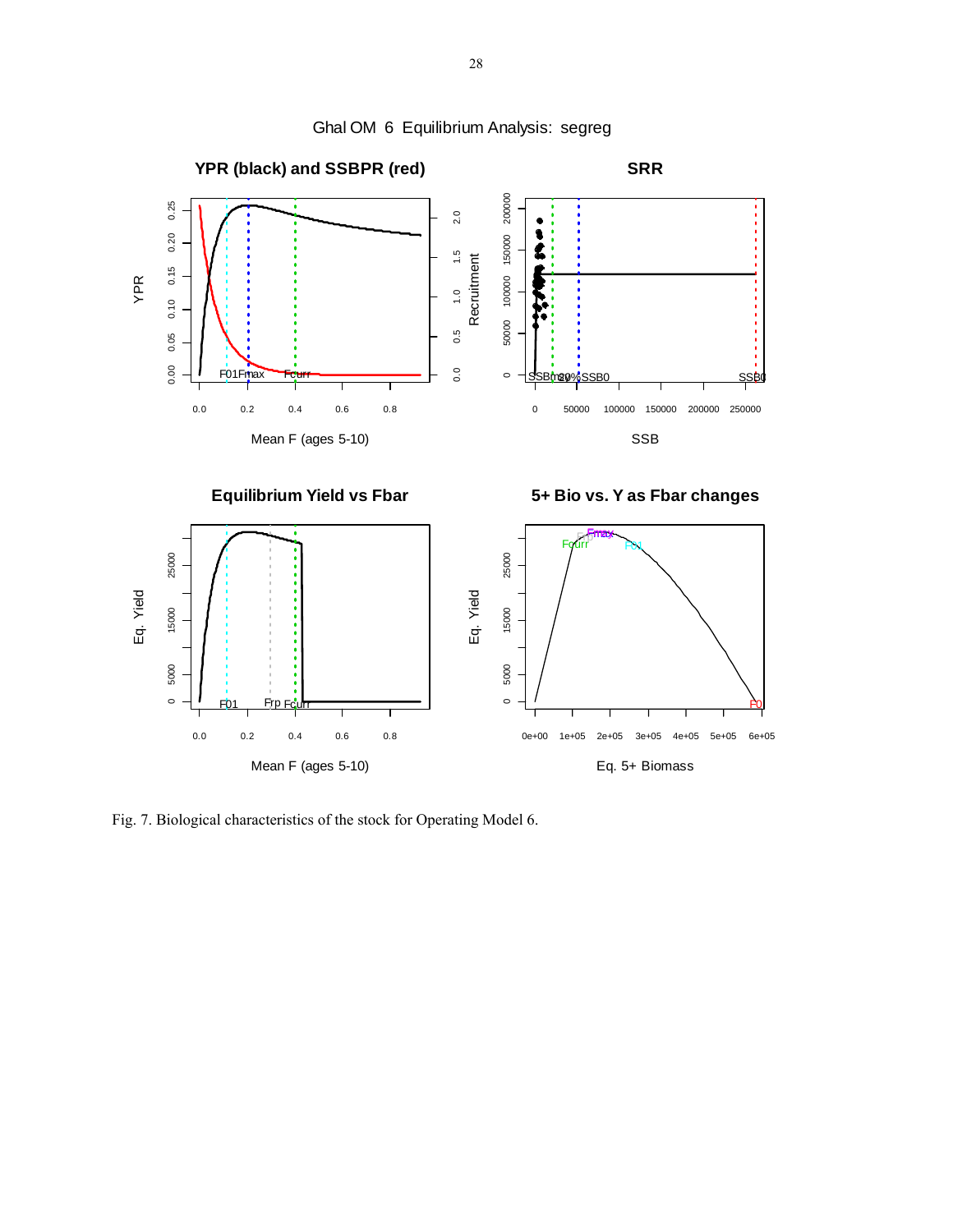Fig. 7. Biological characteristics of the stock for Operating Model 6.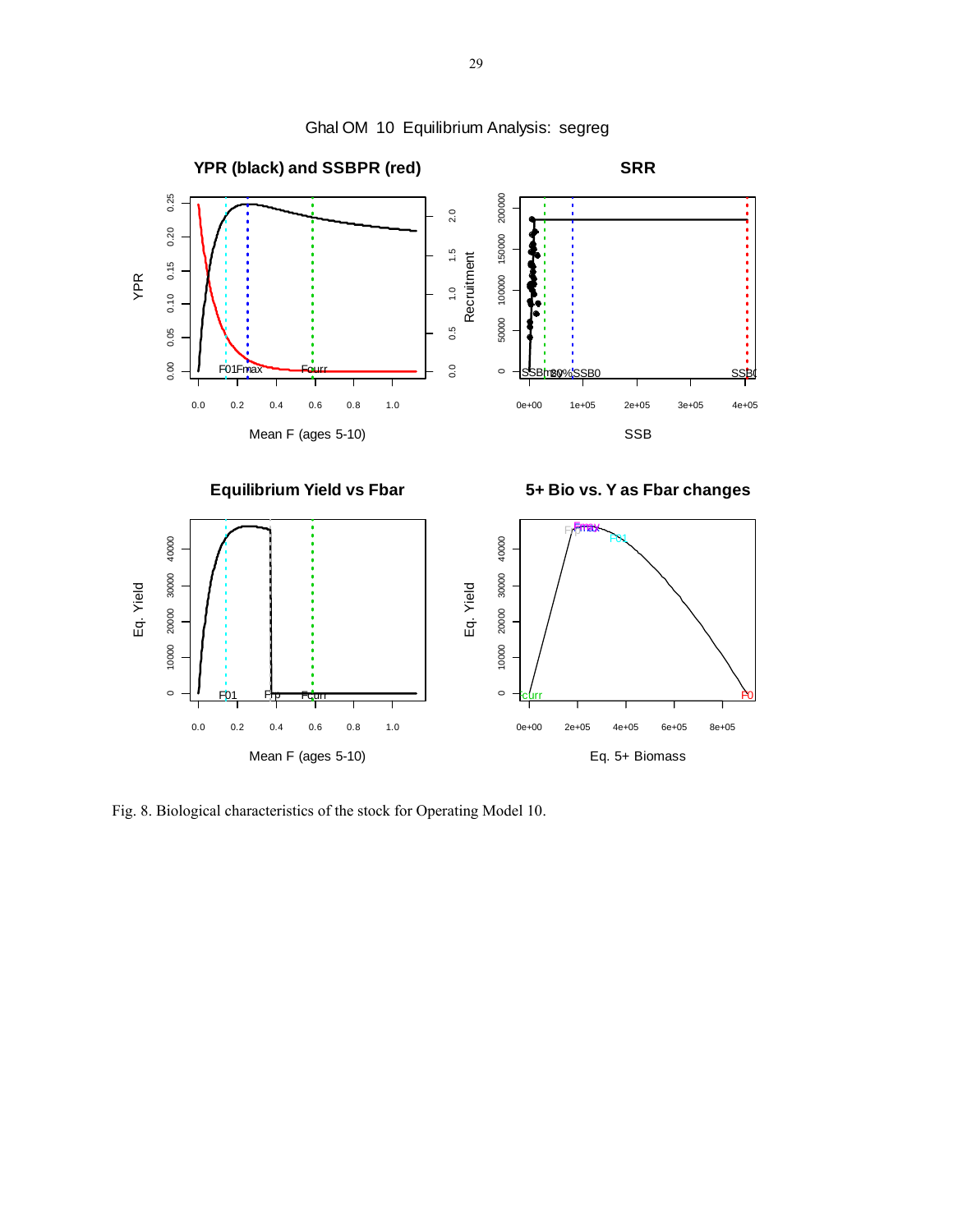Fig. 8. Biological characteristics of the stock for Operating Model 10.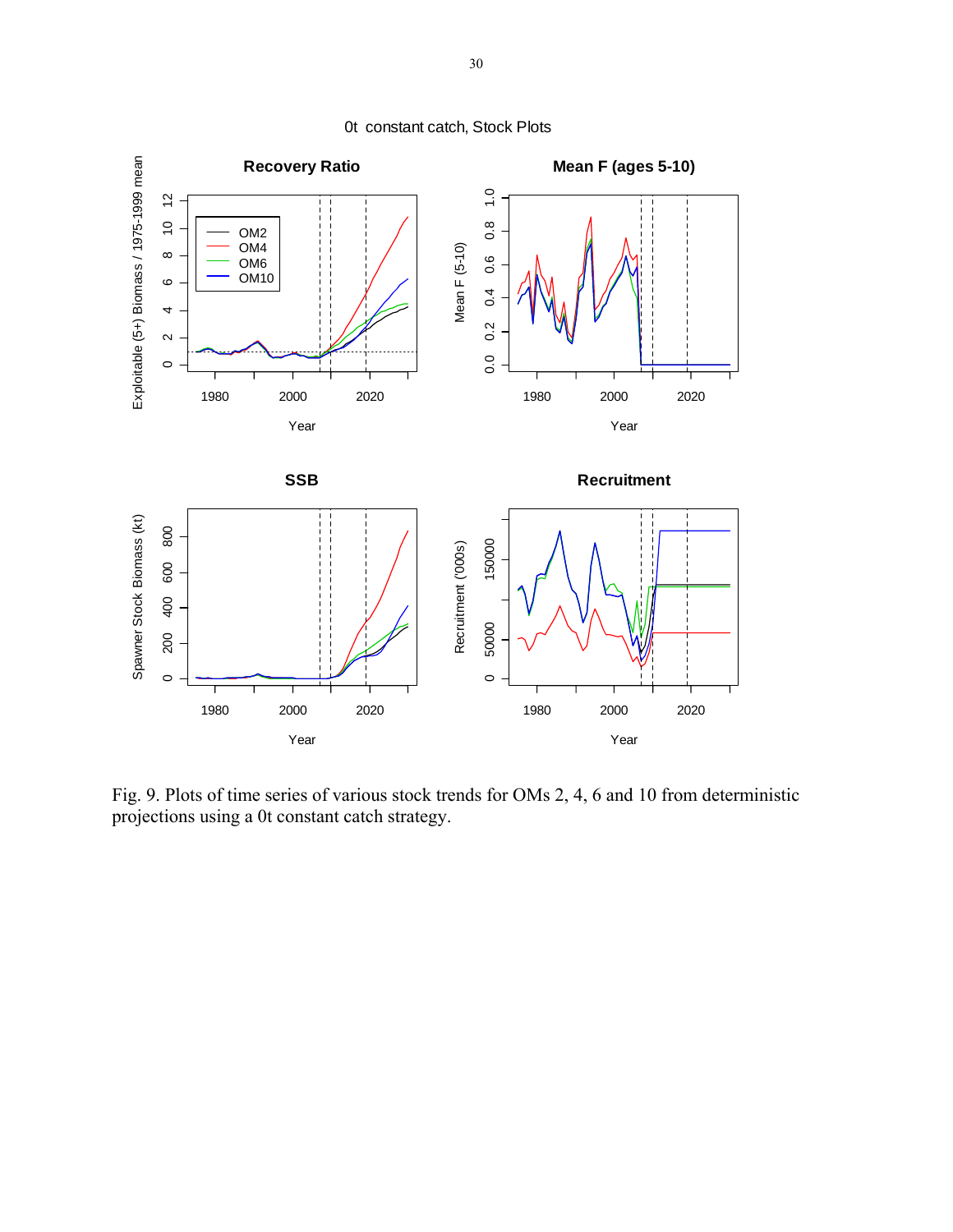0t constant catch, Stock Plots

Fig. 9. Plots of time series of various stock trends for OMs 2, 4, 6 and 10 from deterministic projections using a 0t constant catch strategy.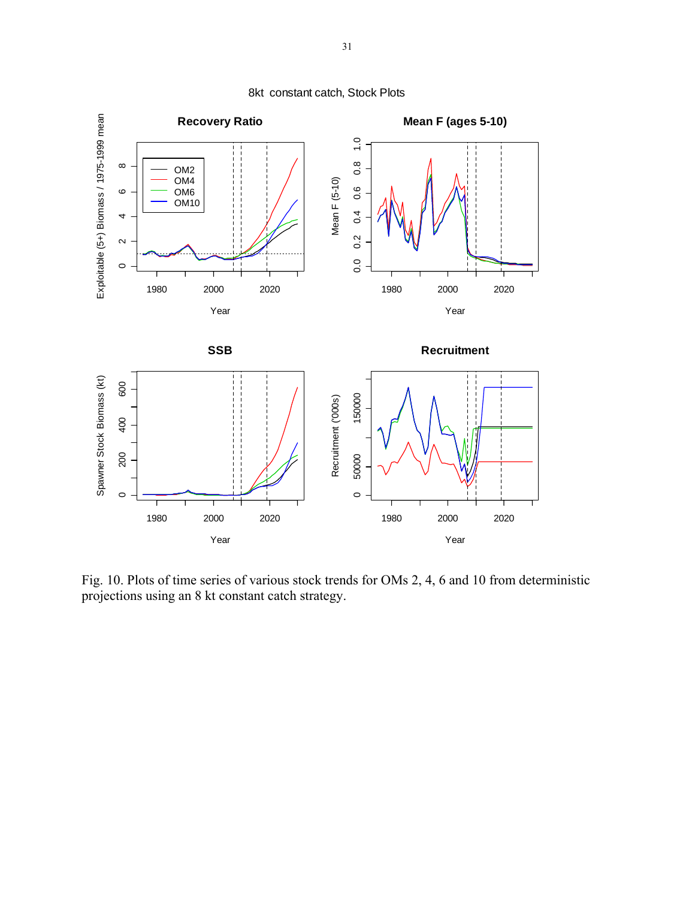8kt constant catch, Stock Plots

Fig. 10. Plots of time series of various stock trends for OMs 2, 4, 6 and 10 from deterministic projections using an 8 kt constant catch strategy.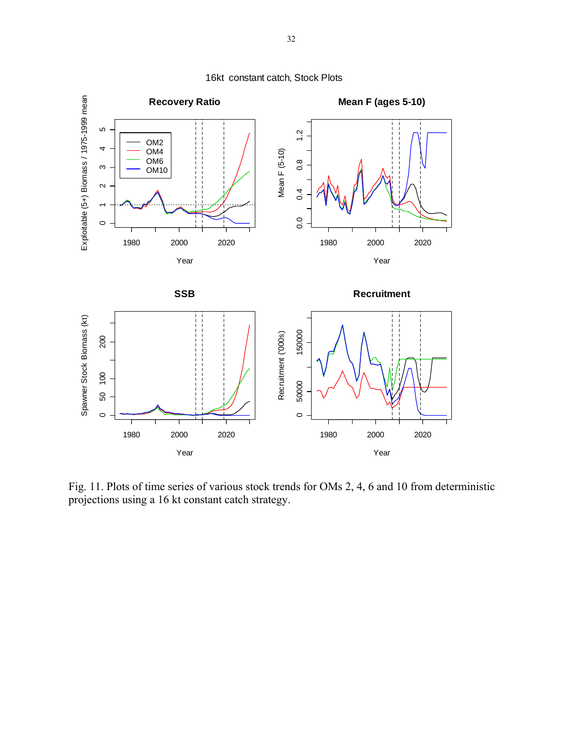16kt constant catch, Stock Plots

Fig. 11. Plots of time series of various stock trends for OMs 2, 4, 6 and 10 from deterministic projections using a 16 kt constant catch strategy.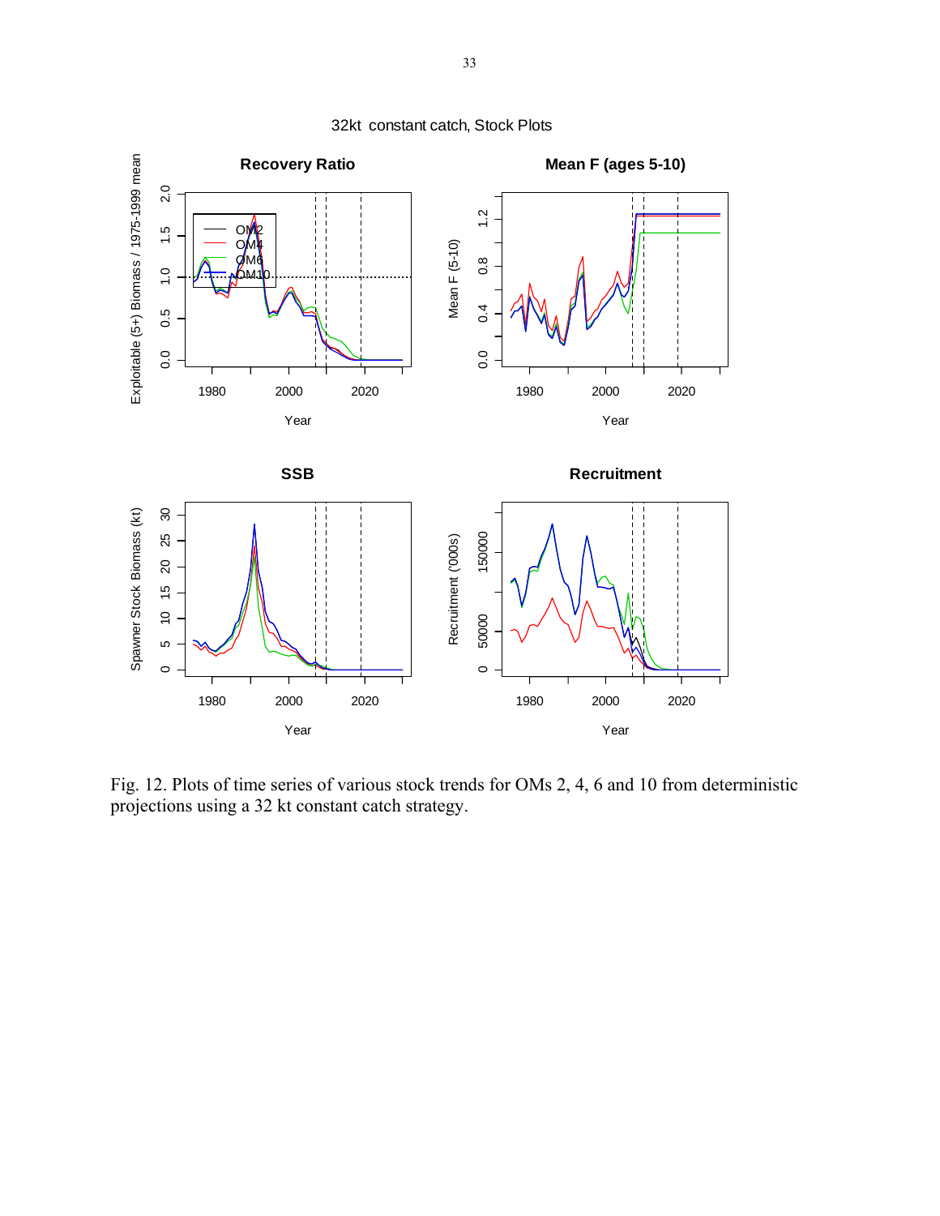Fig. 12. Plots of time series of various stock trends for OMs 2, 4, 6 and 10 from deterministic projections using a 32 kt constant catch strategy.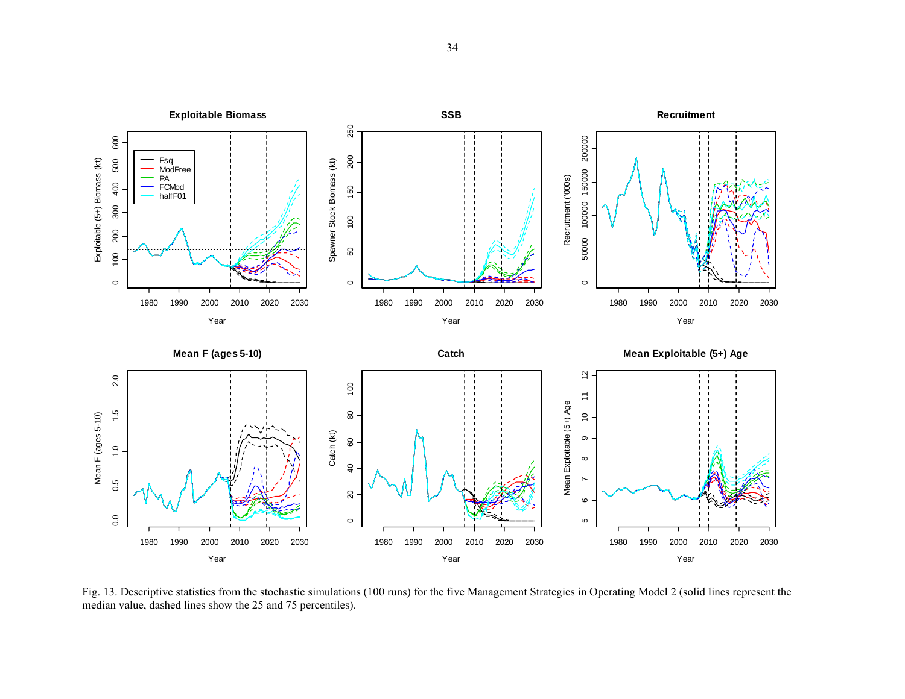Fig. 13. Descriptive statistics from the stochastic simulations (100 runs) for the five Management Strategies in Operating Model 2 (solid lines represent the median value, dashed lines show the 25 and 75 percentiles).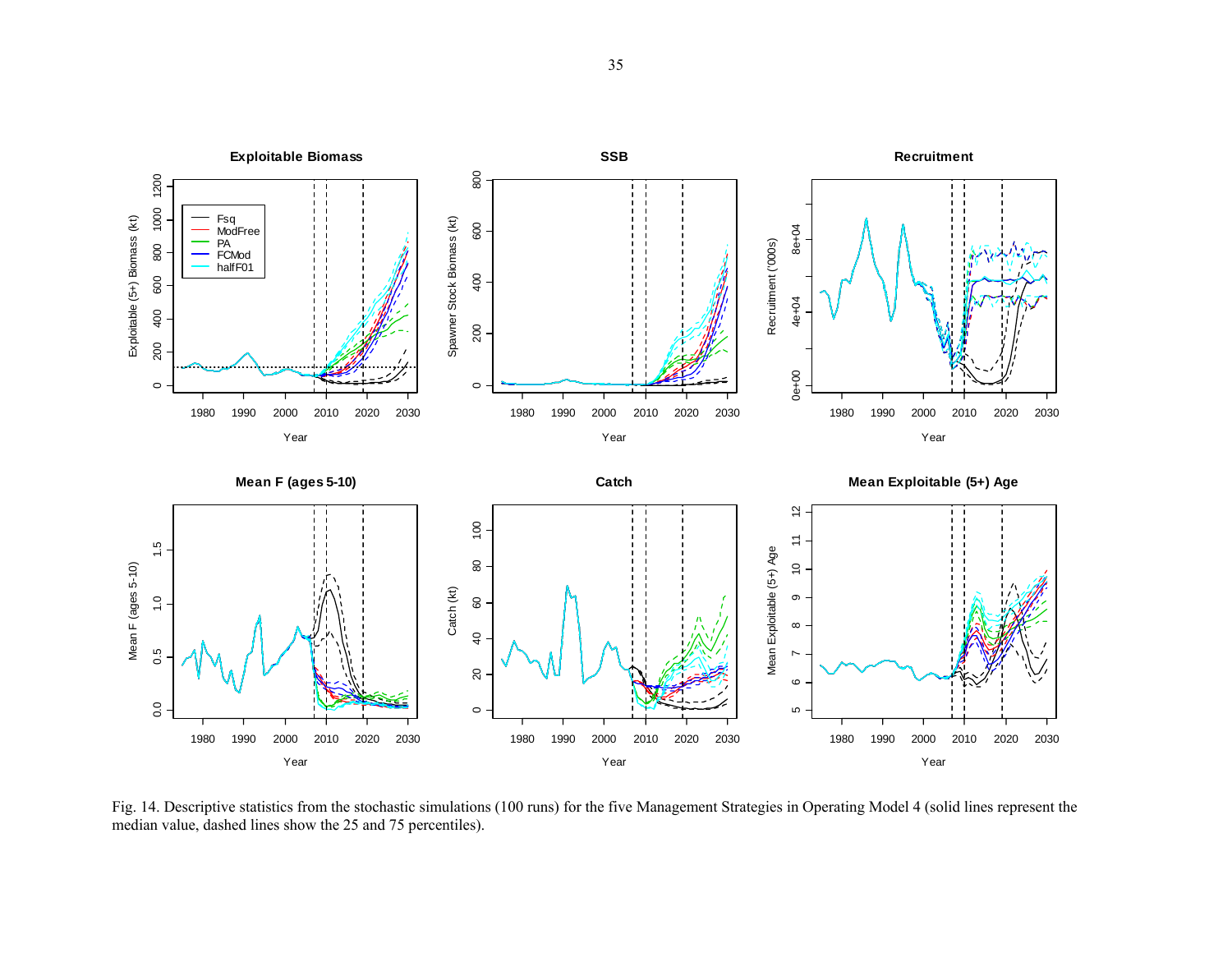Fig. 14. Descriptive statistics from the stochastic simulations (100 runs) for the five Management Strategies in Operating Model 4 (solid lines represent the median value, dashed lines show the 25 and 75 percentiles).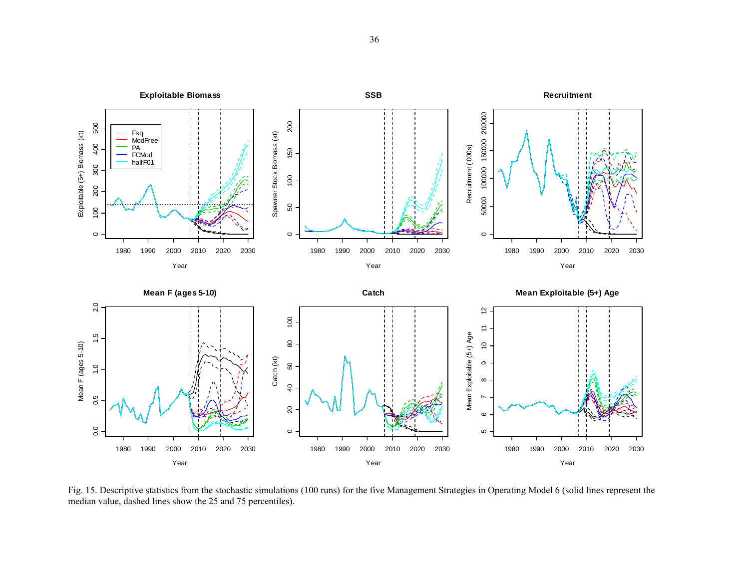Fig. 15. Descriptive statistics from the stochastic simulations (100 runs) for the five Management Strategies in Operating Model 6 (solid lines represent the median value, dashed lines show the 25 and 75 percentiles).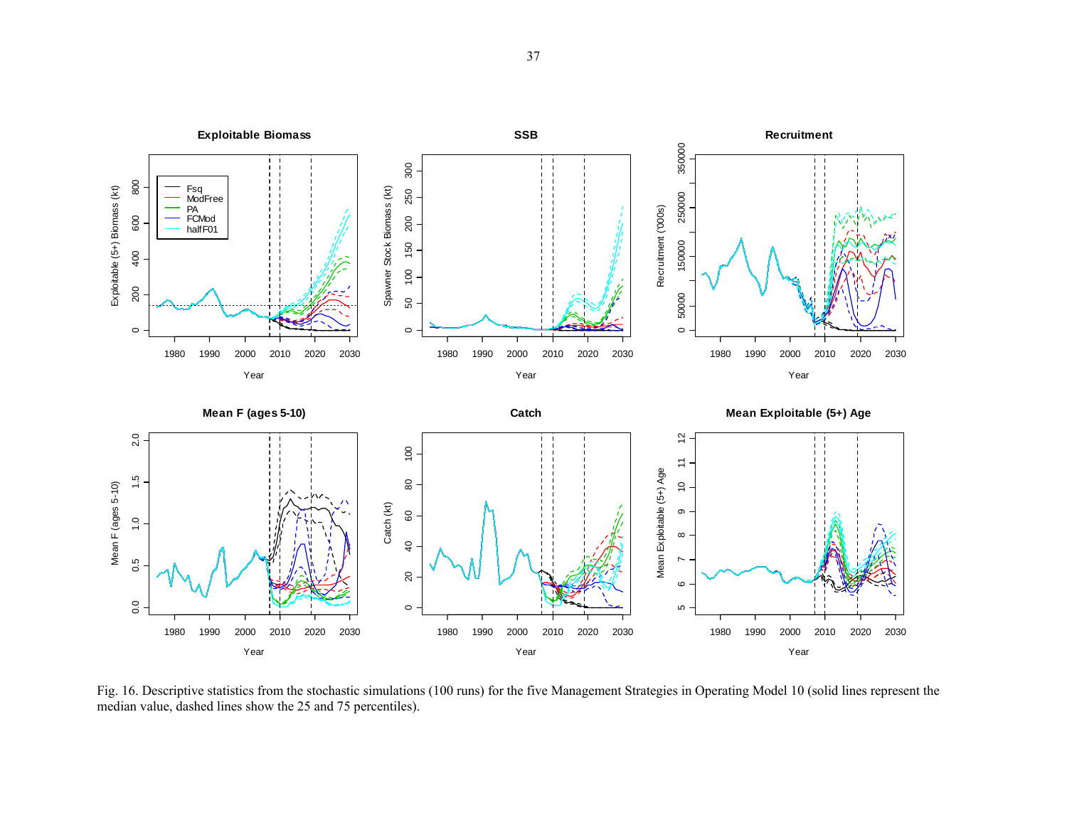Fig. 16. Descriptive statistics from the stochastic simulations (100 runs) for the five Management Strategies in Operating Model 10 (solid lines represent the median value, dashed lines show the 25 and 75 percentiles).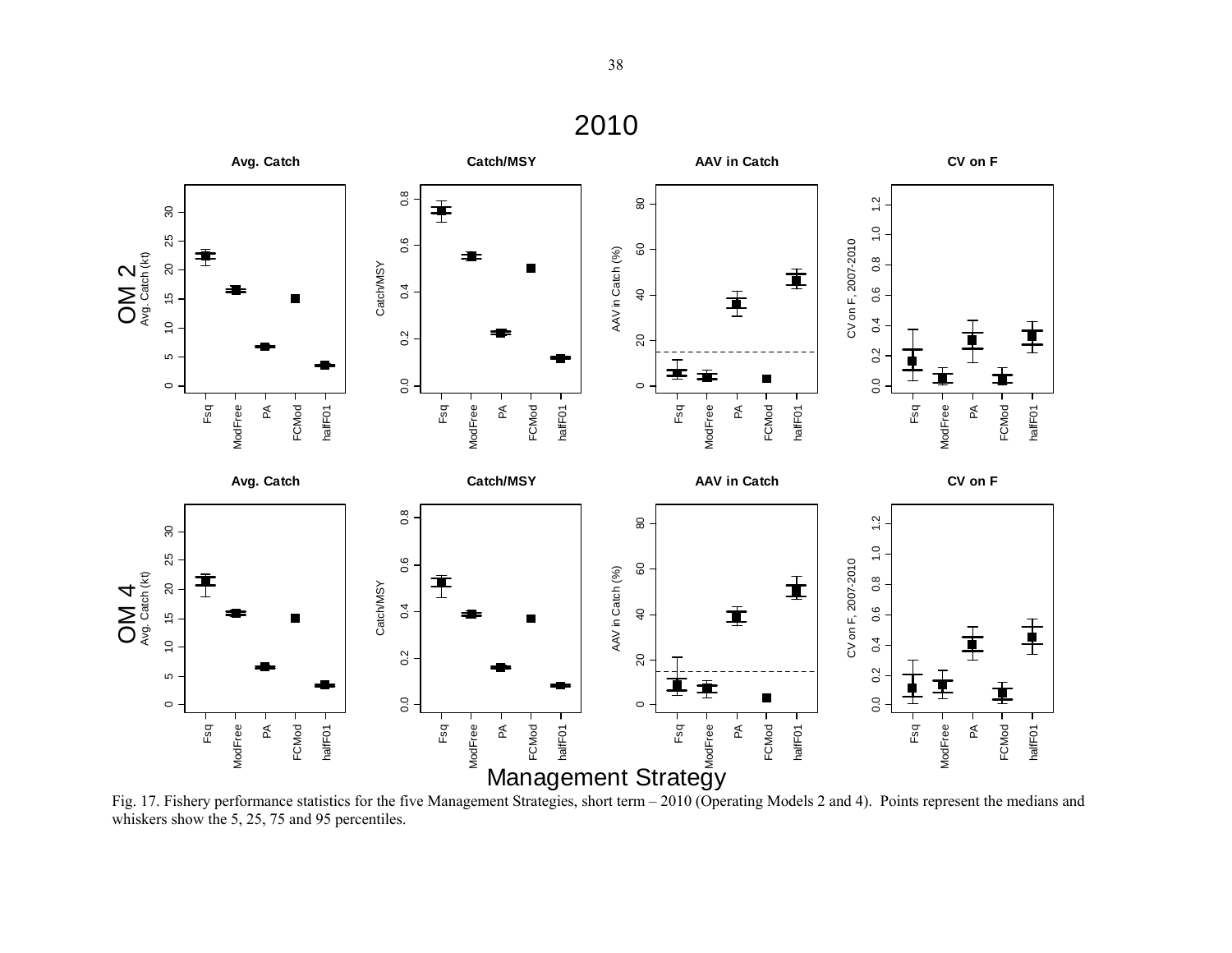Fig. 17. Fishery performance statistics for the five Management Strategies, short term – 2010 (Operating Models 2 and 4). Points represent the medians and whiskers show the 5, 25, 75 and 95 percentiles.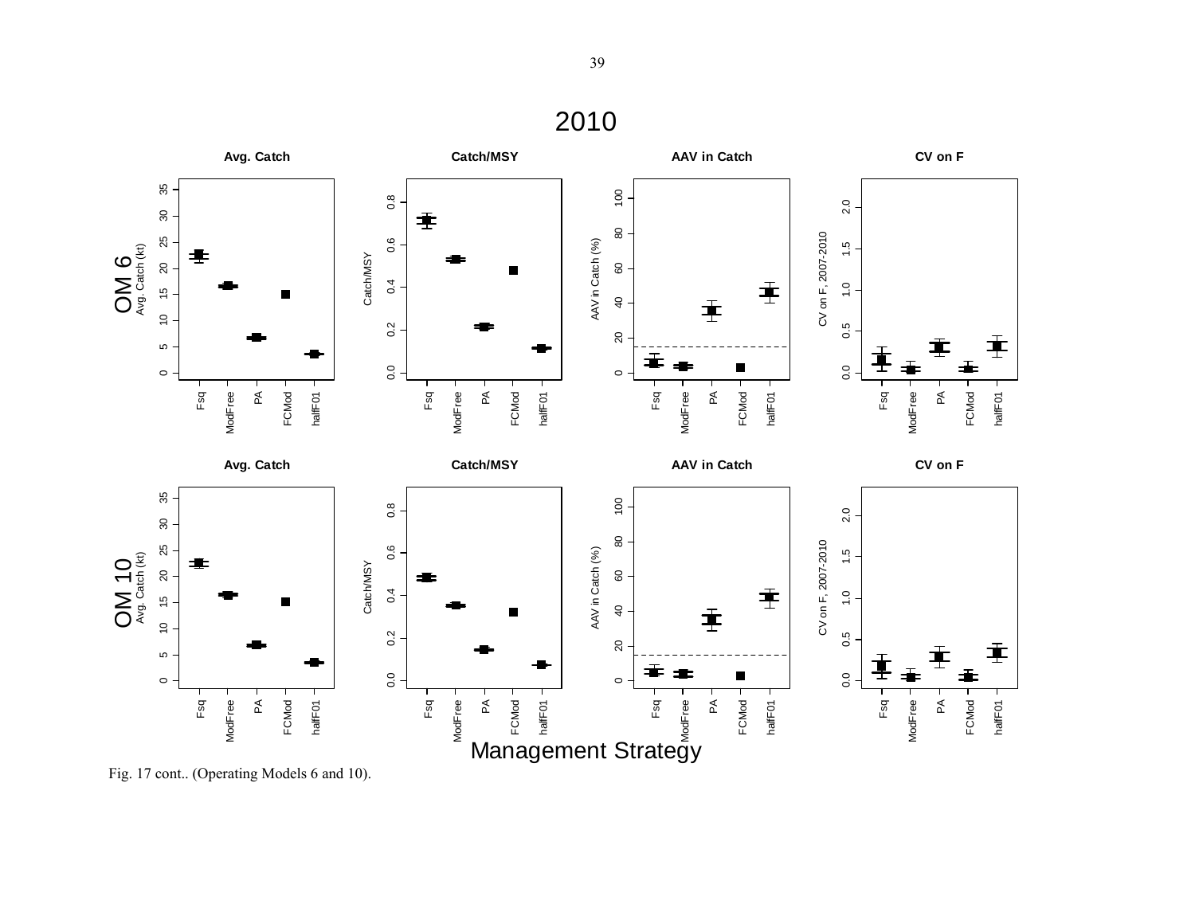Fig. 17 cont.. (Operating Models 6 and 10).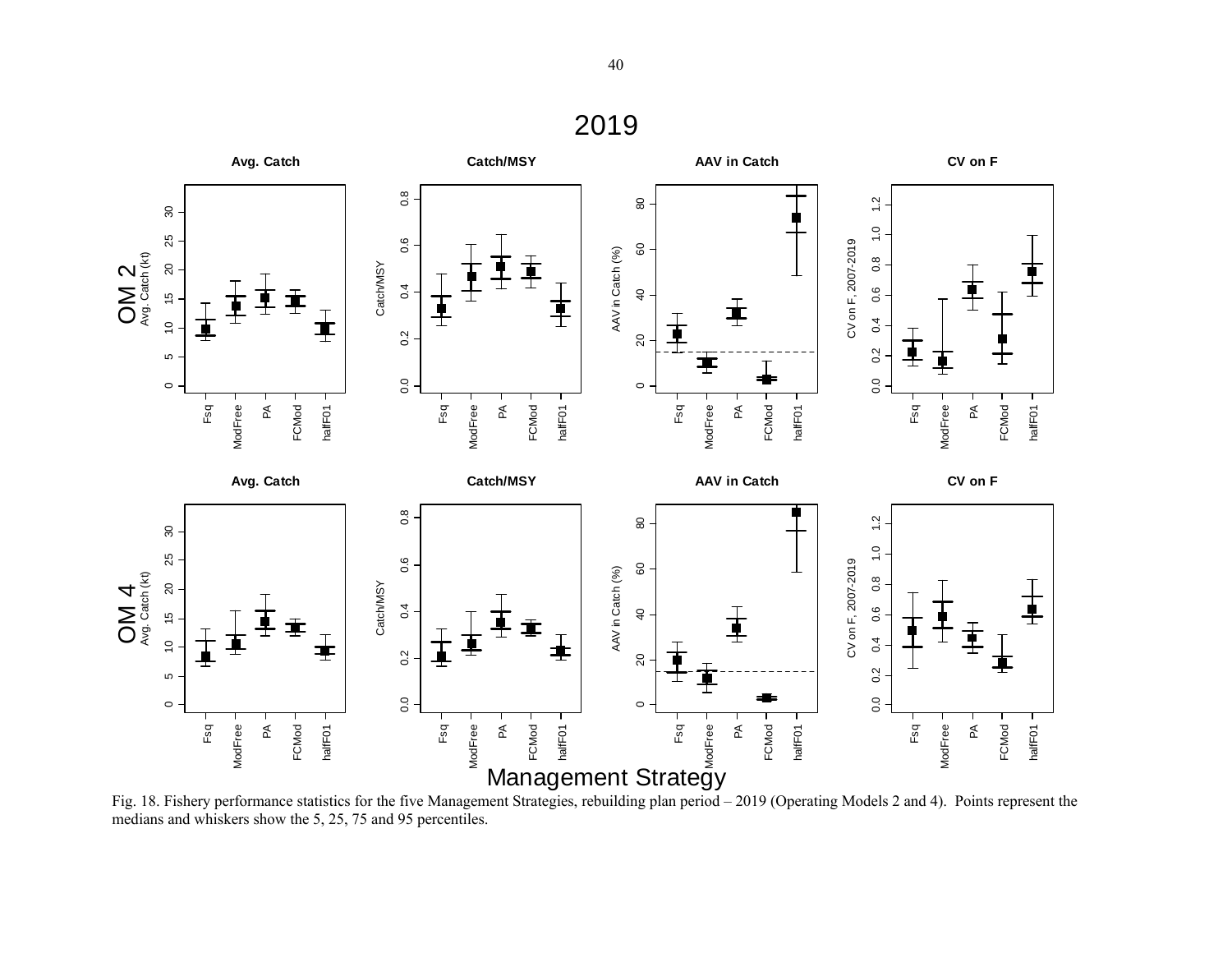Fig. 18. Fishery performance statistics for the five Management Strategies, rebuilding plan period – 2019 (Operating Models 2 and 4). Points represent the medians and whiskers show the 5, 25, 75 and 95 percentiles.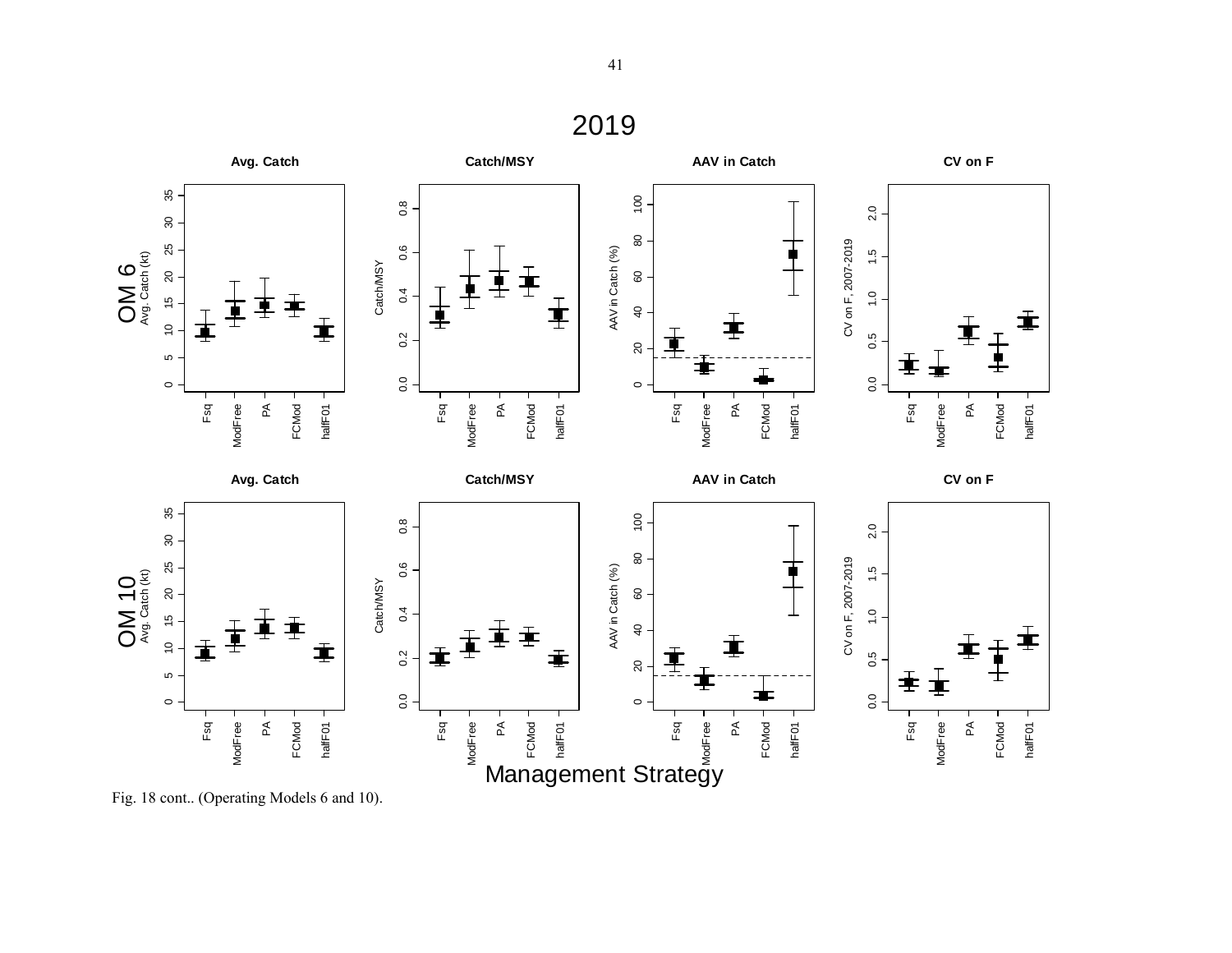Fig. 18 cont.. (Operating Models 6 and 10).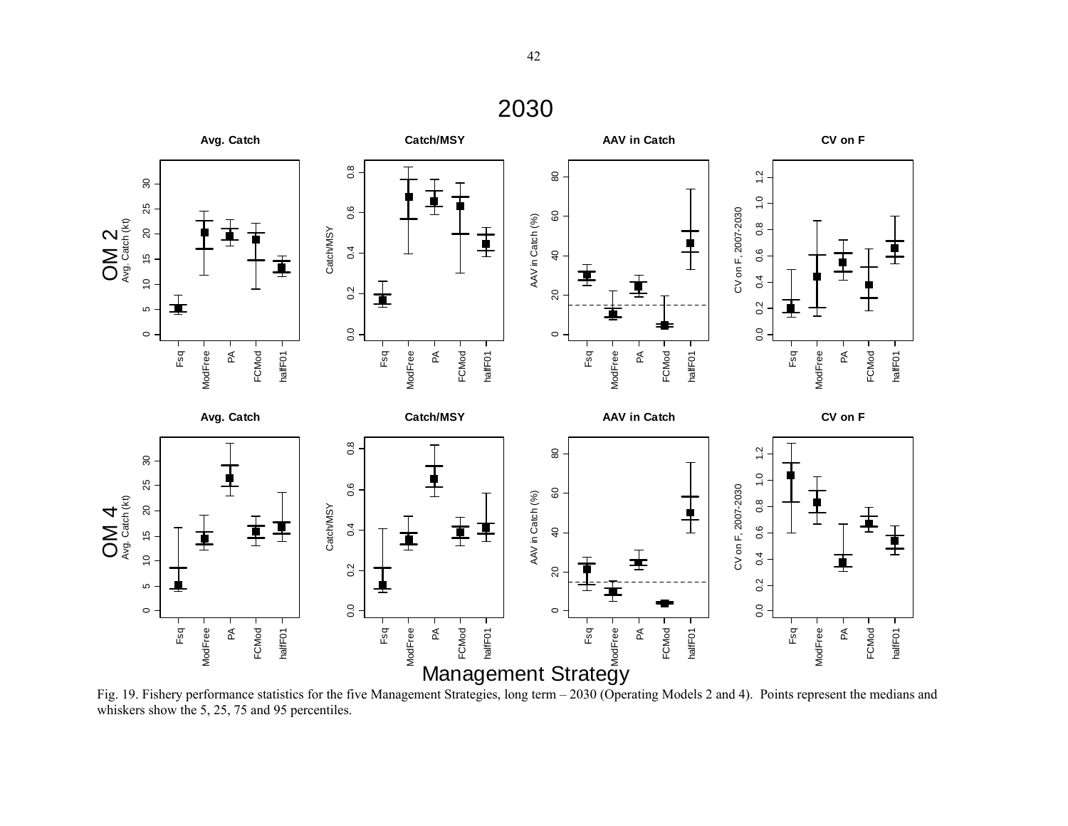Fig. 19. Fishery performance statistics for the five Management Strategies, long term – 2030 (Operating Models 2 and 4). Points represent the medians and whiskers show the 5, 25, 75 and 95 percentiles.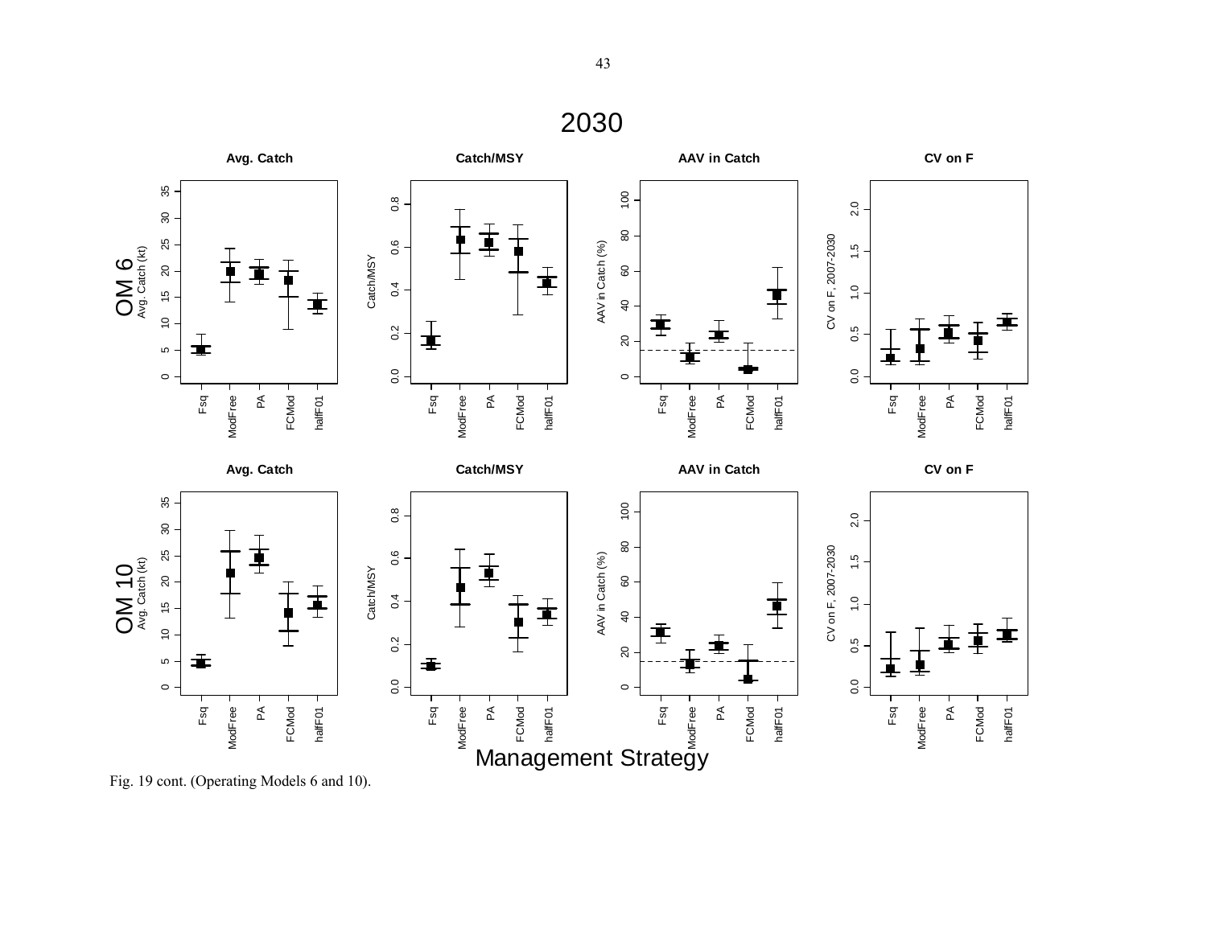Fig. 19 cont. (Operating Models 6 and 10).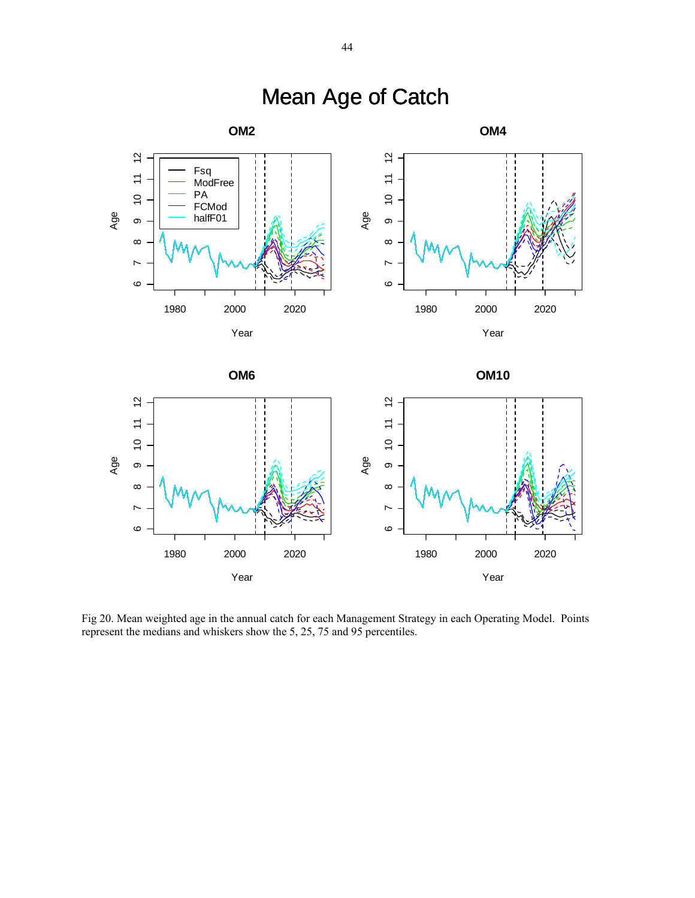# Mean Age of Catch

Fig 20. Mean weighted age in the annual catch for each Management Strategy in each Operating Model. Points represent the medians and whiskers show the 5, 25, 75 and 95 percentiles.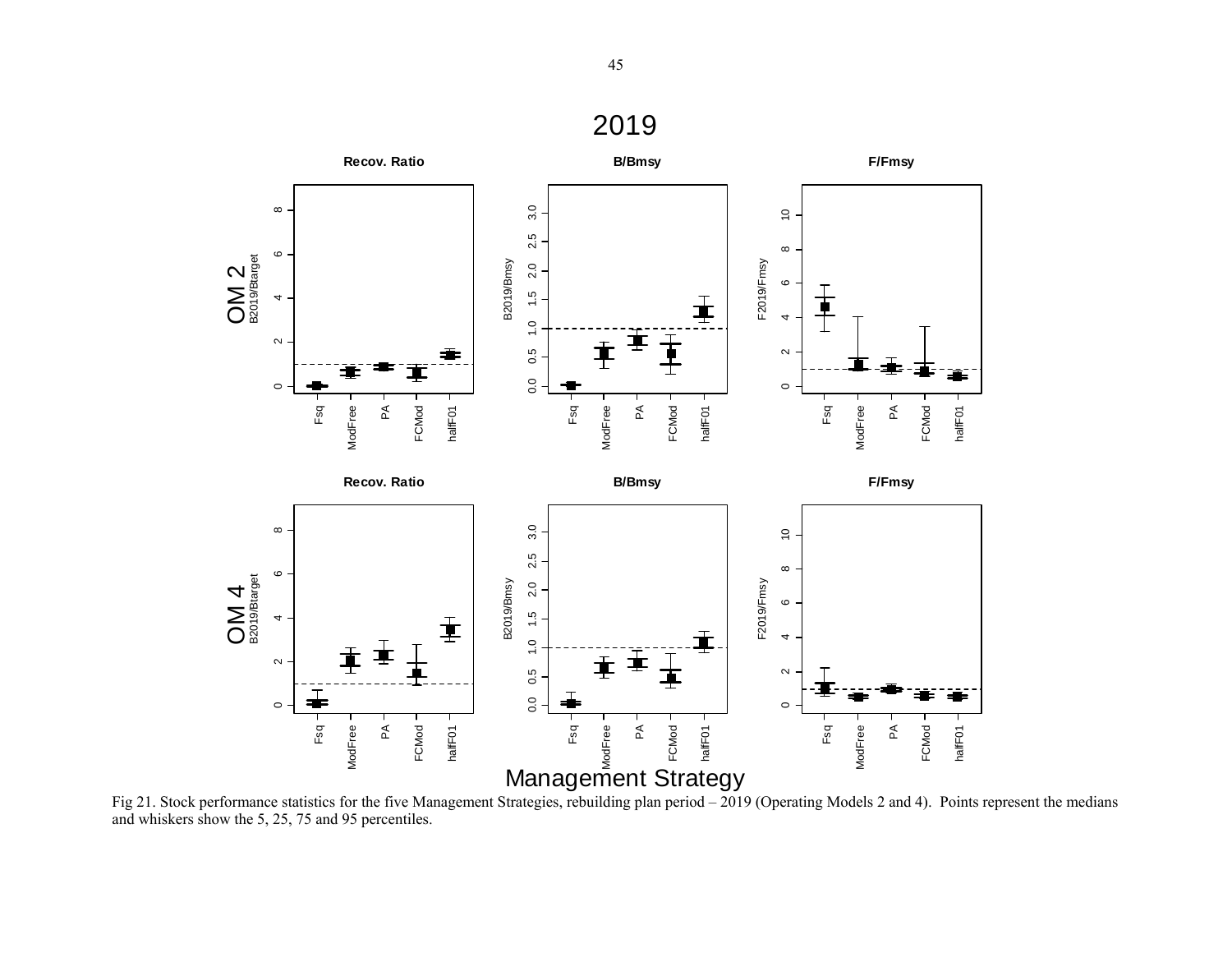Fig 21. Stock performance statistics for the five Management Strategies, rebuilding plan period – 2019 (Operating Models 2 and 4). Points represent the medians and whiskers show the 5, 25, 75 and 95 percentiles.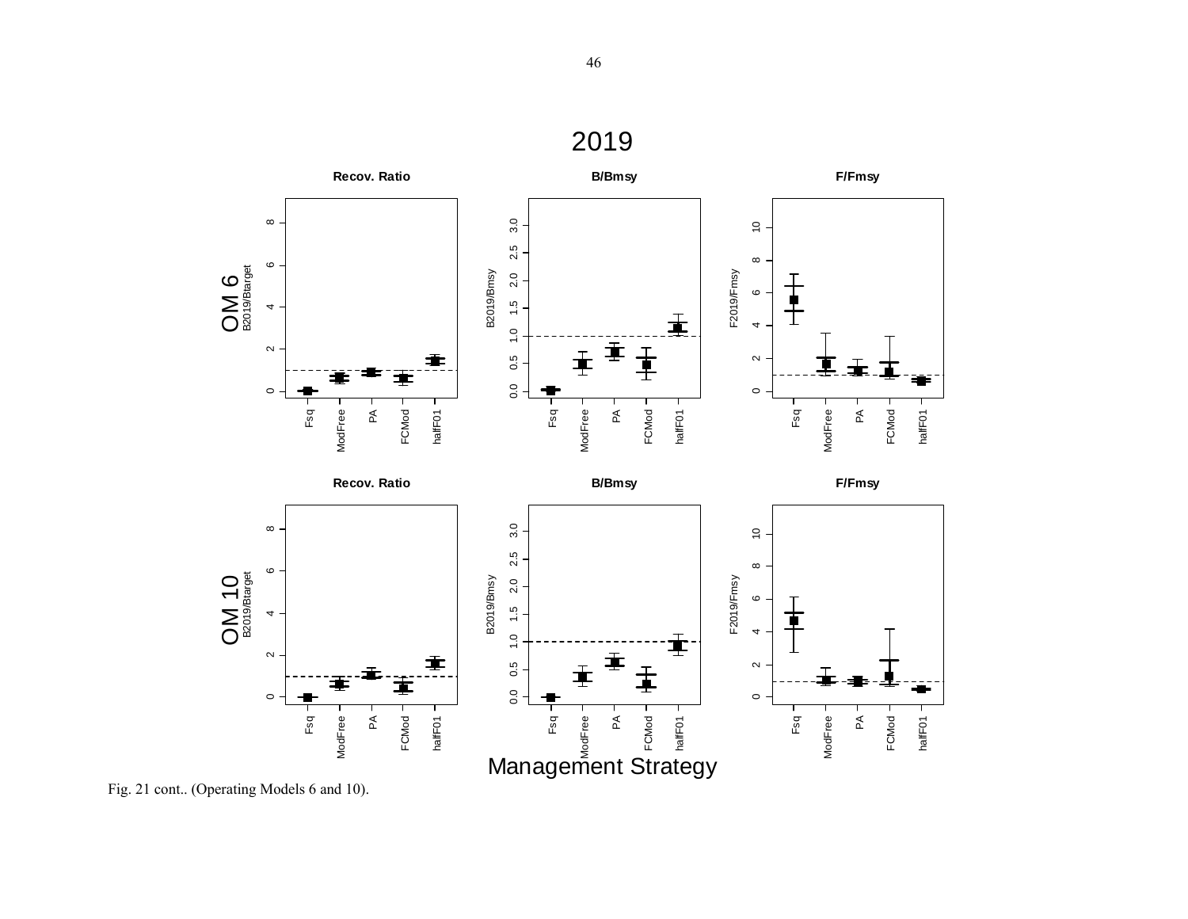Fig. 21 cont.. (Operating Models 6 and 10).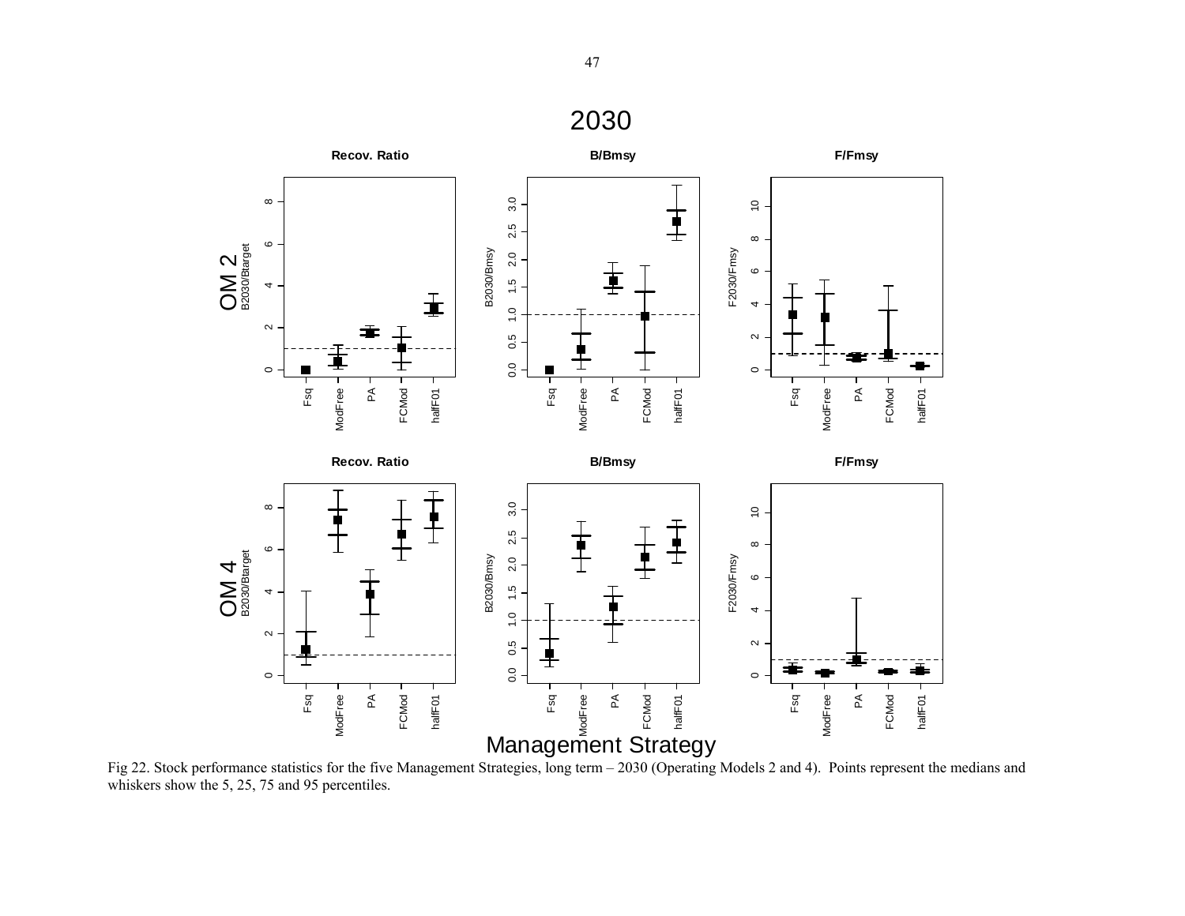Fig 22. Stock performance statistics for the five Management Strategies, long term – 2030 (Operating Models 2 and 4). Points represent the medians and whiskers show the 5, 25, 75 and 95 percentiles.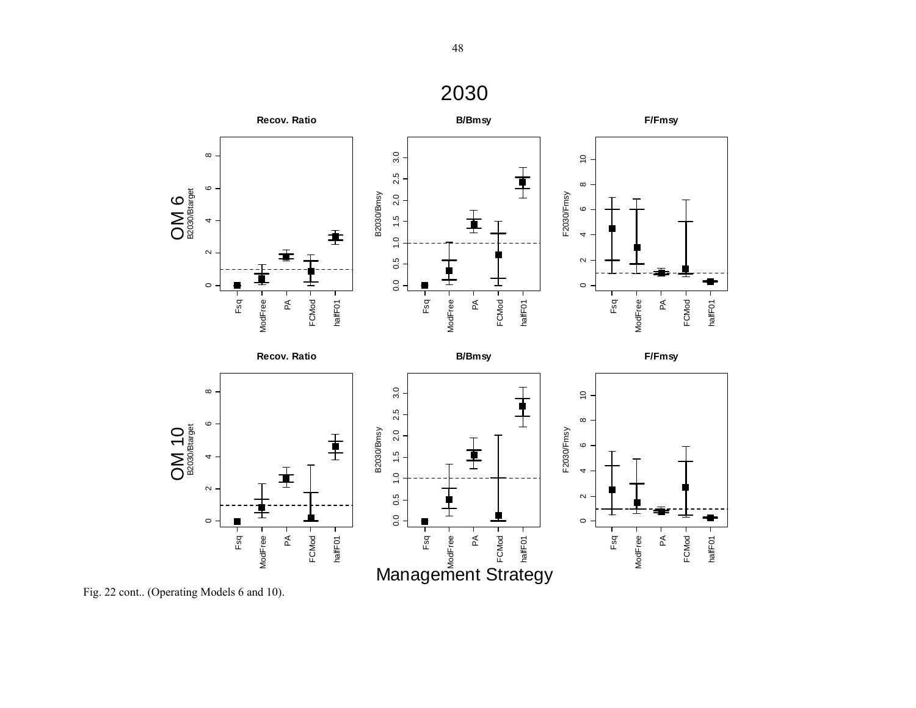Fig. 22 cont.. (Operating Models 6 and 10).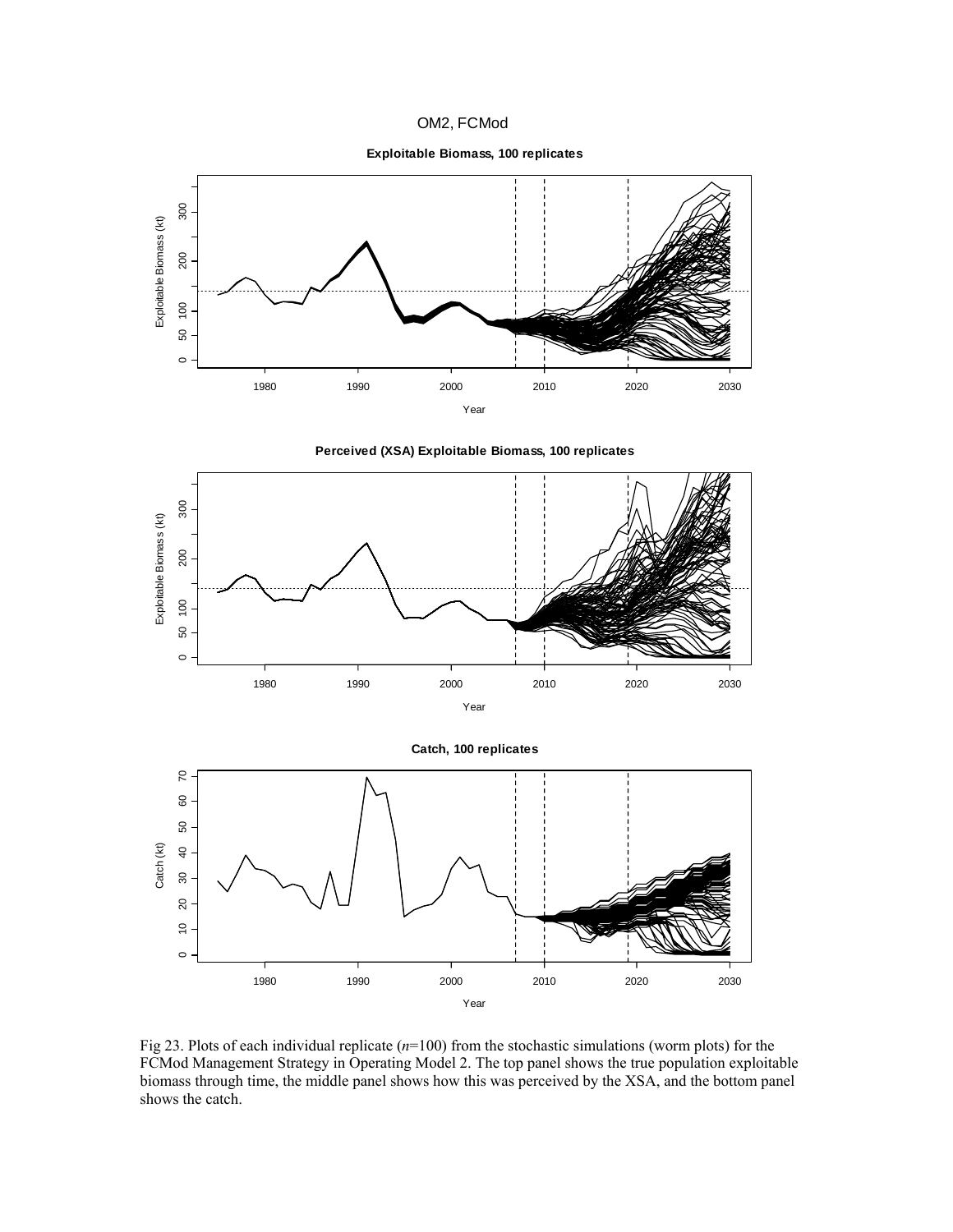OM2, FCMod

Fig 23. Plots of each individual replicate (*n*=100) from the stochastic simulations (worm plots) for the FCMod Management Strategy in Operating Model 2. The top panel shows the true population exploitable biomass through time, the middle panel shows how this was perceived by the XSA, and the bottom panel shows the catch.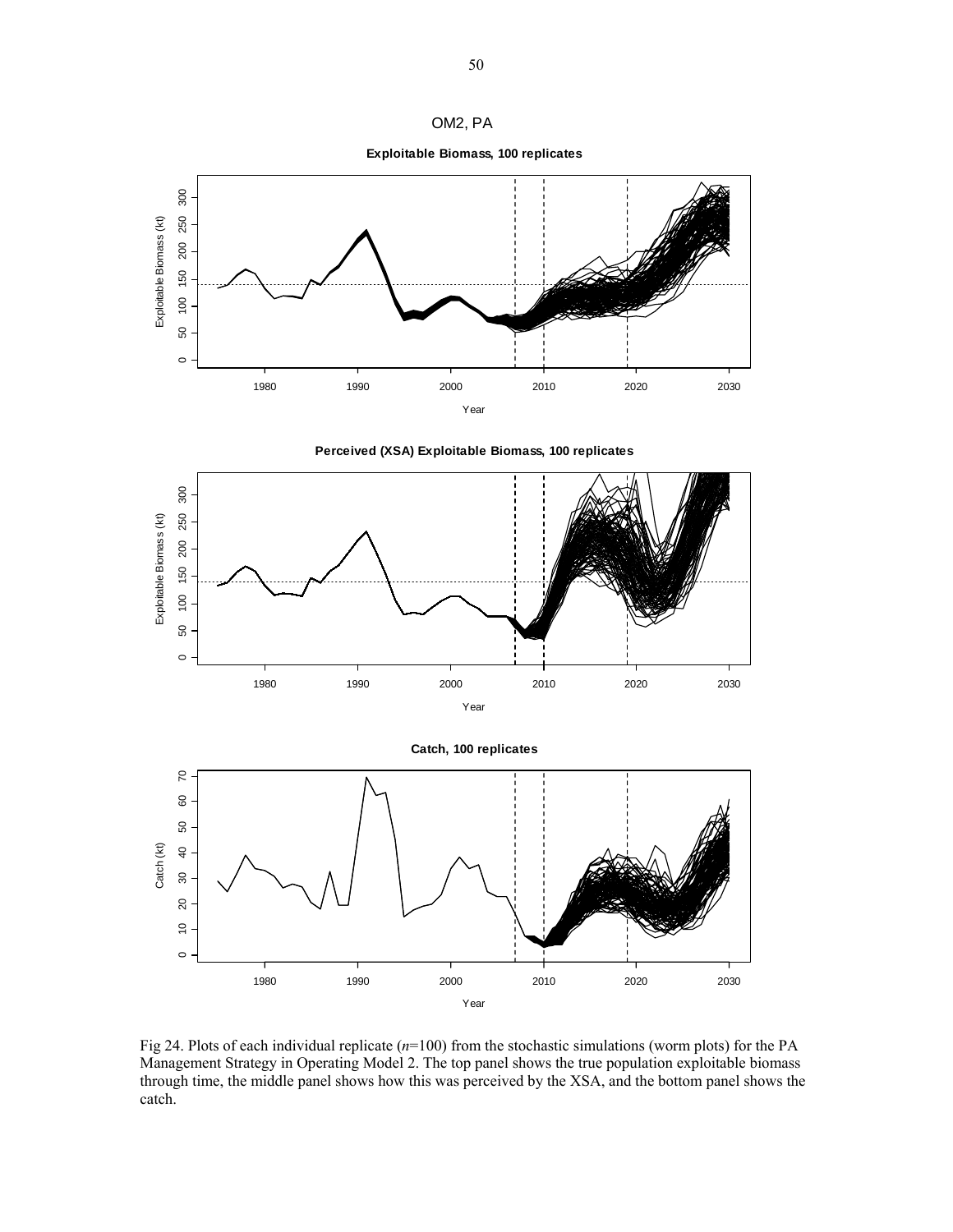OM2, PA

**Exploitable Biomass, 100 replicates**

Exploitable Biomass (kt)

0
50
100
150
200
250
300

1980
1990
2000
2010
2020
2030

Year

**Perceived (XSA) Exploitable Biomass, 100 replicates**

Exploitable Biomass (kt)

0
50
100
150
200
250
300

1980
1990
2000
2010
2020
2030

Year

**Catch, 100 replicates**

Catch (kt)

0
10
20
30
40
50
60
70

1980
1990
2000
2010
2020
2030

Year

Fig 24. Plots of each individual replicate (*n*=100) from the stochastic simulations (worm plots) for the PA Management Strategy in Operating Model 2. The top panel shows the true population exploitable biomass through time, the middle panel shows how this was perceived by the XSA, and the bottom panel shows the catch.